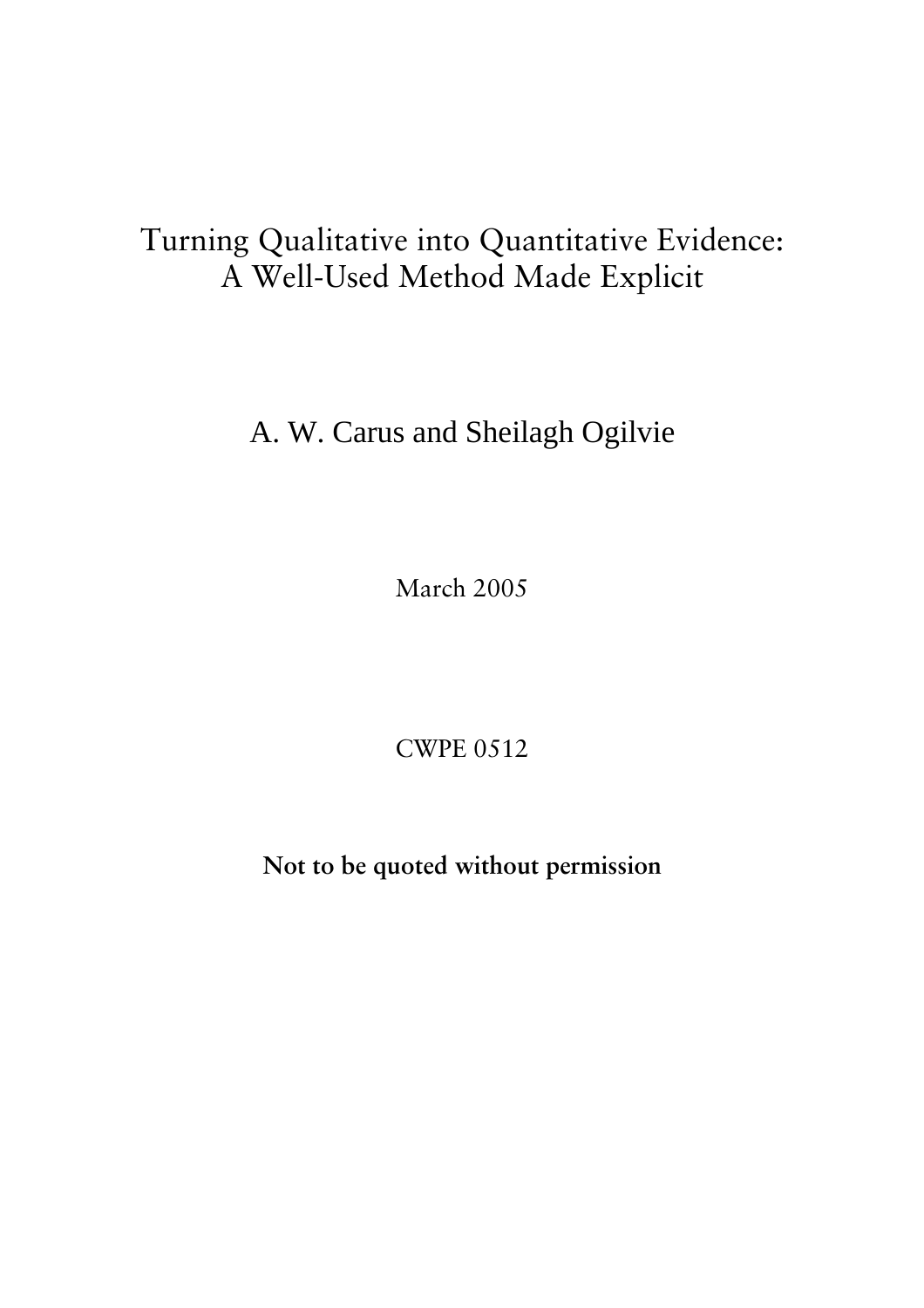# Turning Qualitative into Quantitative Evidence: A Well-Used Method Made Explicit

A. W. Carus and Sheilagh Ogilvie

March 2005

CWPE 0512

**Not to be quoted without permission**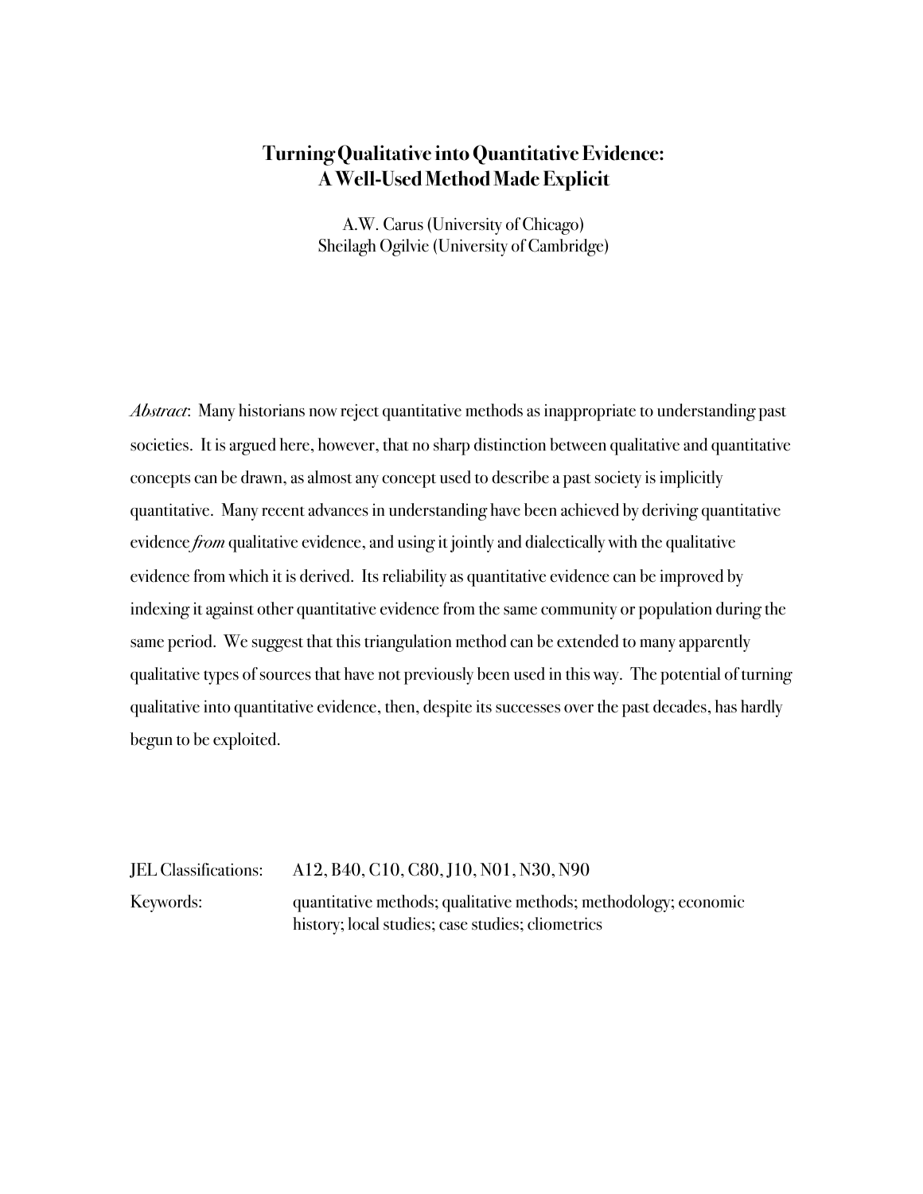# Turning Qualitative into Quantitative Evidence: A Well-Used Method Made Explicit

A.W. Carus (University of Chicago)
Sheilagh Ogilvie (University of Cambridge)

*Abstract*: Many historians now reject quantitative methods as inappropriate to understanding past societies. It is argued here, however, that no sharp distinction between qualitative and quantitative concepts can be drawn, as almost any concept used to describe a past society is implicitly quantitative. Many recent advances in understanding have been achieved by deriving quantitative evidence *from* qualitative evidence, and using it jointly and dialectically with the qualitative evidence from which it is derived. Its reliability as quantitative evidence can be improved by indexing it against other quantitative evidence from the same community or population during the same period. We suggest that this triangulation method can be extended to many apparently qualitative types of sources that have not previously been used in this way. The potential of turning qualitative into quantitative evidence, then, despite its successes over the past decades, has hardly begun to be exploited.

JEL Classifications: A12, B40, C10, C80, J10, N01, N30, N90

Keywords: quantitative methods; qualitative methods; methodology; economic history; local studies; case studies; cliometrics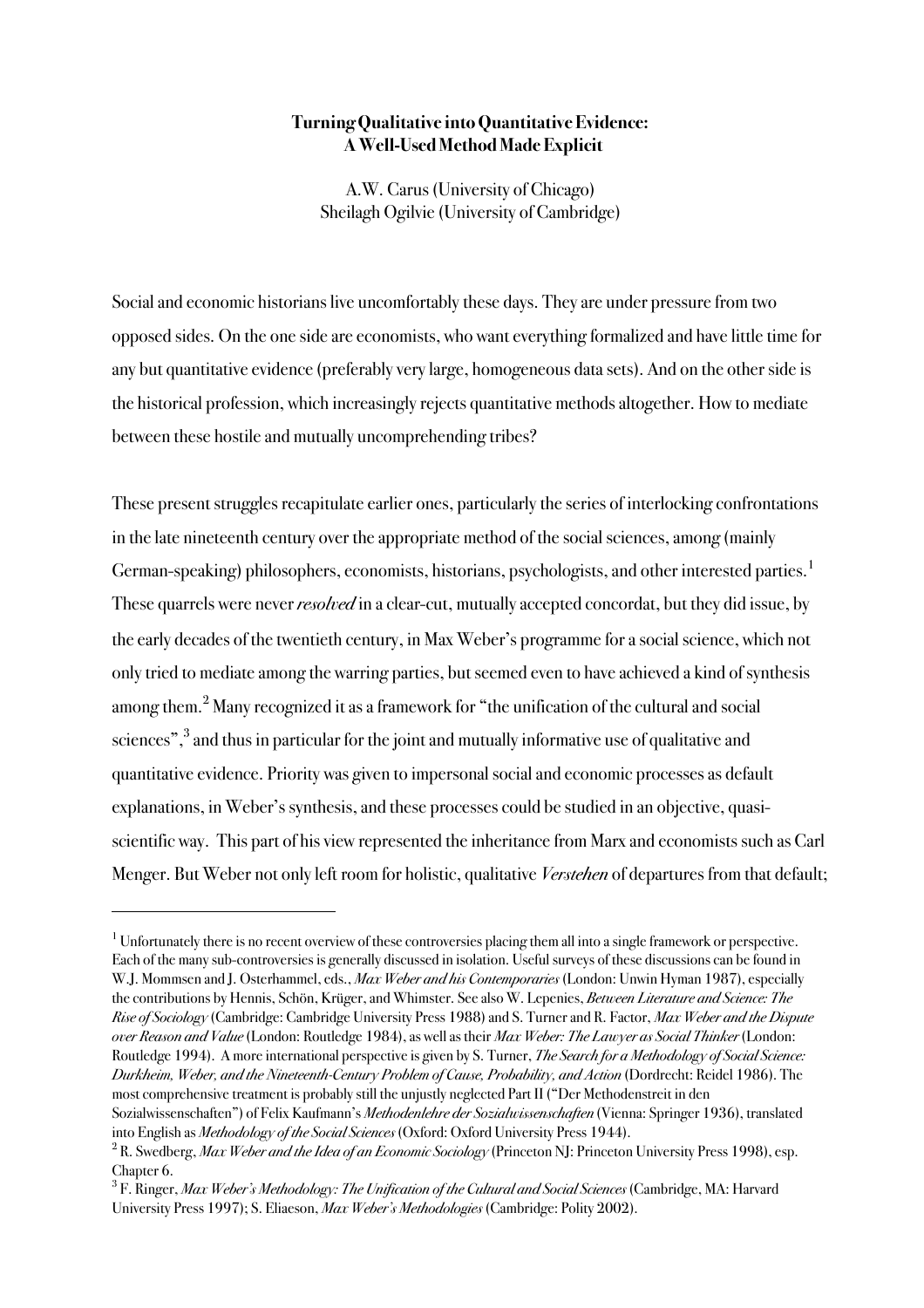**Turning Qualitative into Quantitative Evidence: A Well-Used Method Made Explicit**

A.W. Carus (University of Chicago)
Sheilagh Ogilvie (University of Cambridge)

Social and economic historians live uncomfortably these days. They are under pressure from two opposed sides. On the one side are economists, who want everything formalized and have little time for any but quantitative evidence (preferably very large, homogeneous data sets). And on the other side is the historical profession, which increasingly rejects quantitative methods altogether. How to mediate between these hostile and mutually uncomprehending tribes?

These present struggles recapitulate earlier ones, particularly the series of interlocking confrontations in the late nineteenth century over the appropriate method of the social sciences, among (mainly German-speaking) philosophers, economists, historians, psychologists, and other interested parties.[1] These quarrels were never *resolved* in a clear-cut, mutually accepted concordat, but they did issue, by the early decades of the twentieth century, in Max Weber's programme for a social science, which not only tried to mediate among the warring parties, but seemed even to have achieved a kind of synthesis among them.[2] Many recognized it as a framework for "the unification of the cultural and social sciences",[3] and thus in particular for the joint and mutually informative use of qualitative and quantitative evidence. Priority was given to impersonal social and economic processes as default explanations, in Weber's synthesis, and these processes could be studied in an objective, quasi-scientific way. This part of his view represented the inheritance from Marx and economists such as Carl Menger. But Weber not only left room for holistic, qualitative *Verstehen* of departures from that default;

[1] Unfortunately there is no recent overview of these controversies placing them all into a single framework or perspective. Each of the many sub-controversies is generally discussed in isolation. Useful surveys of these discussions can be found in W.J. Mommsen and J. Osterhammel, eds., *Max Weber and his Contemporaries* (London: Unwin Hyman 1987), especially the contributions by Hennis, Schön, Krüger, and Whimster. See also W. Lepenies, *Between Literature and Science: The Rise of Sociology* (Cambridge: Cambridge University Press 1988) and S. Turner and R. Factor, *Max Weber and the Dispute over Reason and Value* (London: Routledge 1984), as well as their *Max Weber: The Lawyer as Social Thinker* (London: Routledge 1994). A more international perspective is given by S. Turner, *The Search for a Methodology of Social Science: Durkheim, Weber, and the Nineteenth-Century Problem of Cause, Probability, and Action* (Dordrecht: Reidel 1986). The most comprehensive treatment is probably still the unjustly neglected Part II ("Der Methodenstreit in den Sozialwissenschaften") of Felix Kaufmann's *Methodenlehre der Sozialwissenschaften* (Vienna: Springer 1936), translated into English as *Methodology of the Social Sciences* (Oxford: Oxford University Press 1944).

[2] R. Swedberg, *Max Weber and the Idea of an Economic Sociology* (Princeton NJ: Princeton University Press 1998), esp. Chapter 6.

[3] F. Ringer, *Max Weber's Methodology: The Unification of the Cultural and Social Sciences* (Cambridge, MA: Harvard University Press 1997); S. Eliaeson, *Max Weber's Methodologies* (Cambridge: Polity 2002).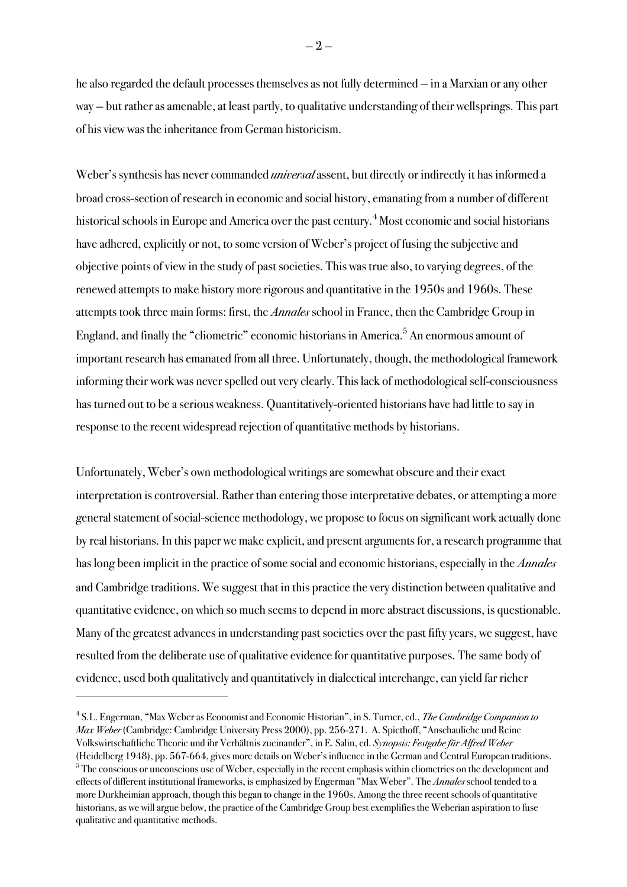he also regarded the default processes themselves as not fully determined – in a Marxian or any other way – but rather as amenable, at least partly, to qualitative understanding of their wellsprings. This part of his view was the inheritance from German historicism.

Weber's synthesis has never commanded *universal* assent, but directly or indirectly it has informed a broad cross-section of research in economic and social history, emanating from a number of different historical schools in Europe and America over the past century.[4] Most economic and social historians have adhered, explicitly or not, to some version of Weber's project of fusing the subjective and objective points of view in the study of past societies. This was true also, to varying degrees, of the renewed attempts to make history more rigorous and quantitative in the 1950s and 1960s. These attempts took three main forms: first, the *Annales* school in France, then the Cambridge Group in England, and finally the "cliometric" economic historians in America.[5] An enormous amount of important research has emanated from all three. Unfortunately, though, the methodological framework informing their work was never spelled out very clearly. This lack of methodological self-consciousness has turned out to be a serious weakness. Quantitatively-oriented historians have had little to say in response to the recent widespread rejection of quantitative methods by historians.

Unfortunately, Weber's own methodological writings are somewhat obscure and their exact interpretation is controversial. Rather than entering those interpretative debates, or attempting a more general statement of social-science methodology, we propose to focus on significant work actually done by real historians. In this paper we make explicit, and present arguments for, a research programme that has long been implicit in the practice of some social and economic historians, especially in the *Annales* and Cambridge traditions. We suggest that in this practice the very distinction between qualitative and quantitative evidence, on which so much seems to depend in more abstract discussions, is questionable. Many of the greatest advances in understanding past societies over the past fifty years, we suggest, have resulted from the deliberate use of qualitative evidence for quantitative purposes. The same body of evidence, used both qualitatively and quantitatively in dialectical interchange, can yield far richer

---

[4] S.L. Engerman, "Max Weber as Economist and Economic Historian", in S. Turner, ed., *The Cambridge Companion to Max Weber* (Cambridge: Cambridge University Press 2000), pp. 256-271. A. Spiethoff, "Anschauliche und Reine Volkswirtschaftliche Theorie und ihr Verhältnis zueinander", in E. Salin, ed. *Synopsis: Festgabe für Alfred Weber* (Heidelberg 1948), pp. 567-664, gives more details on Weber's influence in the German and Central European traditions.

[5] The conscious or unconscious use of Weber, especially in the recent emphasis within cliometrics on the development and effects of different institutional frameworks, is emphasized by Engerman "Max Weber". The *Annales* school tended to a more Durkheimian approach, though this began to change in the 1960s. Among the three recent schools of quantitative historians, as we will argue below, the practice of the Cambridge Group best exemplifies the Weberian aspiration to fuse qualitative and quantitative methods.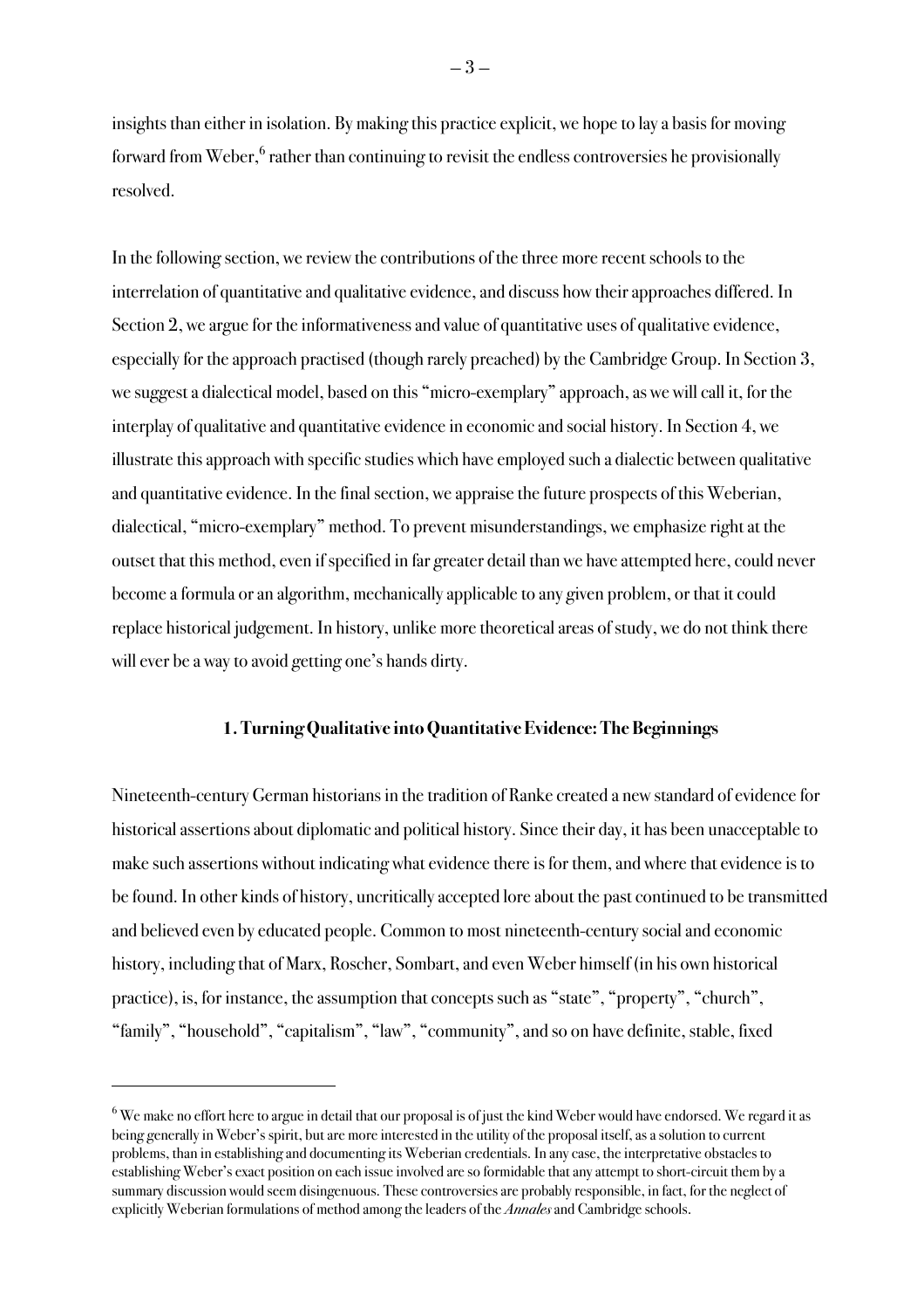insights than either in isolation. By making this practice explicit, we hope to lay a basis for moving forward from Weber,[6] rather than continuing to revisit the endless controversies he provisionally resolved.

In the following section, we review the contributions of the three more recent schools to the interrelation of quantitative and qualitative evidence, and discuss how their approaches differed. In Section 2, we argue for the informativeness and value of quantitative uses of qualitative evidence, especially for the approach practised (though rarely preached) by the Cambridge Group. In Section 3, we suggest a dialectical model, based on this "micro-exemplary" approach, as we will call it, for the interplay of qualitative and quantitative evidence in economic and social history. In Section 4, we illustrate this approach with specific studies which have employed such a dialectic between qualitative and quantitative evidence. In the final section, we appraise the future prospects of this Weberian, dialectical, "micro-exemplary" method. To prevent misunderstandings, we emphasize right at the outset that this method, even if specified in far greater detail than we have attempted here, could never become a formula or an algorithm, mechanically applicable to any given problem, or that it could replace historical judgement. In history, unlike more theoretical areas of study, we do not think there will ever be a way to avoid getting one's hands dirty.

## 1. Turning Qualitative into Quantitative Evidence: The Beginnings

Nineteenth-century German historians in the tradition of Ranke created a new standard of evidence for historical assertions about diplomatic and political history. Since their day, it has been unacceptable to make such assertions without indicating what evidence there is for them, and where that evidence is to be found. In other kinds of history, uncritically accepted lore about the past continued to be transmitted and believed even by educated people. Common to most nineteenth-century social and economic history, including that of Marx, Roscher, Sombart, and even Weber himself (in his own historical practice), is, for instance, the assumption that concepts such as "state", "property", "church", "family", "household", "capitalism", "law", "community", and so on have definite, stable, fixed

---

[6] We make no effort here to argue in detail that our proposal is of just the kind Weber would have endorsed. We regard it as being generally in Weber's spirit, but are more interested in the utility of the proposal itself, as a solution to current problems, than in establishing and documenting its Weberian credentials. In any case, the interpretative obstacles to establishing Weber's exact position on each issue involved are so formidable that any attempt to short-circuit them by a summary discussion would seem disingenuous. These controversies are probably responsible, in fact, for the neglect of explicitly Weberian formulations of method among the leaders of the *Annales* and Cambridge schools.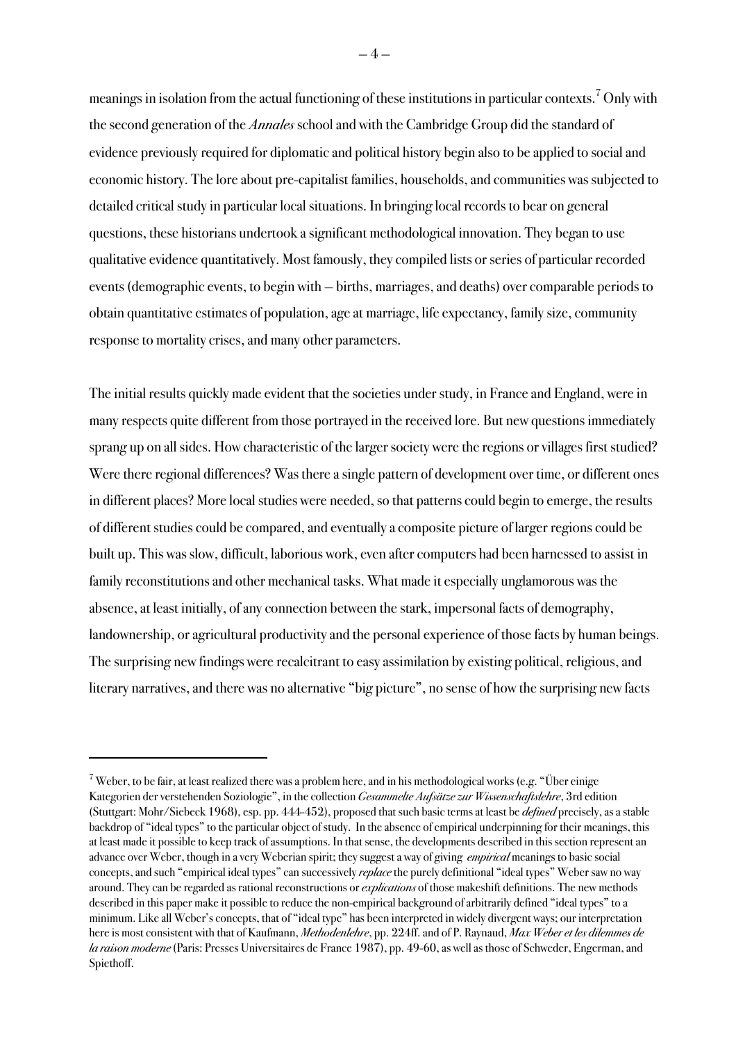meanings in isolation from the actual functioning of these institutions in particular contexts.[7] Only with the second generation of the *Annales* school and with the Cambridge Group did the standard of evidence previously required for diplomatic and political history begin also to be applied to social and economic history. The lore about pre-capitalist families, households, and communities was subjected to detailed critical study in particular local situations. In bringing local records to bear on general questions, these historians undertook a significant methodological innovation. They began to use qualitative evidence quantitatively. Most famously, they compiled lists or series of particular recorded events (demographic events, to begin with — births, marriages, and deaths) over comparable periods to obtain quantitative estimates of population, age at marriage, life expectancy, family size, community response to mortality crises, and many other parameters.

The initial results quickly made evident that the societies under study, in France and England, were in many respects quite different from those portrayed in the received lore. But new questions immediately sprang up on all sides. How characteristic of the larger society were the regions or villages first studied? Were there regional differences? Was there a single pattern of development over time, or different ones in different places? More local studies were needed, so that patterns could begin to emerge, the results of different studies could be compared, and eventually a composite picture of larger regions could be built up. This was slow, difficult, laborious work, even after computers had been harnessed to assist in family reconstitutions and other mechanical tasks. What made it especially unglamorous was the absence, at least initially, of any connection between the stark, impersonal facts of demography, landownership, or agricultural productivity and the personal experience of those facts by human beings. The surprising new findings were recalcitrant to easy assimilation by existing political, religious, and literary narratives, and there was no alternative "big picture", no sense of how the surprising new facts

---

[7] Weber, to be fair, at least realized there was a problem here, and in his methodological works (e.g. "Über einige Kategorien der verstehenden Soziologie", in the collection *Gesammelte Aufsätze zur Wissenschaftslehre*, 3rd edition (Stuttgart: Mohr/Siebeck 1968), esp. pp. 444-452), proposed that such basic terms at least be *defined* precisely, as a stable backdrop of "ideal types" to the particular object of study. In the absence of empirical underpinning for their meanings, this at least made it possible to keep track of assumptions. In that sense, the developments described in this section represent an advance over Weber, though in a very Weberian spirit; they suggest a way of giving *empirical* meanings to basic social concepts, and such "empirical ideal types" can successively *replace* the purely definitional "ideal types" Weber saw no way around. They can be regarded as rational reconstructions or *explications* of those makeshift definitions. The new methods described in this paper make it possible to reduce the non-empirical background of arbitrarily defined "ideal types" to a minimum. Like all Weber's concepts, that of "ideal type" has been interpreted in widely divergent ways; our interpretation here is most consistent with that of Kaufmann, *Methodenlehre*, pp. 224ff. and of P. Raynaud, *Max Weber et les dilemmes de la raison moderne* (Paris: Presses Universitaires de France 1987), pp. 49-60, as well as those of Schweder, Engerman, and Spiethoff.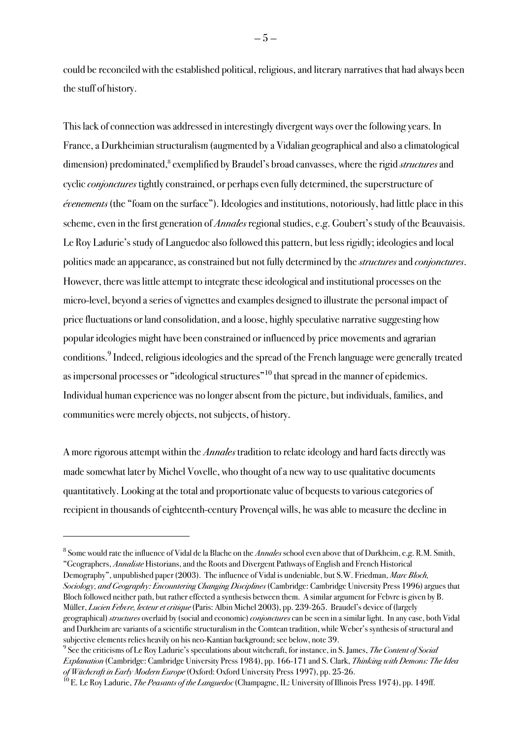could be reconciled with the established political, religious, and literary narratives that had always been the stuff of history.

This lack of connection was addressed in interestingly divergent ways over the following years. In France, a Durkheimian structuralism (augmented by a Vidalian geographical and also a climatological dimension) predominated,[8] exemplified by Braudel's broad canvasses, where the rigid *structures* and cyclic *conjonctures* tightly constrained, or perhaps even fully determined, the superstructure of *évenements* (the "foam on the surface"). Ideologies and institutions, notoriously, had little place in this scheme, even in the first generation of *Annales* regional studies, e.g. Goubert's study of the Beauvaisis. Le Roy Ladurie's study of Languedoc also followed this pattern, but less rigidly; ideologies and local politics made an appearance, as constrained but not fully determined by the *structures* and *conjonctures*. However, there was little attempt to integrate these ideological and institutional processes on the micro-level, beyond a series of vignettes and examples designed to illustrate the personal impact of price fluctuations or land consolidation, and a loose, highly speculative narrative suggesting how popular ideologies might have been constrained or influenced by price movements and agrarian conditions.[9] Indeed, religious ideologies and the spread of the French language were generally treated as impersonal processes or "ideological structures"[10] that spread in the manner of epidemics. Individual human experience was no longer absent from the picture, but individuals, families, and communities were merely objects, not subjects, of history.

A more rigorous attempt within the *Annales* tradition to relate ideology and hard facts directly was made somewhat later by Michel Vovelle, who thought of a new way to use qualitative documents quantitatively. Looking at the total and proportionate value of bequests to various categories of recipient in thousands of eighteenth-century Provençal wills, he was able to measure the decline in

---

[8] Some would rate the influence of Vidal de la Blache on the *Annales* school even above that of Durkheim, e.g. R.M. Smith, "Geographers, *Annaliste* Historians, and the Roots and Divergent Pathways of English and French Historical Demography", unpublished paper (2003). The influence of Vidal is undeniable, but S.W. Friedman, *Marc Bloch, Sociology, and Geography: Encountering Changing Disciplines* (Cambridge: Cambridge University Press 1996) argues that Bloch followed neither path, but rather effected a synthesis between them. A similar argument for Febvre is given by B. Müller, *Lucien Febvre, lecteur et critique* (Paris: Albin Michel 2003), pp. 239-265. Braudel's device of (largely geographical) *structures* overlaid by (social and economic) *conjonctures* can be seen in a similar light. In any case, both Vidal and Durkheim are variants of a scientific structuralism in the Comtean tradition, while Weber's synthesis of structural and subjective elements relies heavily on his neo-Kantian background; see below, note 39.

[9] See the criticisms of Le Roy Ladurie's speculations about witchcraft, for instance, in S. James, *The Content of Social Explanation* (Cambridge: Cambridge University Press 1984), pp. 166-171 and S. Clark, *Thinking with Demons: The Idea of Witchcraft in Early Modern Europe* (Oxford: Oxford University Press 1997), pp. 25-26.

[10] E. Le Roy Ladurie, *The Peasants of the Languedoc* (Champagne, IL: University of Illinois Press 1974), pp. 149ff.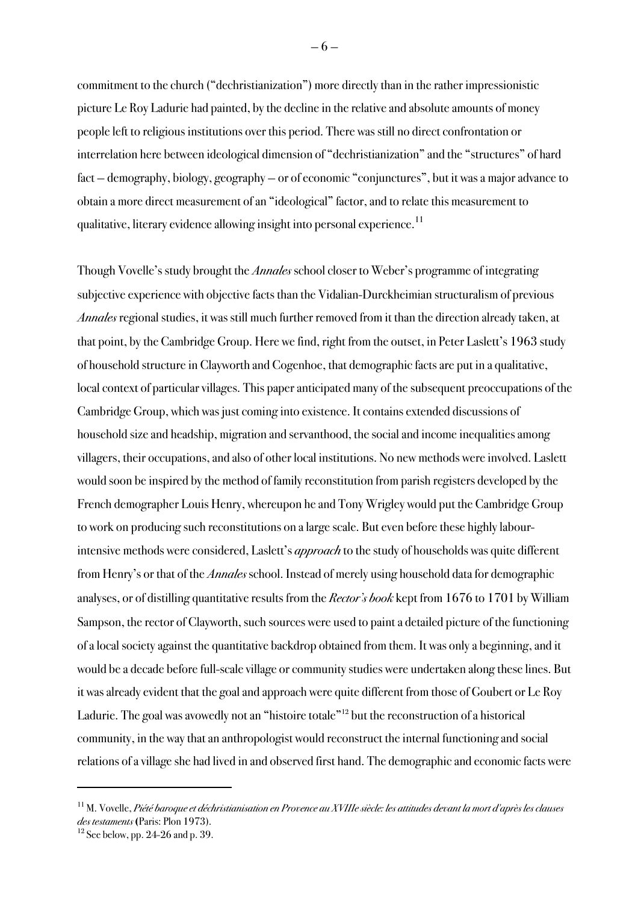commitment to the church ("dechristianization") more directly than in the rather impressionistic picture Le Roy Ladurie had painted, by the decline in the relative and absolute amounts of money people left to religious institutions over this period. There was still no direct confrontation or interrelation here between ideological dimension of "dechristianization" and the "structures" of hard fact – demography, biology, geography – or of economic "conjunctures", but it was a major advance to obtain a more direct measurement of an "ideological" factor, and to relate this measurement to qualitative, literary evidence allowing insight into personal experience.[11]

Though Vovelle's study brought the *Annales* school closer to Weber's programme of integrating subjective experience with objective facts than the Vidalian-Durckheimian structuralism of previous *Annales* regional studies, it was still much further removed from it than the direction already taken, at that point, by the Cambridge Group. Here we find, right from the outset, in Peter Laslett's 1963 study of household structure in Clayworth and Cogenhoe, that demographic facts are put in a qualitative, local context of particular villages. This paper anticipated many of the subsequent preoccupations of the Cambridge Group, which was just coming into existence. It contains extended discussions of household size and headship, migration and servanthood, the social and income inequalities among villagers, their occupations, and also of other local institutions. No new methods were involved. Laslett would soon be inspired by the method of family reconstitution from parish registers developed by the French demographer Louis Henry, whereupon he and Tony Wrigley would put the Cambridge Group to work on producing such reconstitutions on a large scale. But even before these highly labour-intensive methods were considered, Laslett's *approach* to the study of households was quite different from Henry's or that of the *Annales* school. Instead of merely using household data for demographic analyses, or of distilling quantitative results from the *Rector's book* kept from 1676 to 1701 by William Sampson, the rector of Clayworth, such sources were used to paint a detailed picture of the functioning of a local society against the quantitative backdrop obtained from them. It was only a beginning, and it would be a decade before full-scale village or community studies were undertaken along these lines. But it was already evident that the goal and approach were quite different from those of Goubert or Le Roy Ladurie. The goal was avowedly not an "histoire totale"[12] but the reconstruction of a historical community, in the way that an anthropologist would reconstruct the internal functioning and social relations of a village she had lived in and observed first hand. The demographic and economic facts were

---

[11] M. Vovelle, *Piété baroque et déchristianisation en Provence au XVIIIe siècle: les attitudes devant la mort d'après les clauses des testaments* (Paris: Plon 1973).

[12] See below, pp. 24-26 and p. 39.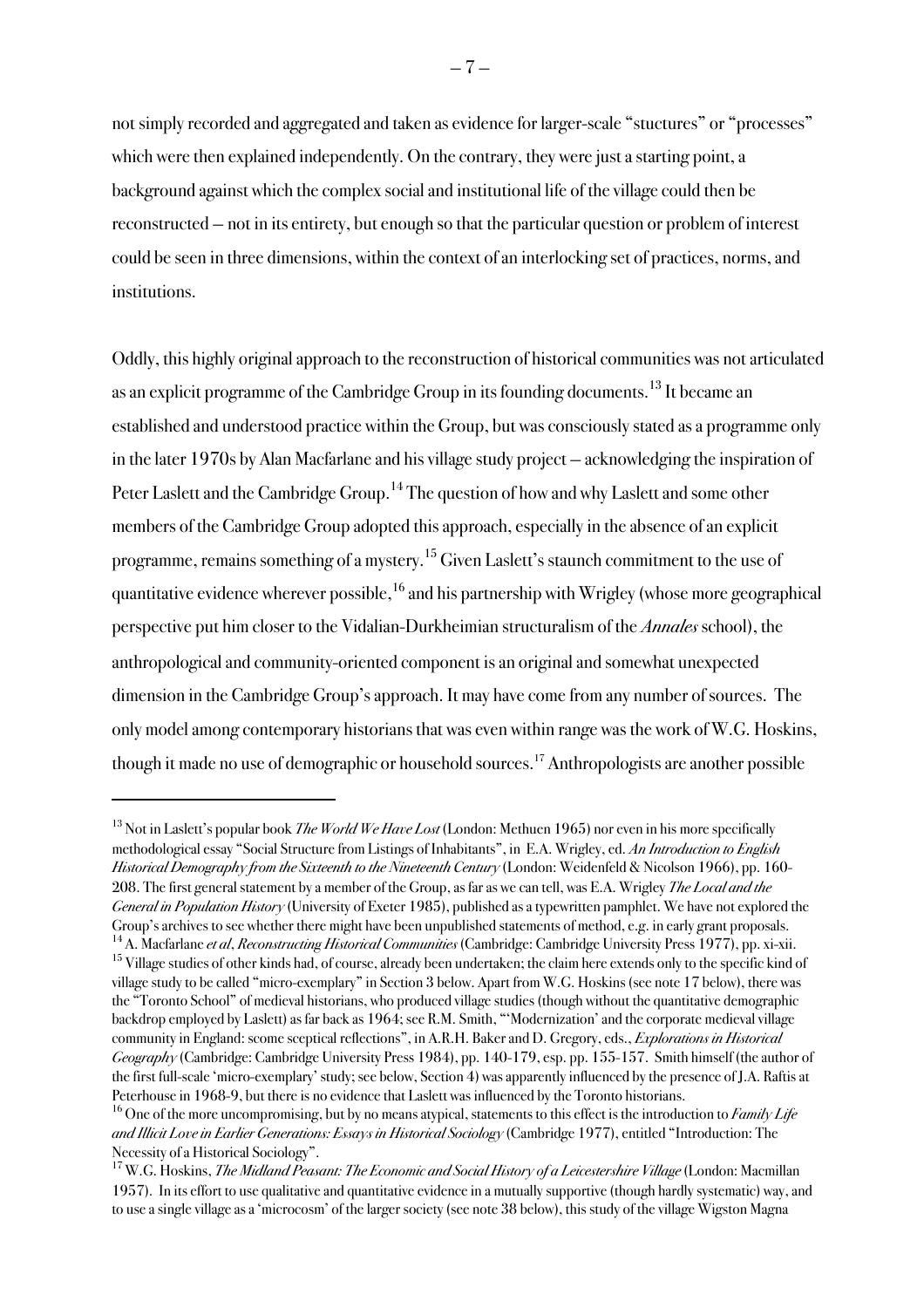not simply recorded and aggregated and taken as evidence for larger-scale "stuctures" or "processes" which were then explained independently. On the contrary, they were just a starting point, a background against which the complex social and institutional life of the village could then be reconstructed – not in its entirety, but enough so that the particular question or problem of interest could be seen in three dimensions, within the context of an interlocking set of practices, norms, and institutions.

Oddly, this highly original approach to the reconstruction of historical communities was not articulated as an explicit programme of the Cambridge Group in its founding documents.[13] It became an established and understood practice within the Group, but was consciously stated as a programme only in the later 1970s by Alan Macfarlane and his village study project – acknowledging the inspiration of Peter Laslett and the Cambridge Group.[14] The question of how and why Laslett and some other members of the Cambridge Group adopted this approach, especially in the absence of an explicit programme, remains something of a mystery.[15] Given Laslett's staunch commitment to the use of quantitative evidence wherever possible,[16] and his partnership with Wrigley (whose more geographical perspective put him closer to the Vidalian-Durkheimian structuralism of the *Annales* school), the anthropological and community-oriented component is an original and somewhat unexpected dimension in the Cambridge Group's approach. It may have come from any number of sources. The only model among contemporary historians that was even within range was the work of W.G. Hoskins, though it made no use of demographic or household sources.[17] Anthropologists are another possible

---

[13] Not in Laslett's popular book *The World We Have Lost* (London: Methuen 1965) nor even in his more specifically methodological essay "Social Structure from Listings of Inhabitants", in E.A. Wrigley, ed. *An Introduction to English Historical Demography from the Sixteenth to the Nineteenth Century* (London: Weidenfeld & Nicolson 1966), pp. 160-208. The first general statement by a member of the Group, as far as we can tell, was E.A. Wrigley *The Local and the General in Population History* (University of Exeter 1985), published as a typewritten pamphlet. We have not explored the Group's archives to see whether there might have been unpublished statements of method, e.g. in early grant proposals.

[14] A. Macfarlane *et al*, *Reconstructing Historical Communities* (Cambridge: Cambridge University Press 1977), pp. xi-xii.

[15] Village studies of other kinds had, of course, already been undertaken; the claim here extends only to the specific kind of village study to be called "micro-exemplary" in Section 3 below. Apart from W.G. Hoskins (see note 17 below), there was the "Toronto School" of medieval historians, who produced village studies (though without the quantitative demographic backdrop employed by Laslett) as far back as 1964; see R.M. Smith, "'Modernization' and the corporate medieval village community in England: scome sceptical reflections", in A.R.H. Baker and D. Gregory, eds., *Explorations in Historical Geography* (Cambridge: Cambridge University Press 1984), pp. 140-179, esp. pp. 155-157. Smith himself (the author of the first full-scale 'micro-exemplary' study; see below, Section 4) was apparently influenced by the presence of J.A. Raftis at Peterhouse in 1968-9, but there is no evidence that Laslett was influenced by the Toronto historians.

[16] One of the more uncompromising, but by no means atypical, statements to this effect is the introduction to *Family Life and Illicit Love in Earlier Generations: Essays in Historical Sociology* (Cambridge 1977), entitled "Introduction: The Necessity of a Historical Sociology".

[17] W.G. Hoskins, *The Midland Peasant: The Economic and Social History of a Leicestershire Village* (London: Macmillan 1957). In its effort to use qualitative and quantitative evidence in a mutually supportive (though hardly systematic) way, and to use a single village as a 'microcosm' of the larger society (see note 38 below), this study of the village Wigston Magna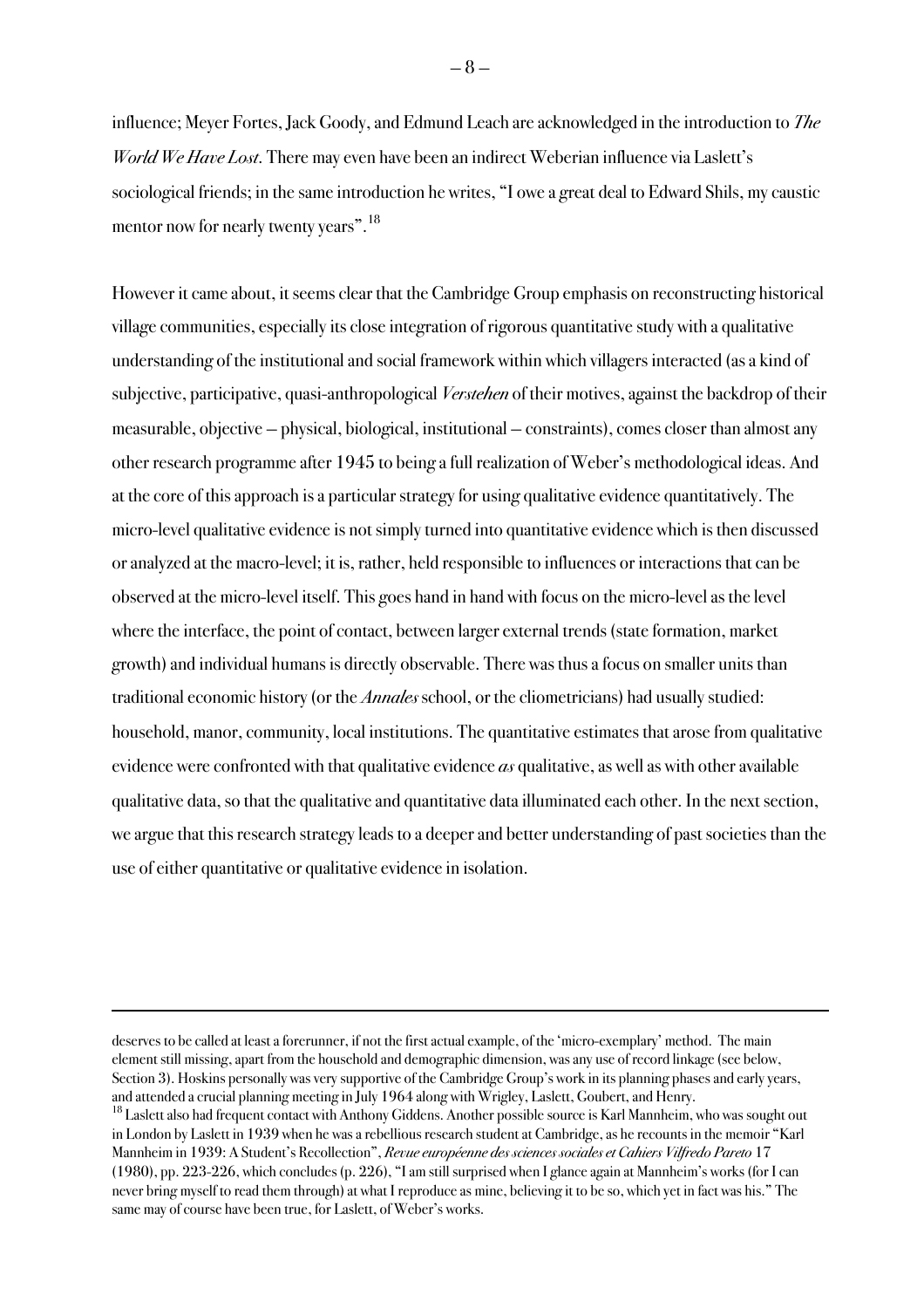influence; Meyer Fortes, Jack Goody, and Edmund Leach are acknowledged in the introduction to *The World We Have Lost*. There may even have been an indirect Weberian influence via Laslett's sociological friends; in the same introduction he writes, "I owe a great deal to Edward Shils, my caustic mentor now for nearly twenty years".[18]

However it came about, it seems clear that the Cambridge Group emphasis on reconstructing historical village communities, especially its close integration of rigorous quantitative study with a qualitative understanding of the institutional and social framework within which villagers interacted (as a kind of subjective, participative, quasi-anthropological *Verstehen* of their motives, against the backdrop of their measurable, objective – physical, biological, institutional – constraints), comes closer than almost any other research programme after 1945 to being a full realization of Weber's methodological ideas. And at the core of this approach is a particular strategy for using qualitative evidence quantitatively. The micro-level qualitative evidence is not simply turned into quantitative evidence which is then discussed or analyzed at the macro-level; it is, rather, held responsible to influences or interactions that can be observed at the micro-level itself. This goes hand in hand with focus on the micro-level as the level where the interface, the point of contact, between larger external trends (state formation, market growth) and individual humans is directly observable. There was thus a focus on smaller units than traditional economic history (or the *Annales* school, or the cliometricians) had usually studied: household, manor, community, local institutions. The quantitative estimates that arose from qualitative evidence were confronted with that qualitative evidence *as* qualitative, as well as with other available qualitative data, so that the qualitative and quantitative data illuminated each other. In the next section, we argue that this research strategy leads to a deeper and better understanding of past societies than the use of either quantitative or qualitative evidence in isolation.

---

deserves to be called at least a forerunner, if not the first actual example, of the 'micro-exemplary' method. The main element still missing, apart from the household and demographic dimension, was any use of record linkage (see below, Section 3). Hoskins personally was very supportive of the Cambridge Group's work in its planning phases and early years, and attended a crucial planning meeting in July 1964 along with Wrigley, Laslett, Goubert, and Henry.

[18] Laslett also had frequent contact with Anthony Giddens. Another possible source is Karl Mannheim, who was sought out in London by Laslett in 1939 when he was a rebellious research student at Cambridge, as he recounts in the memoir "Karl Mannheim in 1939: A Student's Recollection", *Revue européenne des sciences sociales et Cahiers Vilfredo Pareto* 17 (1980), pp. 223-226, which concludes (p. 226), "I am still surprised when I glance again at Mannheim's works (for I can never bring myself to read them through) at what I reproduce as mine, believing it to be so, which yet in fact was his." The same may of course have been true, for Laslett, of Weber's works.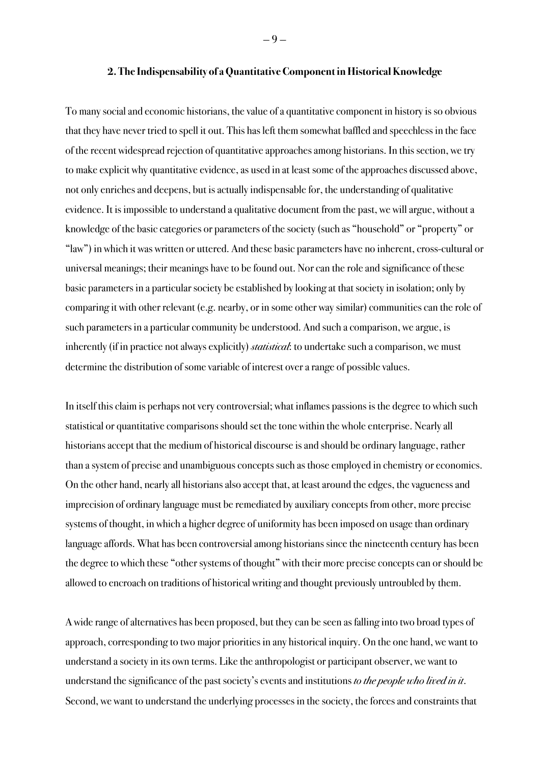## 2. The Indispensability of a Quantitative Component in Historical Knowledge

To many social and economic historians, the value of a quantitative component in history is so obvious that they have never tried to spell it out. This has left them somewhat baffled and speechless in the face of the recent widespread rejection of quantitative approaches among historians. In this section, we try to make explicit why quantitative evidence, as used in at least some of the approaches discussed above, not only enriches and deepens, but is actually indispensable for, the understanding of qualitative evidence. It is impossible to understand a qualitative document from the past, we will argue, without a knowledge of the basic categories or parameters of the society (such as "household" or "property" or "law") in which it was written or uttered. And these basic parameters have no inherent, cross-cultural or universal meanings; their meanings have to be found out. Nor can the role and significance of these basic parameters in a particular society be established by looking at that society in isolation; only by comparing it with other relevant (e.g. nearby, or in some other way similar) communities can the role of such parameters in a particular community be understood. And such a comparison, we argue, is inherently (if in practice not always explicitly) *statistical*: to undertake such a comparison, we must determine the distribution of some variable of interest over a range of possible values.

In itself this claim is perhaps not very controversial; what inflames passions is the degree to which such statistical or quantitative comparisons should set the tone within the whole enterprise. Nearly all historians accept that the medium of historical discourse is and should be ordinary language, rather than a system of precise and unambiguous concepts such as those employed in chemistry or economics. On the other hand, nearly all historians also accept that, at least around the edges, the vagueness and imprecision of ordinary language must be remediated by auxiliary concepts from other, more precise systems of thought, in which a higher degree of uniformity has been imposed on usage than ordinary language affords. What has been controversial among historians since the nineteenth century has been the degree to which these "other systems of thought" with their more precise concepts can or should be allowed to encroach on traditions of historical writing and thought previously untroubled by them.

A wide range of alternatives has been proposed, but they can be seen as falling into two broad types of approach, corresponding to two major priorities in any historical inquiry. On the one hand, we want to understand a society in its own terms. Like the anthropologist or participant observer, we want to understand the significance of the past society's events and institutions *to the people who lived in it*. Second, we want to understand the underlying processes in the society, the forces and constraints that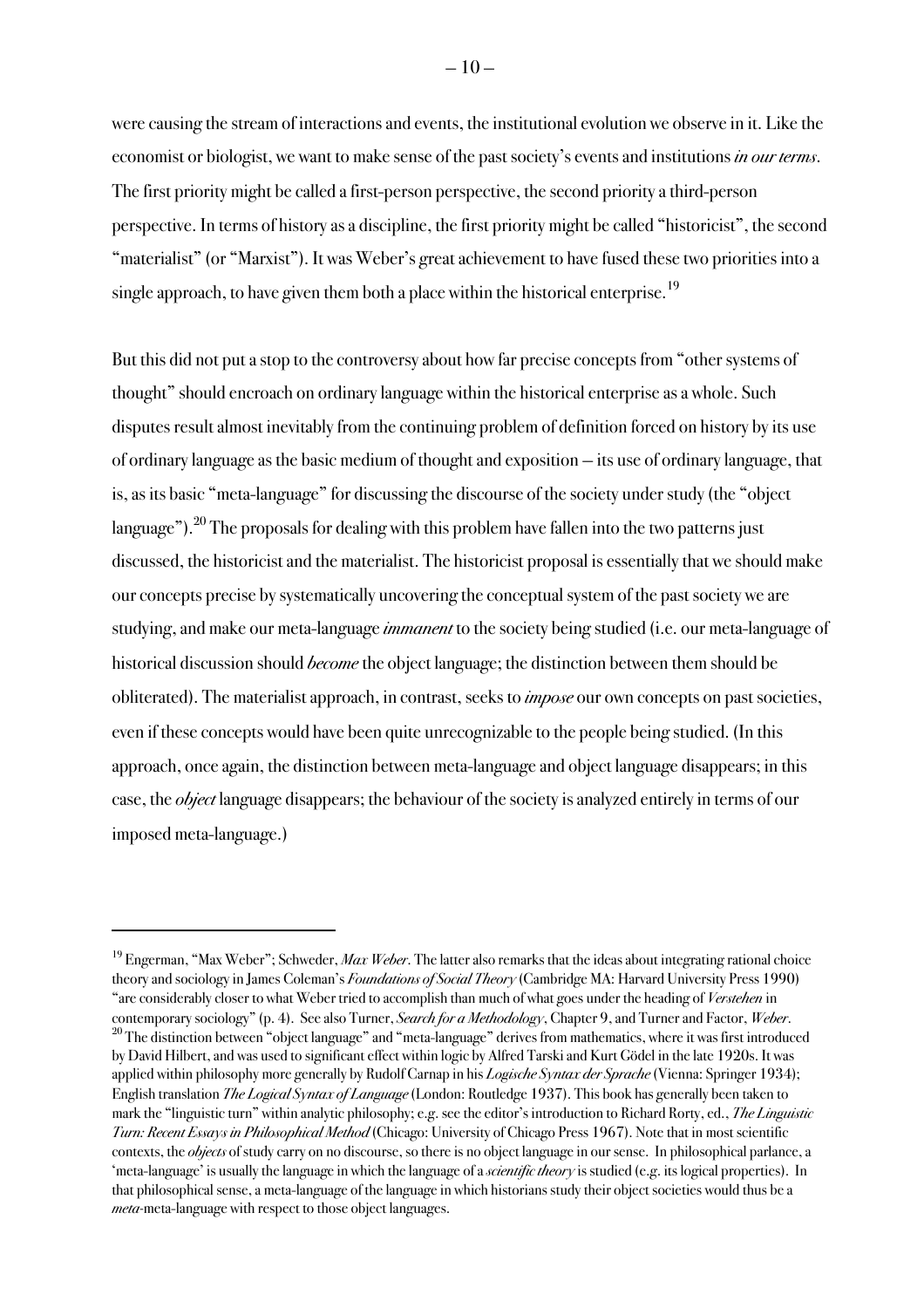were causing the stream of interactions and events, the institutional evolution we observe in it. Like the economist or biologist, we want to make sense of the past society's events and institutions *in our terms*. The first priority might be called a first-person perspective, the second priority a third-person perspective. In terms of history as a discipline, the first priority might be called "historicist", the second "materialist" (or "Marxist"). It was Weber's great achievement to have fused these two priorities into a single approach, to have given them both a place within the historical enterprise.[19]

But this did not put a stop to the controversy about how far precise concepts from "other systems of thought" should encroach on ordinary language within the historical enterprise as a whole. Such disputes result almost inevitably from the continuing problem of definition forced on history by its use of ordinary language as the basic medium of thought and exposition – its use of ordinary language, that is, as its basic "meta-language" for discussing the discourse of the society under study (the "object language").[20] The proposals for dealing with this problem have fallen into the two patterns just discussed, the historicist and the materialist. The historicist proposal is essentially that we should make our concepts precise by systematically uncovering the conceptual system of the past society we are studying, and make our meta-language *immanent* to the society being studied (i.e. our meta-language of historical discussion should *become* the object language; the distinction between them should be obliterated). The materialist approach, in contrast, seeks to *impose* our own concepts on past societies, even if these concepts would have been quite unrecognizable to the people being studied. (In this approach, once again, the distinction between meta-language and object language disappears; in this case, the *object* language disappears; the behaviour of the society is analyzed entirely in terms of our imposed meta-language.)

---

[19] Engerman, "Max Weber"; Schweder, *Max Weber*. The latter also remarks that the ideas about integrating rational choice theory and sociology in James Coleman's *Foundations of Social Theory* (Cambridge MA: Harvard University Press 1990) "are considerably closer to what Weber tried to accomplish than much of what goes under the heading of *Verstehen* in contemporary sociology" (p. 4). See also Turner, *Search for a Methodology*, Chapter 9, and Turner and Factor, *Weber*.

[20] The distinction between "object language" and "meta-language" derives from mathematics, where it was first introduced by David Hilbert, and was used to significant effect within logic by Alfred Tarski and Kurt Gödel in the late 1920s. It was applied within philosophy more generally by Rudolf Carnap in his *Logische Syntax der Sprache* (Vienna: Springer 1934); English translation *The Logical Syntax of Language* (London: Routledge 1937). This book has generally been taken to mark the "linguistic turn" within analytic philosophy; e.g. see the editor's introduction to Richard Rorty, ed., *The Linguistic Turn: Recent Essays in Philosophical Method* (Chicago: University of Chicago Press 1967). Note that in most scientific contexts, the *objects* of study carry on no discourse, so there is no object language in our sense. In philosophical parlance, a 'meta-language' is usually the language in which the language of a *scientific theory* is studied (e.g. its logical properties). In that philosophical sense, a meta-language of the language in which historians study their object societies would thus be a *meta*-meta-language with respect to those object languages.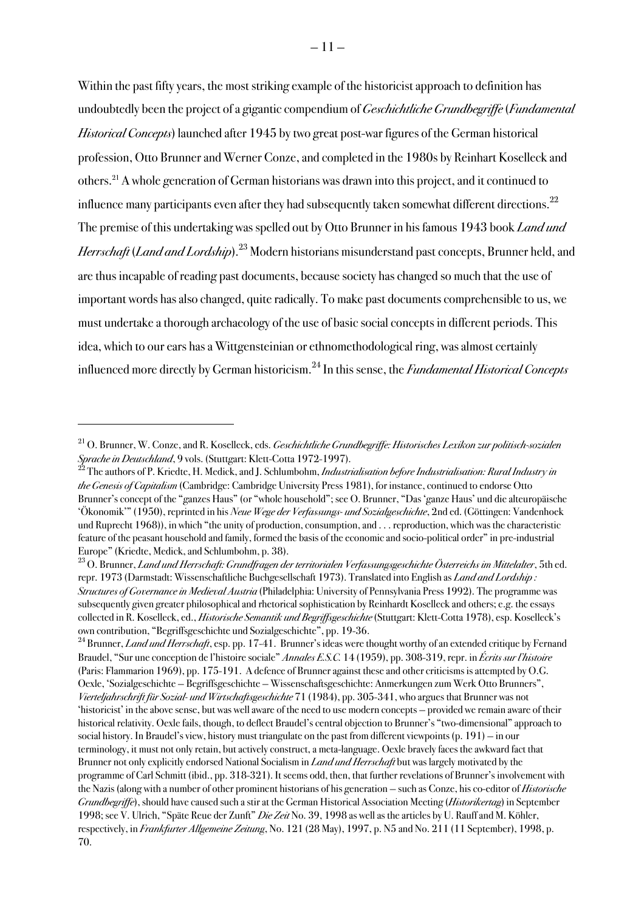Within the past fifty years, the most striking example of the historicist approach to definition has undoubtedly been the project of a gigantic compendium of *Geschichtliche Grundbegriffe* (*Fundamental Historical Concepts*) launched after 1945 by two great post-war figures of the German historical profession, Otto Brunner and Werner Conze, and completed in the 1980s by Reinhart Koselleck and others.[21] A whole generation of German historians was drawn into this project, and it continued to influence many participants even after they had subsequently taken somewhat different directions.[22] The premise of this undertaking was spelled out by Otto Brunner in his famous 1943 book *Land und Herrschaft* (*Land and Lordship*).[23] Modern historians misunderstand past concepts, Brunner held, and are thus incapable of reading past documents, because society has changed so much that the use of important words has also changed, quite radically. To make past documents comprehensible to us, we must undertake a thorough archaeology of the use of basic social concepts in different periods. This idea, which to our ears has a Wittgensteinian or ethnomethodological ring, was almost certainly influenced more directly by German historicism.[24] In this sense, the *Fundamental Historical Concepts*

---

[21] O. Brunner, W. Conze, and R. Koselleck, eds. *Geschichtliche Grundbegriffe: Historisches Lexikon zur politisch-sozialen Sprache in Deutschland*, 9 vols. (Stuttgart: Klett-Cotta 1972-1997).

[22] The authors of P. Kriedte, H. Medick, and J. Schlumbohm, *Industrialisation before Industrialisation: Rural Industry in the Genesis of Capitalism* (Cambridge: Cambridge University Press 1981), for instance, continued to endorse Otto Brunner's concept of the "ganzes Haus" (or "whole household"; see O. Brunner, "Das 'ganze Haus' und die alteuropäische 'Ökonomik'" (1950), reprinted in his *Neue Wege der Verfassungs- und Sozialgeschichte*, 2nd ed. (Göttingen: Vandenhoek und Ruprecht 1968)), in which "the unity of production, consumption, and . . . reproduction, which was the characteristic feature of the peasant household and family, formed the basis of the economic and socio-political order" in pre-industrial Europe" (Kriedte, Medick, and Schlumbohm, p. 38).

[23] O. Brunner, *Land und Herrschaft: Grundfragen der territorialen Verfassungsgeschichte Österreichs im Mittelalter*, 5th ed. repr. 1973 (Darmstadt: Wissenschaftliche Buchgesellschaft 1973). Translated into English as *Land and Lordship : Structures of Governance in Medieval Austria* (Philadelphia: University of Pennsylvania Press 1992). The programme was subsequently given greater philosophical and rhetorical sophistication by Reinhardt Koselleck and others; e.g. the essays collected in R. Koselleck, ed., *Historische Semantik und Begriffsgeschichte* (Stuttgart: Klett-Cotta 1978), esp. Koselleck's own contribution, "Begriffsgeschichte und Sozialgeschichte", pp. 19-36.

[24] Brunner, *Land und Herrschaft*, esp. pp. 17-41. Brunner's ideas were thought worthy of an extended critique by Fernand Braudel, "Sur une conception de l'histoire sociale" *Annales E.S.C.* 14 (1959), pp. 308-319, repr. in *Écrits sur l'histoire* (Paris: Flammarion 1969), pp. 175-191. A defence of Brunner against these and other criticisms is attempted by O.G. Oexle, 'Sozialgeschichte – Begriffsgeschichte – Wissenschaftsgeschichte: Anmerkungen zum Werk Otto Brunners", *Vierteljahrschrift für Sozial- und Wirtschaftsgeschichte* 71 (1984), pp. 305-341, who argues that Brunner was not 'historicist' in the above sense, but was well aware of the need to use modern concepts – provided we remain aware of their historical relativity. Oexle fails, though, to deflect Braudel's central objection to Brunner's "two-dimensional" approach to social history. In Braudel's view, history must triangulate on the past from different viewpoints (p. 191) – in our terminology, it must not only retain, but actively construct, a meta-language. Oexle bravely faces the awkward fact that Brunner not only explicitly endorsed National Socialism in *Land und Herrschaft* but was largely motivated by the programme of Carl Schmitt (ibid., pp. 318-321). It seems odd, then, that further revelations of Brunner's involvement with the Nazis (along with a number of other prominent historians of his generation – such as Conze, his co-editor of *Historische Grundbegriffe*), should have caused such a stir at the German Historical Association Meeting (*Historikertag*) in September 1998; see V. Ulrich, "Späte Reue der Zunft" *Die Zeit* No. 39, 1998 as well as the articles by U. Rauff and M. Köhler, respectively, in *Frankfurter Allgemeine Zeitung*, No. 121 (28 May), 1997, p. N5 and No. 211 (11 September), 1998, p. 70.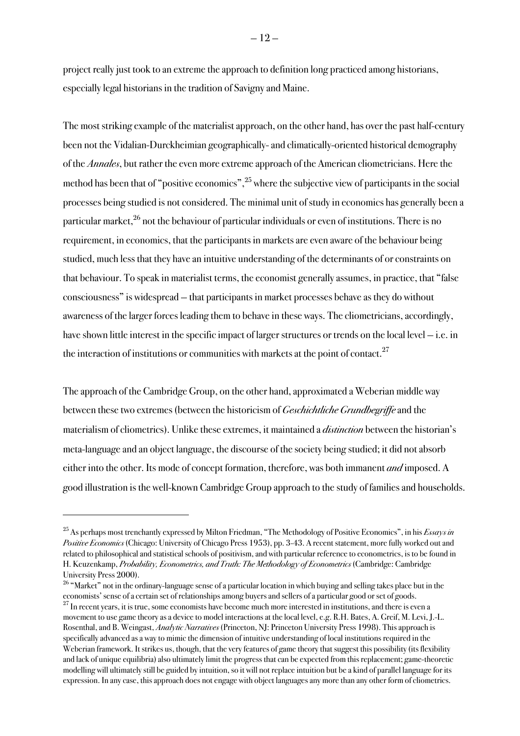project really just took to an extreme the approach to definition long practiced among historians, especially legal historians in the tradition of Savigny and Maine.

The most striking example of the materialist approach, on the other hand, has over the past half-century been not the Vidalian-Durckheimian geographically- and climatically-oriented historical demography of the *Annales*, but rather the even more extreme approach of the American cliometricians. Here the method has been that of "positive economics",[25] where the subjective view of participants in the social processes being studied is not considered. The minimal unit of study in economics has generally been a particular market,[26] not the behaviour of particular individuals or even of institutions. There is no requirement, in economics, that the participants in markets are even aware of the behaviour being studied, much less that they have an intuitive understanding of the determinants of or constraints on that behaviour. To speak in materialist terms, the economist generally assumes, in practice, that "false consciousness" is widespread – that participants in market processes behave as they do without awareness of the larger forces leading them to behave in these ways. The cliometricians, accordingly, have shown little interest in the specific impact of larger structures or trends on the local level – i.e. in the interaction of institutions or communities with markets at the point of contact.[27]

The approach of the Cambridge Group, on the other hand, approximated a Weberian middle way between these two extremes (between the historicism of *Geschichtliche Grundbegriffe* and the materialism of cliometrics). Unlike these extremes, it maintained a *distinction* between the historian's meta-language and an object language, the discourse of the society being studied; it did not absorb either into the other. Its mode of concept formation, therefore, was both immanent *and* imposed. A good illustration is the well-known Cambridge Group approach to the study of families and households.

---

[25] As perhaps most trenchantly expressed by Milton Friedman, "The Methodology of Positive Economics", in his *Essays in Positive Economics* (Chicago: University of Chicago Press 1953), pp. 3-43. A recent statement, more fully worked out and related to philosophical and statistical schools of positivism, and with particular reference to econometrics, is to be found in H. Keuzenkamp, *Probability, Econometrics, and Truth: The Methodology of Econometrics* (Cambridge: Cambridge University Press 2000).

[26] "Market" not in the ordinary-language sense of a particular location in which buying and selling takes place but in the economists' sense of a certain set of relationships among buyers and sellers of a particular good or set of goods.

[27] In recent years, it is true, some economists have become much more interested in institutions, and there is even a movement to use game theory as a device to model interactions at the local level, e.g. R.H. Bates, A. Greif, M. Levi, J.-L. Rosenthal, and B. Weingast, *Analytic Narratives* (Princeton, NJ: Princeton University Press 1998). This approach is specifically advanced as a way to mimic the dimension of intuitive understanding of local institutions required in the Weberian framework. It strikes us, though, that the very features of game theory that suggest this possibility (its flexibility and lack of unique equilibria) also ultimately limit the progress that can be expected from this replacement; game-theoretic modelling will ultimately still be guided by intuition, so it will not replace intuition but be a kind of parallel language for its expression. In any case, this approach does not engage with object languages any more than any other form of cliometrics.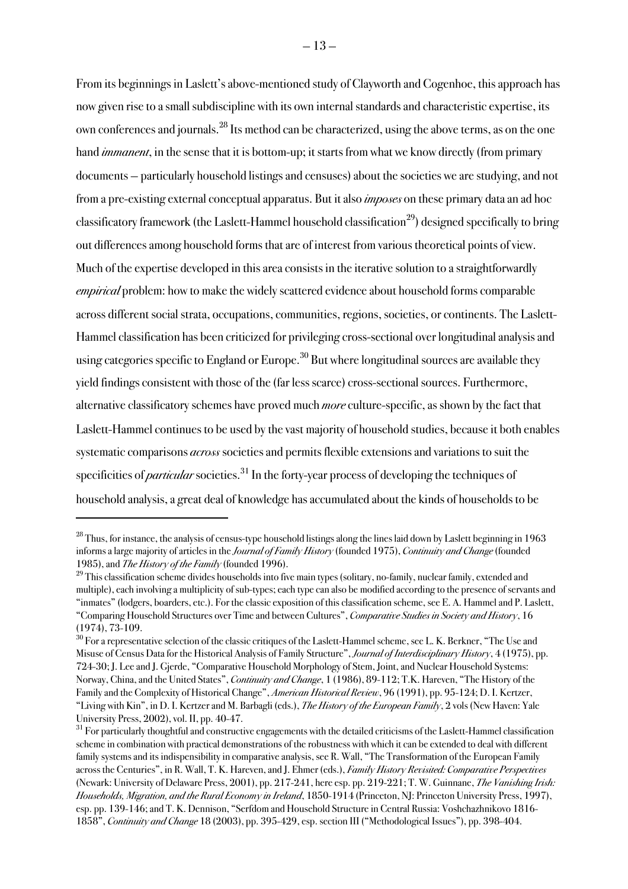From its beginnings in Laslett's above-mentioned study of Clayworth and Cogenhoe, this approach has now given rise to a small subdiscipline with its own internal standards and characteristic expertise, its own conferences and journals.[28] Its method can be characterized, using the above terms, as on the one hand *immanent*, in the sense that it is bottom-up; it starts from what we know directly (from primary documents – particularly household listings and censuses) about the societies we are studying, and not from a pre-existing external conceptual apparatus. But it also *imposes* on these primary data an ad hoc classificatory framework (the Laslett-Hammel household classification[29]) designed specifically to bring out differences among household forms that are of interest from various theoretical points of view. Much of the expertise developed in this area consists in the iterative solution to a straightforwardly *empirical* problem: how to make the widely scattered evidence about household forms comparable across different social strata, occupations, communities, regions, societies, or continents. The Laslett-Hammel classification has been criticized for privileging cross-sectional over longitudinal analysis and using categories specific to England or Europe.[30] But where longitudinal sources are available they yield findings consistent with those of the (far less scarce) cross-sectional sources. Furthermore, alternative classificatory schemes have proved much *more* culture-specific, as shown by the fact that Laslett-Hammel continues to be used by the vast majority of household studies, because it both enables systematic comparisons *across* societies and permits flexible extensions and variations to suit the specificities of *particular* societies.[31] In the forty-year process of developing the techniques of household analysis, a great deal of knowledge has accumulated about the kinds of households to be

---

[28] Thus, for instance, the analysis of census-type household listings along the lines laid down by Laslett beginning in 1963 informs a large majority of articles in the *Journal of Family History* (founded 1975), *Continuity and Change* (founded 1985), and *The History of the Family* (founded 1996).

[29] This classification scheme divides households into five main types (solitary, no-family, nuclear family, extended and multiple), each involving a multiplicity of sub-types; each type can also be modified according to the presence of servants and "inmates" (lodgers, boarders, etc.). For the classic exposition of this classification scheme, see E. A. Hammel and P. Laslett, "Comparing Household Structures over Time and between Cultures", *Comparative Studies in Society and History*, 16 (1974), 73-109.

[30] For a representative selection of the classic critiques of the Laslett-Hammel scheme, see L. K. Berkner, "The Use and Misuse of Census Data for the Historical Analysis of Family Structure", *Journal of Interdisciplinary History*, 4 (1975), pp. 724-30; J. Lee and J. Gjerde, "Comparative Household Morphology of Stem, Joint, and Nuclear Household Systems: Norway, China, and the United States", *Continuity and Change*, 1 (1986), 89-112; T.K. Hareven, "The History of the Family and the Complexity of Historical Change", *American Historical Review*, 96 (1991), pp. 95-124; D. I. Kertzer, "Living with Kin", in D. I. Kertzer and M. Barbagli (eds.), *The History of the European Family*, 2 vols (New Haven: Yale University Press, 2002), vol. II, pp. 40-47.

[31] For particularly thoughtful and constructive engagements with the detailed criticisms of the Laslett-Hammel classification scheme in combination with practical demonstrations of the robustness with which it can be extended to deal with different family systems and its indispensibility in comparative analysis, see R. Wall, "The Transformation of the European Family across the Centuries", in R. Wall, T. K. Hareven, and J. Ehmer (eds.), *Family History Revisited: Comparative Perspectives* (Newark: University of Delaware Press, 2001), pp. 217-241, here esp. pp. 219-221; T. W. Guinnane, *The Vanishing Irish: Households, Migration, and the Rural Economy in Ireland*, 1850-1914 (Princeton, NJ: Princeton University Press, 1997), esp. pp. 139-146; and T. K. Dennison, "Serfdom and Household Structure in Central Russia: Voshchazhnikovo 1816-1858", *Continuity and Change* 18 (2003), pp. 395-429, esp. section III ("Methodological Issues"), pp. 398-404.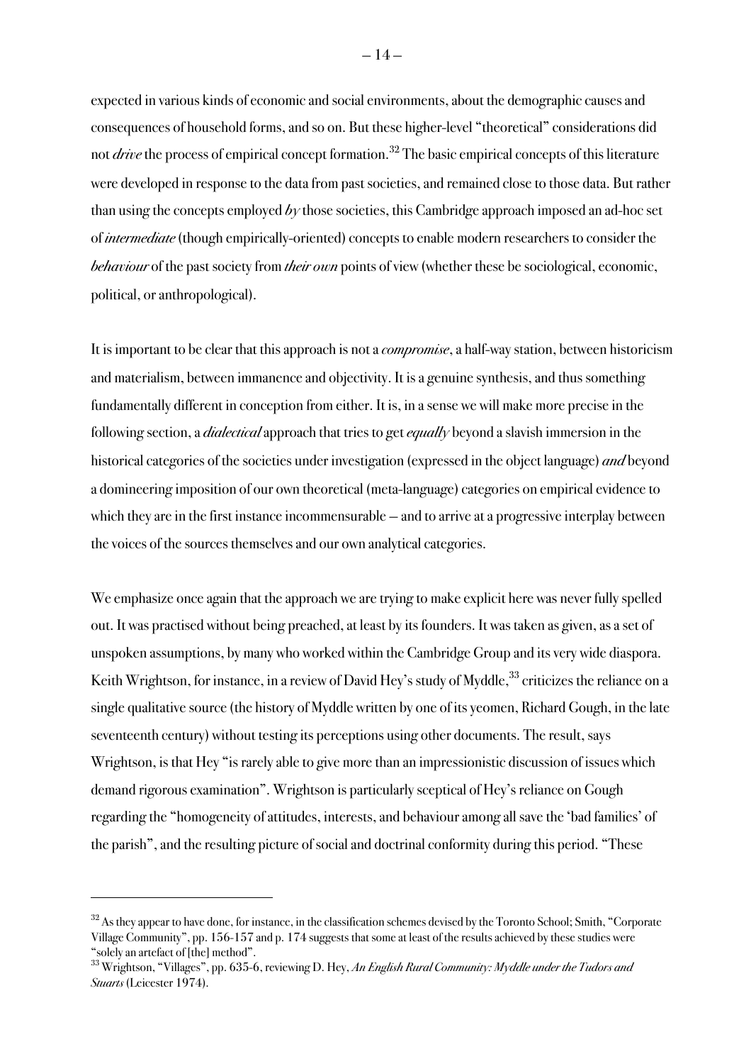expected in various kinds of economic and social environments, about the demographic causes and consequences of household forms, and so on. But these higher-level "theoretical" considerations did not *drive* the process of empirical concept formation.[32] The basic empirical concepts of this literature were developed in response to the data from past societies, and remained close to those data. But rather than using the concepts employed *by* those societies, this Cambridge approach imposed an ad-hoc set of *intermediate* (though empirically-oriented) concepts to enable modern researchers to consider the *behaviour* of the past society from *their own* points of view (whether these be sociological, economic, political, or anthropological).

It is important to be clear that this approach is not a *compromise*, a half-way station, between historicism and materialism, between immanence and objectivity. It is a genuine synthesis, and thus something fundamentally different in conception from either. It is, in a sense we will make more precise in the following section, a *dialectical* approach that tries to get *equally* beyond a slavish immersion in the historical categories of the societies under investigation (expressed in the object language) *and* beyond a domineering imposition of our own theoretical (meta-language) categories on empirical evidence to which they are in the first instance incommensurable – and to arrive at a progressive interplay between the voices of the sources themselves and our own analytical categories.

We emphasize once again that the approach we are trying to make explicit here was never fully spelled out. It was practised without being preached, at least by its founders. It was taken as given, as a set of unspoken assumptions, by many who worked within the Cambridge Group and its very wide diaspora. Keith Wrightson, for instance, in a review of David Hey's study of Myddle,[33] criticizes the reliance on a single qualitative source (the history of Myddle written by one of its yeomen, Richard Gough, in the late seventeenth century) without testing its perceptions using other documents. The result, says Wrightson, is that Hey "is rarely able to give more than an impressionistic discussion of issues which demand rigorous examination". Wrightson is particularly sceptical of Hey's reliance on Gough regarding the "homogeneity of attitudes, interests, and behaviour among all save the 'bad families' of the parish", and the resulting picture of social and doctrinal conformity during this period. "These

---

[32] As they appear to have done, for instance, in the classification schemes devised by the Toronto School; Smith, "Corporate Village Community", pp. 156-157 and p. 174 suggests that some at least of the results achieved by these studies were "solely an artefact of [the] method".

[33] Wrightson, "Villages", pp. 635-6, reviewing D. Hey, *An English Rural Community: Myddle under the Tudors and Stuarts* (Leicester 1974).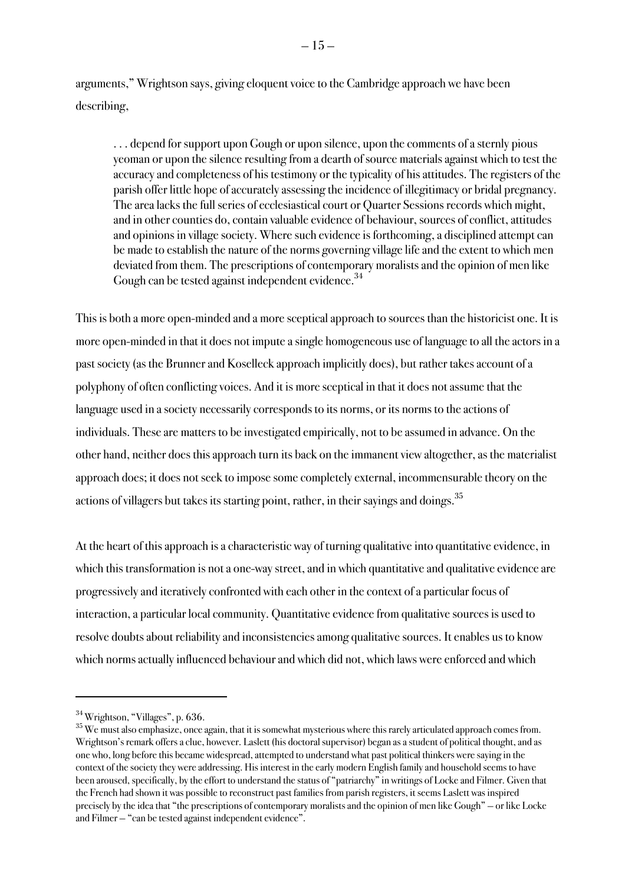arguments," Wrightson says, giving eloquent voice to the Cambridge approach we have been describing,

> . . . depend for support upon Gough or upon silence, upon the comments of a sternly pious yeoman or upon the silence resulting from a dearth of source materials against which to test the accuracy and completeness of his testimony or the typicality of his attitudes. The registers of the parish offer little hope of accurately assessing the incidence of illegitimacy or bridal pregnancy. The area lacks the full series of ecclesiastical court or Quarter Sessions records which might, and in other counties do, contain valuable evidence of behaviour, sources of conflict, attitudes and opinions in village society. Where such evidence is forthcoming, a disciplined attempt can be made to establish the nature of the norms governing village life and the extent to which men deviated from them. The prescriptions of contemporary moralists and the opinion of men like Gough can be tested against independent evidence.[34]

This is both a more open-minded and a more sceptical approach to sources than the historicist one. It is more open-minded in that it does not impute a single homogeneous use of language to all the actors in a past society (as the Brunner and Koselleck approach implicitly does), but rather takes account of a polyphony of often conflicting voices. And it is more sceptical in that it does not assume that the language used in a society necessarily corresponds to its norms, or its norms to the actions of individuals. These are matters to be investigated empirically, not to be assumed in advance. On the other hand, neither does this approach turn its back on the immanent view altogether, as the materialist approach does; it does not seek to impose some completely external, incommensurable theory on the actions of villagers but takes its starting point, rather, in their sayings and doings.[35]

At the heart of this approach is a characteristic way of turning qualitative into quantitative evidence, in which this transformation is not a one-way street, and in which quantitative and qualitative evidence are progressively and iteratively confronted with each other in the context of a particular focus of interaction, a particular local community. Quantitative evidence from qualitative sources is used to resolve doubts about reliability and inconsistencies among qualitative sources. It enables us to know which norms actually influenced behaviour and which did not, which laws were enforced and which

---

[34] Wrightson, "Villages", p. 636.

[35] We must also emphasize, once again, that it is somewhat mysterious where this rarely articulated approach comes from. Wrightson's remark offers a clue, however. Laslett (his doctoral supervisor) began as a student of political thought, and as one who, long before this became widespread, attempted to understand what past political thinkers were saying in the context of the society they were addressing. His interest in the early modern English family and household seems to have been aroused, specifically, by the effort to understand the status of "patriarchy" in writings of Locke and Filmer. Given that the French had shown it was possible to reconstruct past families from parish registers, it seems Laslett was inspired precisely by the idea that "the prescriptions of contemporary moralists and the opinion of men like Gough" – or like Locke and Filmer – "can be tested against independent evidence".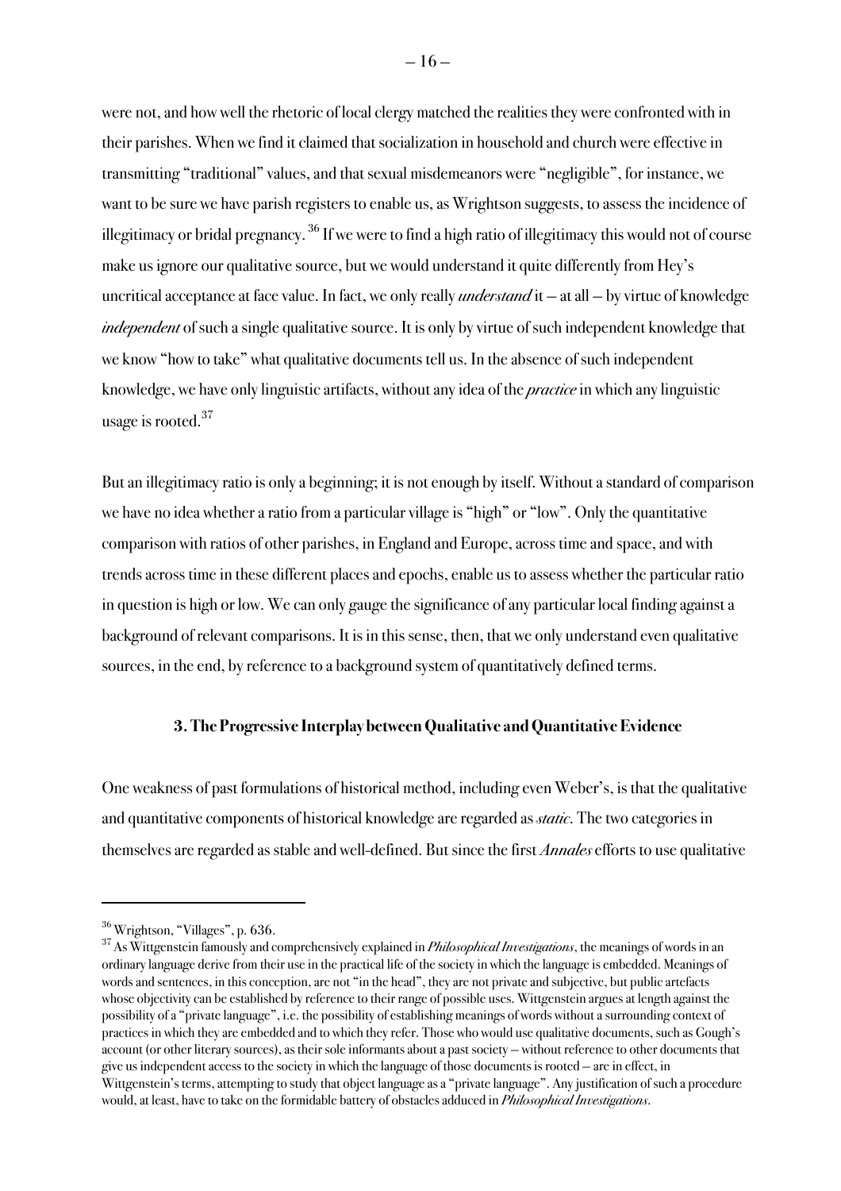were not, and how well the rhetoric of local clergy matched the realities they were confronted with in their parishes. When we find it claimed that socialization in household and church were effective in transmitting "traditional" values, and that sexual misdemeanors were "negligible", for instance, we want to be sure we have parish registers to enable us, as Wrightson suggests, to assess the incidence of illegitimacy or bridal pregnancy.[36] If we were to find a high ratio of illegitimacy this would not of course make us ignore our qualitative source, but we would understand it quite differently from Hey's uncritical acceptance at face value. In fact, we only really *understand* it – at all – by virtue of knowledge *independent* of such a single qualitative source. It is only by virtue of such independent knowledge that we know "how to take" what qualitative documents tell us. In the absence of such independent knowledge, we have only linguistic artifacts, without any idea of the *practice* in which any linguistic usage is rooted.[37]

But an illegitimacy ratio is only a beginning; it is not enough by itself. Without a standard of comparison we have no idea whether a ratio from a particular village is "high" or "low". Only the quantitative comparison with ratios of other parishes, in England and Europe, across time and space, and with trends across time in these different places and epochs, enable us to assess whether the particular ratio in question is high or low. We can only gauge the significance of any particular local finding against a background of relevant comparisons. It is in this sense, then, that we only understand even qualitative sources, in the end, by reference to a background system of quantitatively defined terms.

### 3. The Progressive Interplay between Qualitative and Quantitative Evidence

One weakness of past formulations of historical method, including even Weber's, is that the qualitative and quantitative components of historical knowledge are regarded as *static*. The two categories in themselves are regarded as stable and well-defined. But since the first *Annales* efforts to use qualitative

---

[36] Wrightson, "Villages", p. 636.

[37] As Wittgenstein famously and comprehensively explained in *Philosophical Investigations*, the meanings of words in an ordinary language derive from their use in the practical life of the society in which the language is embedded. Meanings of words and sentences, in this conception, are not "in the head", they are not private and subjective, but public artefacts whose objectivity can be established by reference to their range of possible uses. Wittgenstein argues at length against the possibility of a "private language", i.e. the possibility of establishing meanings of words without a surrounding context of practices in which they are embedded and to which they refer. Those who would use qualitative documents, such as Gough's account (or other literary sources), as their sole informants about a past society – without reference to other documents that give us independent access to the society in which the language of those documents is rooted – are in effect, in Wittgenstein's terms, attempting to study that object language as a "private language". Any justification of such a procedure would, at least, have to take on the formidable battery of obstacles adduced in *Philosophical Investigations*.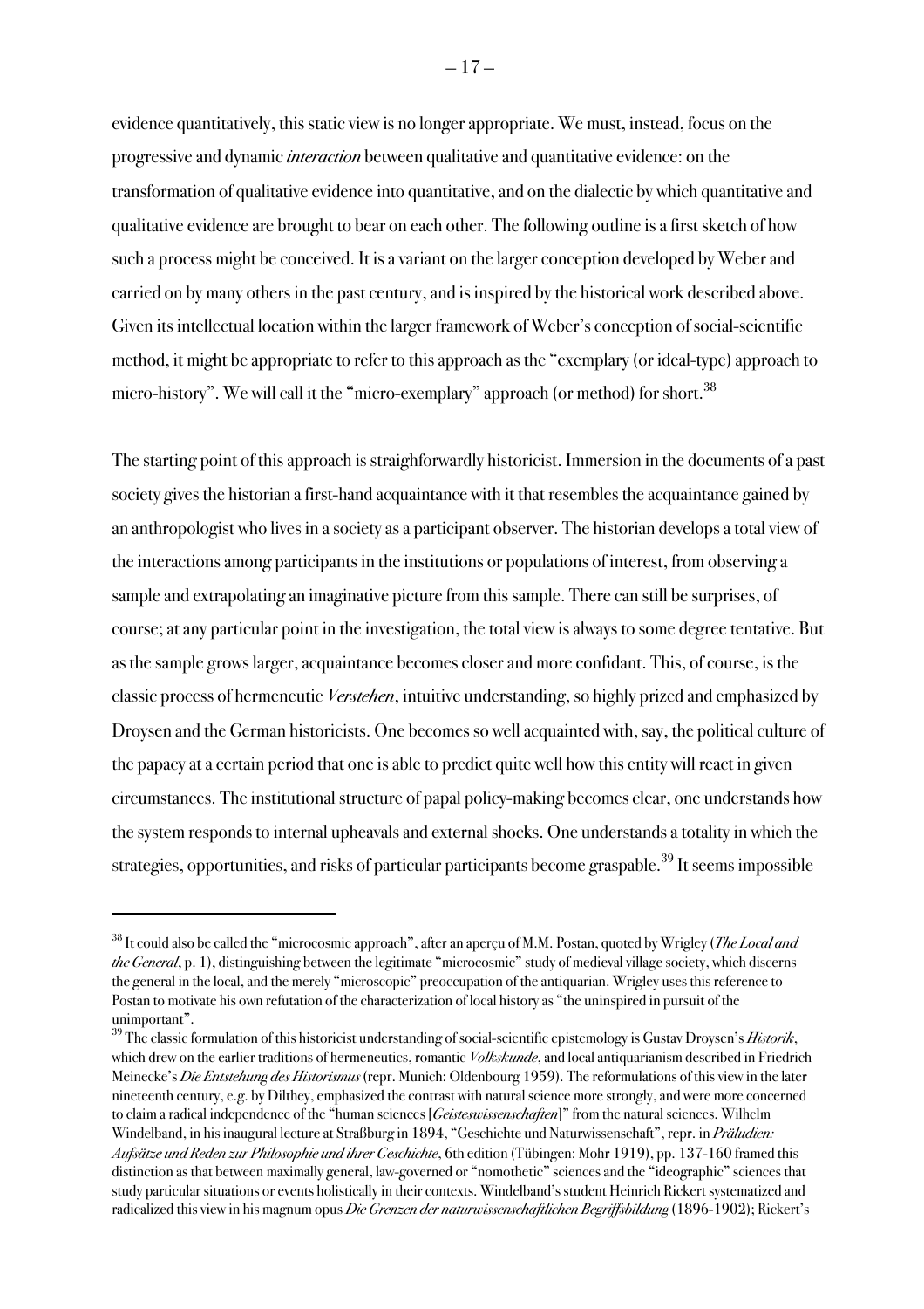evidence quantitatively, this static view is no longer appropriate. We must, instead, focus on the progressive and dynamic *interaction* between qualitative and quantitative evidence: on the transformation of qualitative evidence into quantitative, and on the dialectic by which quantitative and qualitative evidence are brought to bear on each other. The following outline is a first sketch of how such a process might be conceived. It is a variant on the larger conception developed by Weber and carried on by many others in the past century, and is inspired by the historical work described above. Given its intellectual location within the larger framework of Weber's conception of social-scientific method, it might be appropriate to refer to this approach as the "exemplary (or ideal-type) approach to micro-history". We will call it the "micro-exemplary" approach (or method) for short.[38]

The starting point of this approach is straighforwardly historicist. Immersion in the documents of a past society gives the historian a first-hand acquaintance with it that resembles the acquaintance gained by an anthropologist who lives in a society as a participant observer. The historian develops a total view of the interactions among participants in the institutions or populations of interest, from observing a sample and extrapolating an imaginative picture from this sample. There can still be surprises, of course; at any particular point in the investigation, the total view is always to some degree tentative. But as the sample grows larger, acquaintance becomes closer and more confidant. This, of course, is the classic process of hermeneutic *Verstehen*, intuitive understanding, so highly prized and emphasized by Droysen and the German historicists. One becomes so well acquainted with, say, the political culture of the papacy at a certain period that one is able to predict quite well how this entity will react in given circumstances. The institutional structure of papal policy-making becomes clear, one understands how the system responds to internal upheavals and external shocks. One understands a totality in which the strategies, opportunities, and risks of particular participants become graspable.[39] It seems impossible

[38] It could also be called the "microcosmic approach", after an aperçu of M.M. Postan, quoted by Wrigley (*The Local and the General*, p. 1), distinguishing between the legitimate "microcosmic" study of medieval village society, which discerns the general in the local, and the merely "microscopic" preoccupation of the antiquarian. Wrigley uses this reference to Postan to motivate his own refutation of the characterization of local history as "the uninspired in pursuit of the unimportant".

[39] The classic formulation of this historicist understanding of social-scientific epistemology is Gustav Droysen's *Historik*, which drew on the earlier traditions of hermeneutics, romantic *Volkskunde*, and local antiquarianism described in Friedrich Meinecke's *Die Entstehung des Historismus* (repr. Munich: Oldenbourg 1959). The reformulations of this view in the later nineteenth century, e.g. by Dilthey, emphasized the contrast with natural science more strongly, and were more concerned to claim a radical independence of the "human sciences [*Geisteswissenschaften*]" from the natural sciences. Wilhelm Windelband, in his inaugural lecture at Straßburg in 1894, "Geschichte und Naturwissenschaft", repr. in *Präludien: Aufsätze und Reden zur Philosophie und ihrer Geschichte*, 6th edition (Tübingen: Mohr 1919), pp. 137-160 framed this distinction as that between maximally general, law-governed or "nomothetic" sciences and the "ideographic" sciences that study particular situations or events holistically in their contexts. Windelband's student Heinrich Rickert systematized and radicalized this view in his magnum opus *Die Grenzen der naturwissenschaftlichen Begriffsbildung* (1896-1902); Rickert's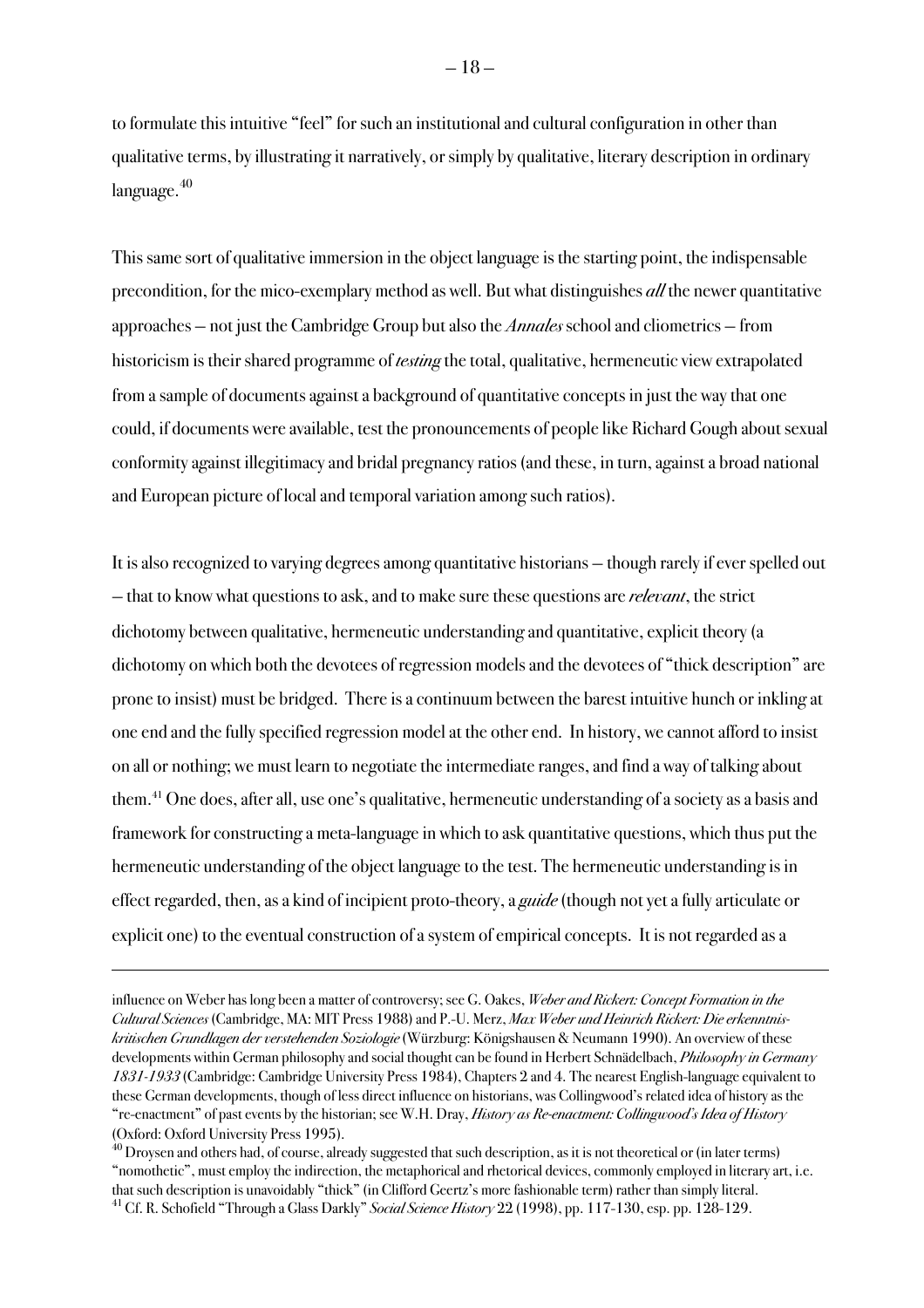to formulate this intuitive "feel" for such an institutional and cultural configuration in other than qualitative terms, by illustrating it narratively, or simply by qualitative, literary description in ordinary language.[40]

This same sort of qualitative immersion in the object language is the starting point, the indispensable precondition, for the mico-exemplary method as well. But what distinguishes *all* the newer quantitative approaches – not just the Cambridge Group but also the *Annales* school and cliometrics – from historicism is their shared programme of *testing* the total, qualitative, hermeneutic view extrapolated from a sample of documents against a background of quantitative concepts in just the way that one could, if documents were available, test the pronouncements of people like Richard Gough about sexual conformity against illegitimacy and bridal pregnancy ratios (and these, in turn, against a broad national and European picture of local and temporal variation among such ratios).

It is also recognized to varying degrees among quantitative historians – though rarely if ever spelled out – that to know what questions to ask, and to make sure these questions are *relevant*, the strict dichotomy between qualitative, hermeneutic understanding and quantitative, explicit theory (a dichotomy on which both the devotees of regression models and the devotees of "thick description" are prone to insist) must be bridged. There is a continuum between the barest intuitive hunch or inkling at one end and the fully specified regression model at the other end. In history, we cannot afford to insist on all or nothing; we must learn to negotiate the intermediate ranges, and find a way of talking about them.[41] One does, after all, use one's qualitative, hermeneutic understanding of a society as a basis and framework for constructing a meta-language in which to ask quantitative questions, which thus put the hermeneutic understanding of the object language to the test. The hermeneutic understanding is in effect regarded, then, as a kind of incipient proto-theory, a *guide* (though not yet a fully articulate or explicit one) to the eventual construction of a system of empirical concepts. It is not regarded as a

---

influence on Weber has long been a matter of controversy; see G. Oakes, *Weber and Rickert: Concept Formation in the Cultural Sciences* (Cambridge, MA: MIT Press 1988) and P.-U. Merz, *Max Weber und Heinrich Rickert: Die erkenntnis-kritischen Grundlagen der verstehenden Soziologie* (Würzburg: Königshausen & Neumann 1990). An overview of these developments within German philosophy and social thought can be found in Herbert Schnädelbach, *Philosophy in Germany 1831-1933* (Cambridge: Cambridge University Press 1984), Chapters 2 and 4. The nearest English-language equivalent to these German developments, though of less direct influence on historians, was Collingwood's related idea of history as the "re-enactment" of past events by the historian; see W.H. Dray, *History as Re-enactment: Collingwood's Idea of History* (Oxford: Oxford University Press 1995).

[40] Droysen and others had, of course, already suggested that such description, as it is not theoretical or (in later terms) "nomothetic", must employ the indirection, the metaphorical and rhetorical devices, commonly employed in literary art, i.e. that such description is unavoidably "thick" (in Clifford Geertz's more fashionable term) rather than simply literal.

[41] Cf. R. Schofield "Through a Glass Darkly" *Social Science History* 22 (1998), pp. 117-130, esp. pp. 128-129.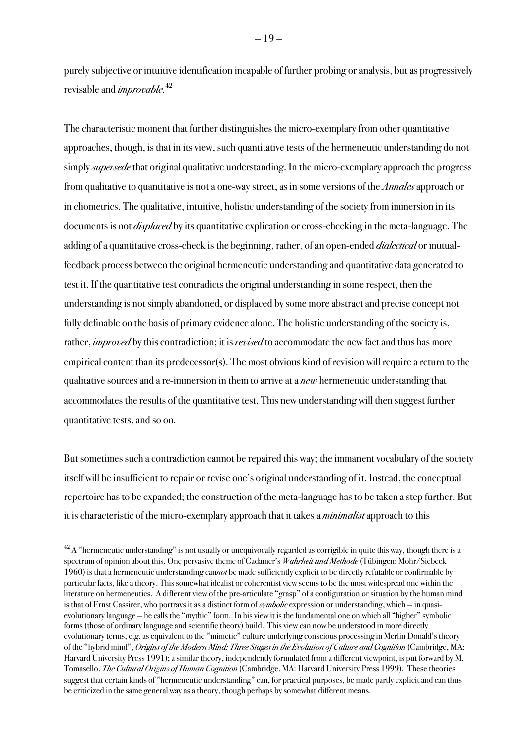purely subjective or intuitive identification incapable of further probing or analysis, but as progressively revisable and *improvable*.[42]

The characteristic moment that further distinguishes the micro-exemplary from other quantitative approaches, though, is that in its view, such quantitative tests of the hermeneutic understanding do not simply *supersede* that original qualitative understanding. In the micro-exemplary approach the progress from qualitative to quantitative is not a one-way street, as in some versions of the *Annales* approach or in cliometrics. The qualitative, intuitive, holistic understanding of the society from immersion in its documents is not *displaced* by its quantitative explication or cross-checking in the meta-language. The adding of a quantitative cross-check is the beginning, rather, of an open-ended *dialectical* or mutual-feedback process between the original hermeneutic understanding and quantitative data generated to test it. If the quantitative test contradicts the original understanding in some respect, then the understanding is not simply abandoned, or displaced by some more abstract and precise concept not fully definable on the basis of primary evidence alone. The holistic understanding of the society is, rather, *improved* by this contradiction; it is *revised* to accommodate the new fact and thus has more empirical content than its predecessor(s). The most obvious kind of revision will require a return to the qualitative sources and a re-immersion in them to arrive at a *new* hermeneutic understanding that accommodates the results of the quantitative test. This new understanding will then suggest further quantitative tests, and so on.

But sometimes such a contradiction cannot be repaired this way; the immanent vocabulary of the society itself will be insufficient to repair or revise one's original understanding of it. Instead, the conceptual repertoire has to be expanded; the construction of the meta-language has to be taken a step further. But it is characteristic of the micro-exemplary approach that it takes a *minimalist* approach to this

---

[42] A "hermeneutic understanding" is not usually or unequivocally regarded as corrigible in quite this way, though there is a spectrum of opinion about this. One pervasive theme of Gadamer's *Wahrheit und Methode* (Tübingen: Mohr/Siebeck 1960) is that a hermeneutic understanding can*not* be made sufficiently explicit to be directly refutable or confirmable by particular facts, like a theory. This somewhat idealist or coherentist view seems to be the most widespread one within the literature on hermeneutics. A different view of the pre-articulate "grasp" of a configuration or situation by the human mind is that of Ernst Cassirer, who portrays it as a distinct form of *symbolic* expression or understanding, which – in quasi-evolutionary language – he calls the "mythic" form. In his view it is the fundamental one on which all "higher" symbolic forms (those of ordinary language and scientific theory) build. This view can now be understood in more directly evolutionary terms, e.g. as equivalent to the "mimetic" culture underlying conscious processing in Merlin Donald's theory of the "hybrid mind", *Origins of the Modern Mind: Three Stages in the Evolution of Culture and Cognition* (Cambridge, MA: Harvard University Press 1991); a similar theory, independently formulated from a different viewpoint, is put forward by M. Tomasello, *The Cultural Origins of Human Cognition* (Cambridge, MA: Harvard University Press 1999). These theories suggest that certain kinds of "hermeneutic understanding" can, for practical purposes, be made partly explicit and can thus be criticized in the same general way as a theory, though perhaps by somewhat different means.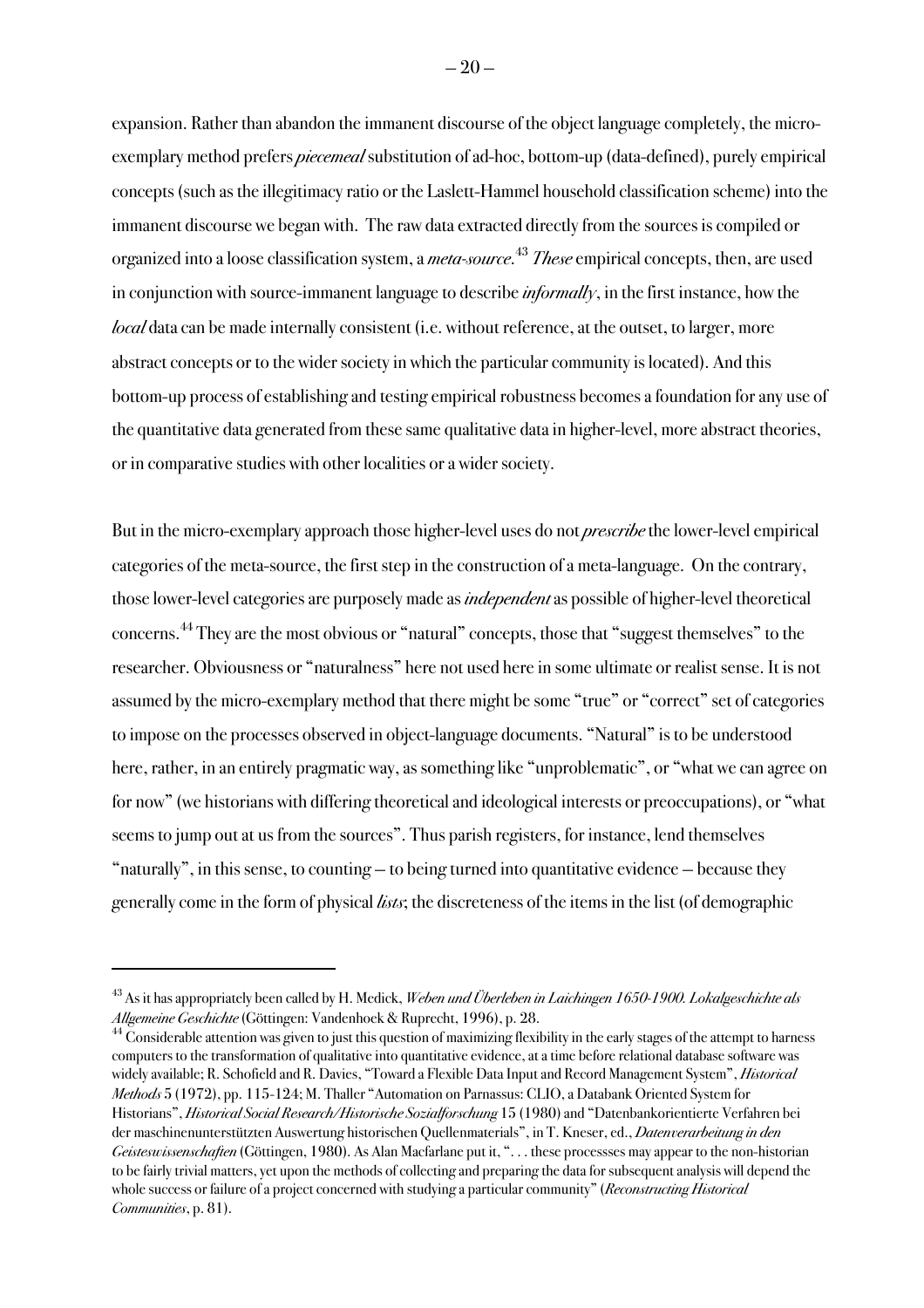expansion. Rather than abandon the immanent discourse of the object language completely, the micro-exemplary method prefers *piecemeal* substitution of ad-hoc, bottom-up (data-defined), purely empirical concepts (such as the illegitimacy ratio or the Laslett-Hammel household classification scheme) into the immanent discourse we began with. The raw data extracted directly from the sources is compiled or organized into a loose classification system, a *meta-source*.[43] *These* empirical concepts, then, are used in conjunction with source-immanent language to describe *informally*, in the first instance, how the *local* data can be made internally consistent (i.e. without reference, at the outset, to larger, more abstract concepts or to the wider society in which the particular community is located). And this bottom-up process of establishing and testing empirical robustness becomes a foundation for any use of the quantitative data generated from these same qualitative data in higher-level, more abstract theories, or in comparative studies with other localities or a wider society.

But in the micro-exemplary approach those higher-level uses do not *prescribe* the lower-level empirical categories of the meta-source, the first step in the construction of a meta-language. On the contrary, those lower-level categories are purposely made as *independent* as possible of higher-level theoretical concerns.[44] They are the most obvious or "natural" concepts, those that "suggest themselves" to the researcher. Obviousness or "naturalness" here not used here in some ultimate or realist sense. It is not assumed by the micro-exemplary method that there might be some "true" or "correct" set of categories to impose on the processes observed in object-language documents. "Natural" is to be understood here, rather, in an entirely pragmatic way, as something like "unproblematic", or "what we can agree on for now" (we historians with differing theoretical and ideological interests or preoccupations), or "what seems to jump out at us from the sources". Thus parish registers, for instance, lend themselves "naturally", in this sense, to counting – to being turned into quantitative evidence – because they generally come in the form of physical *lists*; the discreteness of the items in the list (of demographic

---

[43] As it has appropriately been called by H. Medick, *Weben und Überleben in Laichingen 1650-1900. Lokalgeschichte als Allgemeine Geschichte* (Göttingen: Vandenhoek & Ruprecht, 1996), p. 28.

[44] Considerable attention was given to just this question of maximizing flexibility in the early stages of the attempt to harness computers to the transformation of qualitative into quantitative evidence, at a time before relational database software was widely available; R. Schofield and R. Davies, "Toward a Flexible Data Input and Record Management System", *Historical Methods* 5 (1972), pp. 115-124; M. Thaller "Automation on Parnassus: CLIO, a Databank Oriented System for Historians", *Historical Social Research/Historische Sozialforschung* 15 (1980) and "Datenbankorientierte Verfahren bei der maschinenunterstützten Auswertung historischen Quellenmaterials", in T. Kneser, ed., *Datenverarbeitung in den Geisteswissenschaften* (Göttingen, 1980). As Alan Macfarlane put it, ". . . these processses may appear to the non-historian to be fairly trivial matters, yet upon the methods of collecting and preparing the data for subsequent analysis will depend the whole success or failure of a project concerned with studying a particular community" (*Reconstructing Historical Communities*, p. 81).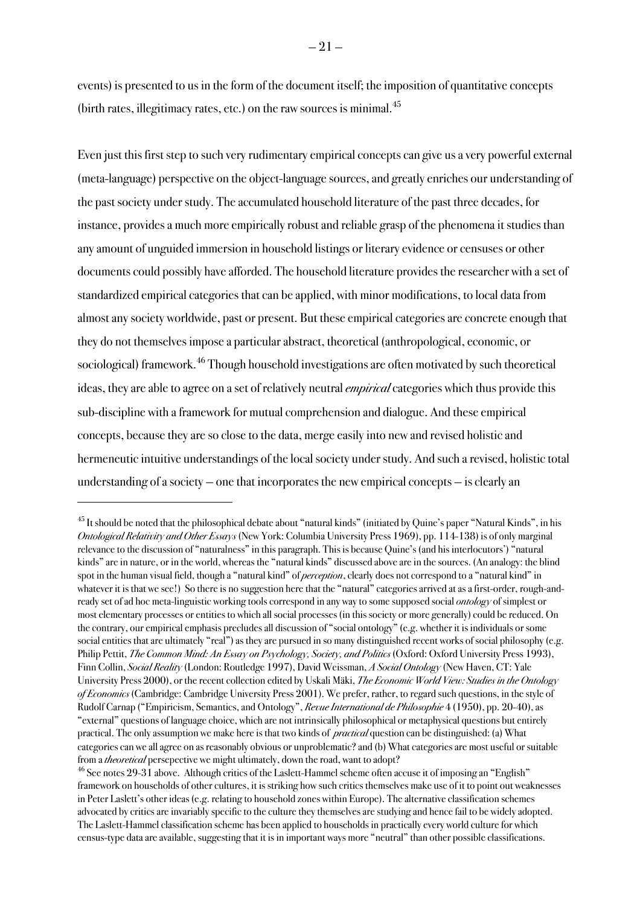events) is presented to us in the form of the document itself; the imposition of quantitative concepts (birth rates, illegitimacy rates, etc.) on the raw sources is minimal.[45]

Even just this first step to such very rudimentary empirical concepts can give us a very powerful external (meta-language) perspective on the object-language sources, and greatly enriches our understanding of the past society under study. The accumulated household literature of the past three decades, for instance, provides a much more empirically robust and reliable grasp of the phenomena it studies than any amount of unguided immersion in household listings or literary evidence or censuses or other documents could possibly have afforded. The household literature provides the researcher with a set of standardized empirical categories that can be applied, with minor modifications, to local data from almost any society worldwide, past or present. But these empirical categories are concrete enough that they do not themselves impose a particular abstract, theoretical (anthropological, economic, or sociological) framework.[46] Though household investigations are often motivated by such theoretical ideas, they are able to agree on a set of relatively neutral *empirical* categories which thus provide this sub-discipline with a framework for mutual comprehension and dialogue. And these empirical concepts, because they are so close to the data, merge easily into new and revised holistic and hermeneutic intuitive understandings of the local society under study. And such a revised, holistic total understanding of a society – one that incorporates the new empirical concepts – is clearly an

---

[45] It should be noted that the philosophical debate about "natural kinds" (initiated by Quine's paper "Natural Kinds", in his *Ontological Relativity and Other Essays* (New York: Columbia University Press 1969), pp. 114-138) is of only marginal relevance to the discussion of "naturalness" in this paragraph. This is because Quine's (and his interlocutors') "natural kinds" are in nature, or in the world, whereas the "natural kinds" discussed above are in the sources. (An analogy: the blind spot in the human visual field, though a "natural kind" of *perception*, clearly does not correspond to a "natural kind" in whatever it is that we see!) So there is no suggestion here that the "natural" categories arrived at as a first-order, rough-and-ready set of ad hoc meta-linguistic working tools correspond in any way to some supposed social *ontology* of simplest or most elementary processes or entities to which all social processes (in this society or more generally) could be reduced. On the contrary, our empirical emphasis precludes all discussion of "social ontology" (e.g. whether it is individuals or some social entities that are ultimately "real") as they are pursued in so many distinguished recent works of social philosophy (e.g. Philip Pettit, *The Common Mind: An Essay on Psychology, Society, and Politics* (Oxford: Oxford University Press 1993), Finn Collin, *Social Reality* (London: Routledge 1997), David Weissman, *A Social Ontology* (New Haven, CT: Yale University Press 2000), or the recent collection edited by Uskali Mäki, *The Economic World View: Studies in the Ontology of Economics* (Cambridge: Cambridge University Press 2001). We prefer, rather, to regard such questions, in the style of Rudolf Carnap ("Empiricism, Semantics, and Ontology", *Revue International de Philosophie* 4 (1950), pp. 20-40), as "external" questions of language choice, which are not intrinsically philosophical or metaphysical questions but entirely practical. The only assumption we make here is that two kinds of *practical* question can be distinguished: (a) What categories can we all agree on as reasonably obvious or unproblematic? and (b) What categories are most useful or suitable from a *theoretical* persepective we might ultimately, down the road, want to adopt?

[46] See notes 29-31 above. Although critics of the Laslett-Hammel scheme often accuse it of imposing an "English" framework on households of other cultures, it is striking how such critics themselves make use of it to point out weaknesses in Peter Laslett's other ideas (e.g. relating to household zones within Europe). The alternative classification schemes advocated by critics are invariably specific to the culture they themselves are studying and hence fail to be widely adopted. The Laslett-Hammel classification scheme has been applied to households in practically every world culture for which census-type data are available, suggesting that it is in important ways more "neutral" than other possible classifications.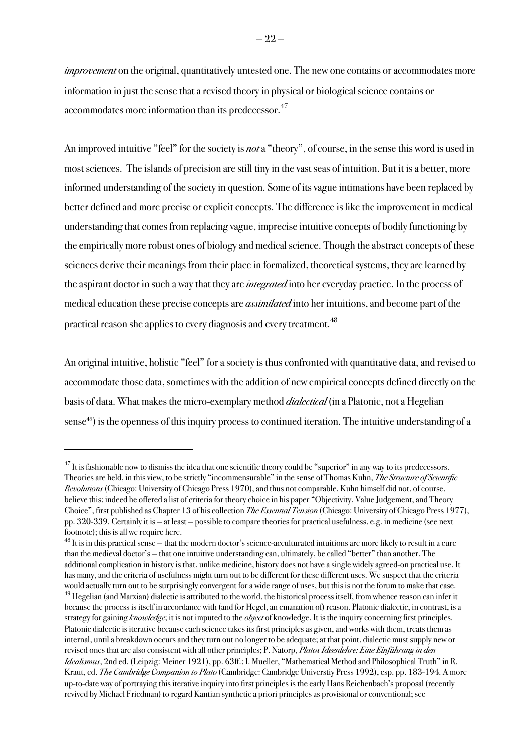*improvement* on the original, quantitatively untested one. The new one contains or accommodates more information in just the sense that a revised theory in physical or biological science contains or accommodates more information than its predecessor.[47]

An improved intuitive "feel" for the society is *not* a "theory", of course, in the sense this word is used in most sciences. The islands of precision are still tiny in the vast seas of intuition. But it is a better, more informed understanding of the society in question. Some of its vague intimations have been replaced by better defined and more precise or explicit concepts. The difference is like the improvement in medical understanding that comes from replacing vague, imprecise intuitive concepts of bodily functioning by the empirically more robust ones of biology and medical science. Though the abstract concepts of these sciences derive their meanings from their place in formalized, theoretical systems, they are learned by the aspirant doctor in such a way that they are *integrated* into her everyday practice. In the process of medical education these precise concepts are *assimilated* into her intuitions, and become part of the practical reason she applies to every diagnosis and every treatment.[48]

An original intuitive, holistic "feel" for a society is thus confronted with quantitative data, and revised to accommodate those data, sometimes with the addition of new empirical concepts defined directly on the basis of data. What makes the micro-exemplary method *dialectical* (in a Platonic, not a Hegelian sense[49]) is the openness of this inquiry process to continued iteration. The intuitive understanding of a

---

[47] It is fashionable now to dismiss the idea that one scientific theory could be "superior" in any way to its predecessors. Theories are held, in this view, to be strictly "incommensurable" in the sense of Thomas Kuhn, *The Structure of Scientific Revolutions* (Chicago: University of Chicago Press 1970), and thus not comparable. Kuhn himself did not, of course, believe this; indeed he offered a list of criteria for theory choice in his paper "Objectivity, Value Judgement, and Theory Choice", first published as Chapter 13 of his collection *The Essential Tension* (Chicago: University of Chicago Press 1977), pp. 320-339. Certainly it is – at least – possible to compare theories for practical usefulness, e.g. in medicine (see next footnote); this is all we require here.

[48] It is in this practical sense – that the modern doctor's science-acculturated intuitions are more likely to result in a cure than the medieval doctor's – that one intuitive understanding can, ultimately, be called "better" than another. The additional complication in history is that, unlike medicine, history does not have a single widely agreed-on practical use. It has many, and the criteria of usefulness might turn out to be different for these different uses. We suspect that the criteria would actually turn out to be surprisingly convergent for a wide range of uses, but this is not the forum to make that case.

[49] Hegelian (and Marxian) dialectic is attributed to the world, the historical process itself, from whence reason can infer it because the process is itself in accordance with (and for Hegel, an emanation of) reason. Platonic dialectic, in contrast, is a strategy for gaining *knowledge*; it is not imputed to the *object* of knowledge. It is the inquiry concerning first principles. Platonic dialectic is iterative because each science takes its first principles as given, and works with them, treats them as internal, until a breakdown occurs and they turn out no longer to be adequate; at that point, dialectic must supply new or revised ones that are also consistent with all other principles; P. Natorp, *Platos Ideenlehre: Eine Einführung in den Idealismus*, 2nd ed. (Leipzig: Meiner 1921), pp. 63ff.; I. Mueller, "Mathematical Method and Philosophical Truth" in R. Kraut, ed. *The Cambridge Companion to Plato* (Cambridge: Cambridge Universtiy Press 1992), esp. pp. 183-194. A more up-to-date way of portraying this iterative inquiry into first principles is the early Hans Reichenbach's proposal (recently revived by Michael Friedman) to regard Kantian synthetic a priori principles as provisional or conventional; see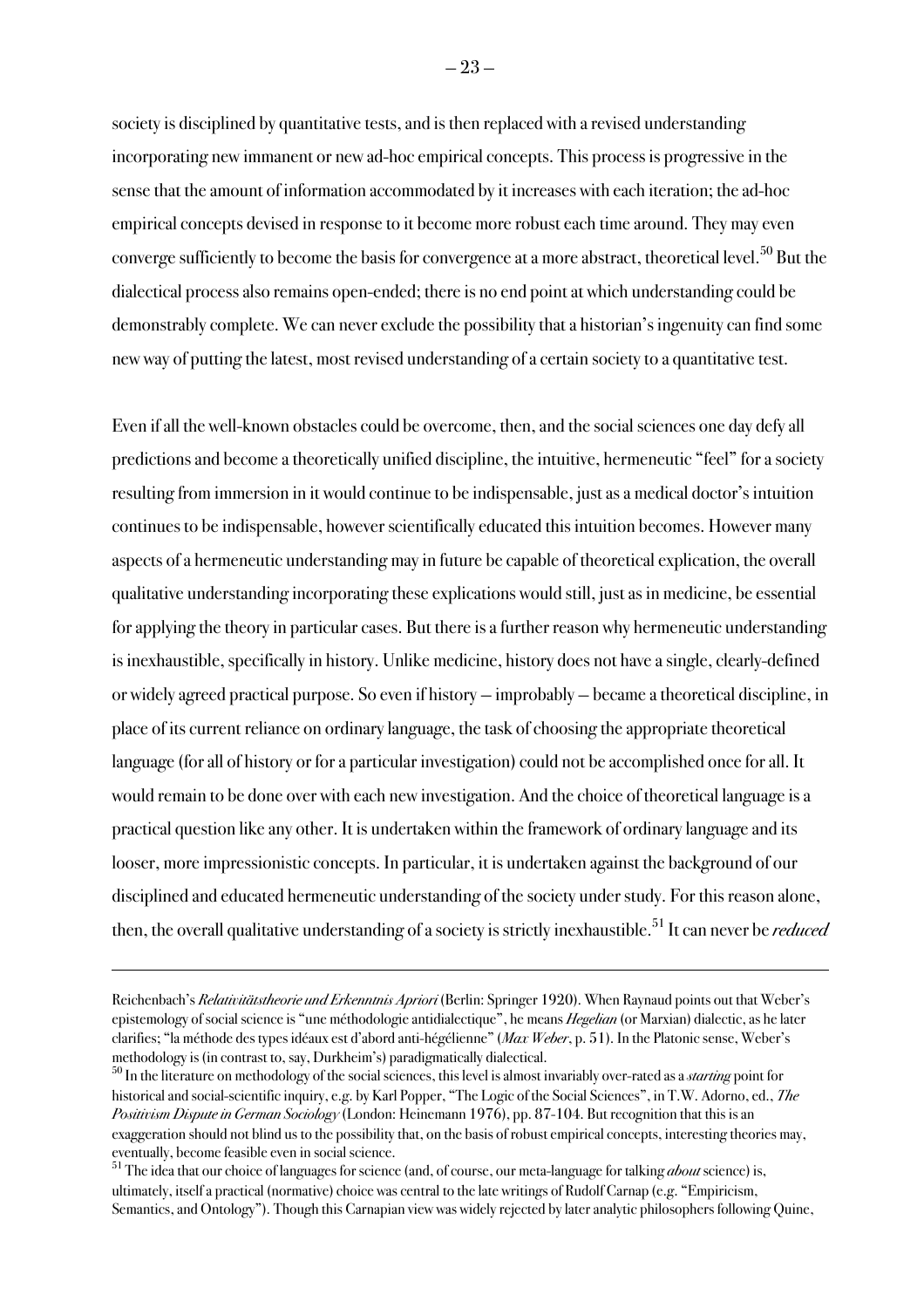society is disciplined by quantitative tests, and is then replaced with a revised understanding incorporating new immanent or new ad-hoc empirical concepts. This process is progressive in the sense that the amount of information accommodated by it increases with each iteration; the ad-hoc empirical concepts devised in response to it become more robust each time around. They may even converge sufficiently to become the basis for convergence at a more abstract, theoretical level.[50] But the dialectical process also remains open-ended; there is no end point at which understanding could be demonstrably complete. We can never exclude the possibility that a historian's ingenuity can find some new way of putting the latest, most revised understanding of a certain society to a quantitative test.

Even if all the well-known obstacles could be overcome, then, and the social sciences one day defy all predictions and become a theoretically unified discipline, the intuitive, hermeneutic "feel" for a society resulting from immersion in it would continue to be indispensable, just as a medical doctor's intuition continues to be indispensable, however scientifically educated this intuition becomes. However many aspects of a hermeneutic understanding may in future be capable of theoretical explication, the overall qualitative understanding incorporating these explications would still, just as in medicine, be essential for applying the theory in particular cases. But there is a further reason why hermeneutic understanding is inexhaustible, specifically in history. Unlike medicine, history does not have a single, clearly-defined or widely agreed practical purpose. So even if history – improbably – became a theoretical discipline, in place of its current reliance on ordinary language, the task of choosing the appropriate theoretical language (for all of history or for a particular investigation) could not be accomplished once for all. It would remain to be done over with each new investigation. And the choice of theoretical language is a practical question like any other. It is undertaken within the framework of ordinary language and its looser, more impressionistic concepts. In particular, it is undertaken against the background of our disciplined and educated hermeneutic understanding of the society under study. For this reason alone, then, the overall qualitative understanding of a society is strictly inexhaustible.[51] It can never be *reduced*

---

Reichenbach's *Relativitätstheorie und Erkenntnis Apriori* (Berlin: Springer 1920). When Raynaud points out that Weber's epistemology of social science is "une méthodologie antidialectique", he means *Hegelian* (or Marxian) dialectic, as he later clarifies; "la méthode des types idéaux est d'abord anti-hégélienne" (*Max Weber*, p. 51). In the Platonic sense, Weber's methodology is (in contrast to, say, Durkheim's) paradigmatically dialectical.

[50] In the literature on methodology of the social sciences, this level is almost invariably over-rated as a *starting* point for historical and social-scientific inquiry, e.g. by Karl Popper, "The Logic of the Social Sciences", in T.W. Adorno, ed., *The Positivism Dispute in German Sociology* (London: Heinemann 1976), pp. 87-104. But recognition that this is an exaggeration should not blind us to the possibility that, on the basis of robust empirical concepts, interesting theories may, eventually, become feasible even in social science.

[51] The idea that our choice of languages for science (and, of course, our meta-language for talking *about* science) is, ultimately, itself a practical (normative) choice was central to the late writings of Rudolf Carnap (e.g. "Empiricism, Semantics, and Ontology"). Though this Carnapian view was widely rejected by later analytic philosophers following Quine,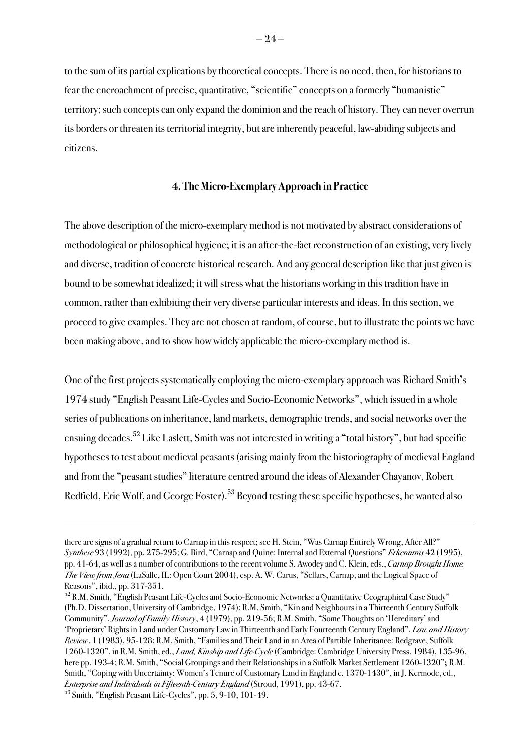to the sum of its partial explications by theoretical concepts. There is no need, then, for historians to fear the encroachment of precise, quantitative, "scientific" concepts on a formerly "humanistic" territory; such concepts can only expand the dominion and the reach of history. They can never overrun its borders or threaten its territorial integrity, but are inherently peaceful, law-abiding subjects and citizens.

### 4. The Micro-Exemplary Approach in Practice

The above description of the micro-exemplary method is not motivated by abstract considerations of methodological or philosophical hygiene; it is an after-the-fact reconstruction of an existing, very lively and diverse, tradition of concrete historical research. And any general description like that just given is bound to be somewhat idealized; it will stress what the historians working in this tradition have in common, rather than exhibiting their very diverse particular interests and ideas. In this section, we proceed to give examples. They are not chosen at random, of course, but to illustrate the points we have been making above, and to show how widely applicable the micro-exemplary method is.

One of the first projects systematically employing the micro-exemplary approach was Richard Smith's 1974 study "English Peasant Life-Cycles and Socio-Economic Networks", which issued in a whole series of publications on inheritance, land markets, demographic trends, and social networks over the ensuing decades.[52] Like Laslett, Smith was not interested in writing a "total history", but had specific hypotheses to test about medieval peasants (arising mainly from the historiography of medieval England and from the "peasant studies" literature centred around the ideas of Alexander Chayanov, Robert Redfield, Eric Wolf, and George Foster).[53] Beyond testing these specific hypotheses, he wanted also

---

there are signs of a gradual return to Carnap in this respect; see H. Stein, "Was Carnap Entirely Wrong, After All?" *Synthese* 93 (1992), pp. 275-295; G. Bird, "Carnap and Quine: Internal and External Questions" *Erkenntnis* 42 (1995), pp. 41-64, as well as a number of contributions to the recent volume S. Awodey and C. Klein, eds., *Carnap Brought Home: The View from Jena* (LaSalle, IL: Open Court 2004), esp. A. W. Carus, "Sellars, Carnap, and the Logical Space of Reasons", ibid., pp. 317-351.

[52] R.M. Smith, "English Peasant Life-Cycles and Socio-Economic Networks: a Quantitative Geographical Case Study" (Ph.D. Dissertation, University of Cambridge, 1974); R.M. Smith, "Kin and Neighbours in a Thirteenth Century Suffolk Community", *Journal of Family History*, 4 (1979), pp. 219-56; R.M. Smith, "Some Thoughts on 'Hereditary' and 'Proprietary' Rights in Land under Customary Law in Thirteenth and Early Fourteenth Century England", *Law and History Review*, 1 (1983), 95-128; R.M. Smith, "Families and Their Land in an Area of Partible Inheritance: Redgrave, Suffolk 1260-1320", in R.M. Smith, ed., *Land, Kinship and Life-Cycle* (Cambridge: Cambridge University Press, 1984), 135-96, here pp. 193-4; R.M. Smith, "Social Groupings and their Relationships in a Suffolk Market Settlement 1260-1320"; R.M. Smith, "Coping with Uncertainty: Women's Tenure of Customary Land in England c. 1370-1430", in J. Kermode, ed., *Enterprise and Individuals in Fifteenth-Century England* (Stroud, 1991), pp. 43-67.

[53] Smith, "English Peasant Life-Cycles", pp. 5, 9-10, 101-49.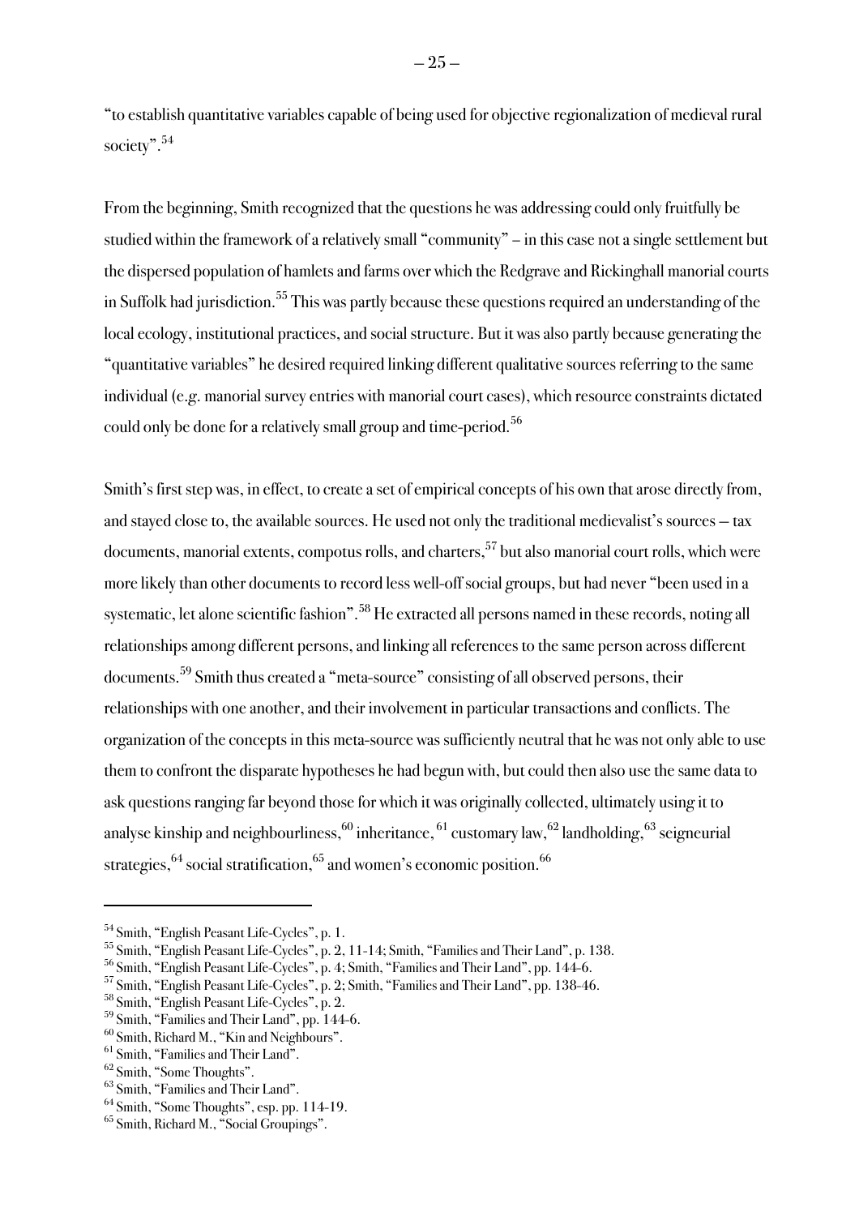"to establish quantitative variables capable of being used for objective regionalization of medieval rural society".[54]

From the beginning, Smith recognized that the questions he was addressing could only fruitfully be studied within the framework of a relatively small "community" – in this case not a single settlement but the dispersed population of hamlets and farms over which the Redgrave and Rickinghall manorial courts in Suffolk had jurisdiction.[55] This was partly because these questions required an understanding of the local ecology, institutional practices, and social structure. But it was also partly because generating the "quantitative variables" he desired required linking different qualitative sources referring to the same individual (e.g. manorial survey entries with manorial court cases), which resource constraints dictated could only be done for a relatively small group and time-period.[56]

Smith's first step was, in effect, to create a set of empirical concepts of his own that arose directly from, and stayed close to, the available sources. He used not only the traditional medievalist's sources – tax documents, manorial extents, compotus rolls, and charters,[57] but also manorial court rolls, which were more likely than other documents to record less well-off social groups, but had never "been used in a systematic, let alone scientific fashion".[58] He extracted all persons named in these records, noting all relationships among different persons, and linking all references to the same person across different documents.[59] Smith thus created a "meta-source" consisting of all observed persons, their relationships with one another, and their involvement in particular transactions and conflicts. The organization of the concepts in this meta-source was sufficiently neutral that he was not only able to use them to confront the disparate hypotheses he had begun with, but could then also use the same data to ask questions ranging far beyond those for which it was originally collected, ultimately using it to analyse kinship and neighbourliness,[60] inheritance, [61] customary law,[62] landholding,[63] seigneurial strategies,[64] social stratification,[65] and women's economic position.[66]

---

[54] Smith, "English Peasant Life-Cycles", p. 1.
[55] Smith, "English Peasant Life-Cycles", p. 2, 11-14; Smith, "Families and Their Land", p. 138.
[56] Smith, "English Peasant Life-Cycles", p. 4; Smith, "Families and Their Land", pp. 144-6.
[57] Smith, "English Peasant Life-Cycles", p. 2; Smith, "Families and Their Land", pp. 138-46.
[58] Smith, "English Peasant Life-Cycles", p. 2.
[59] Smith, "Families and Their Land", pp. 144-6.
[60] Smith, Richard M., "Kin and Neighbours".
[61] Smith, "Families and Their Land".
[62] Smith, "Some Thoughts".
[63] Smith, "Families and Their Land".
[64] Smith, "Some Thoughts", esp. pp. 114-19.
[65] Smith, Richard M., "Social Groupings".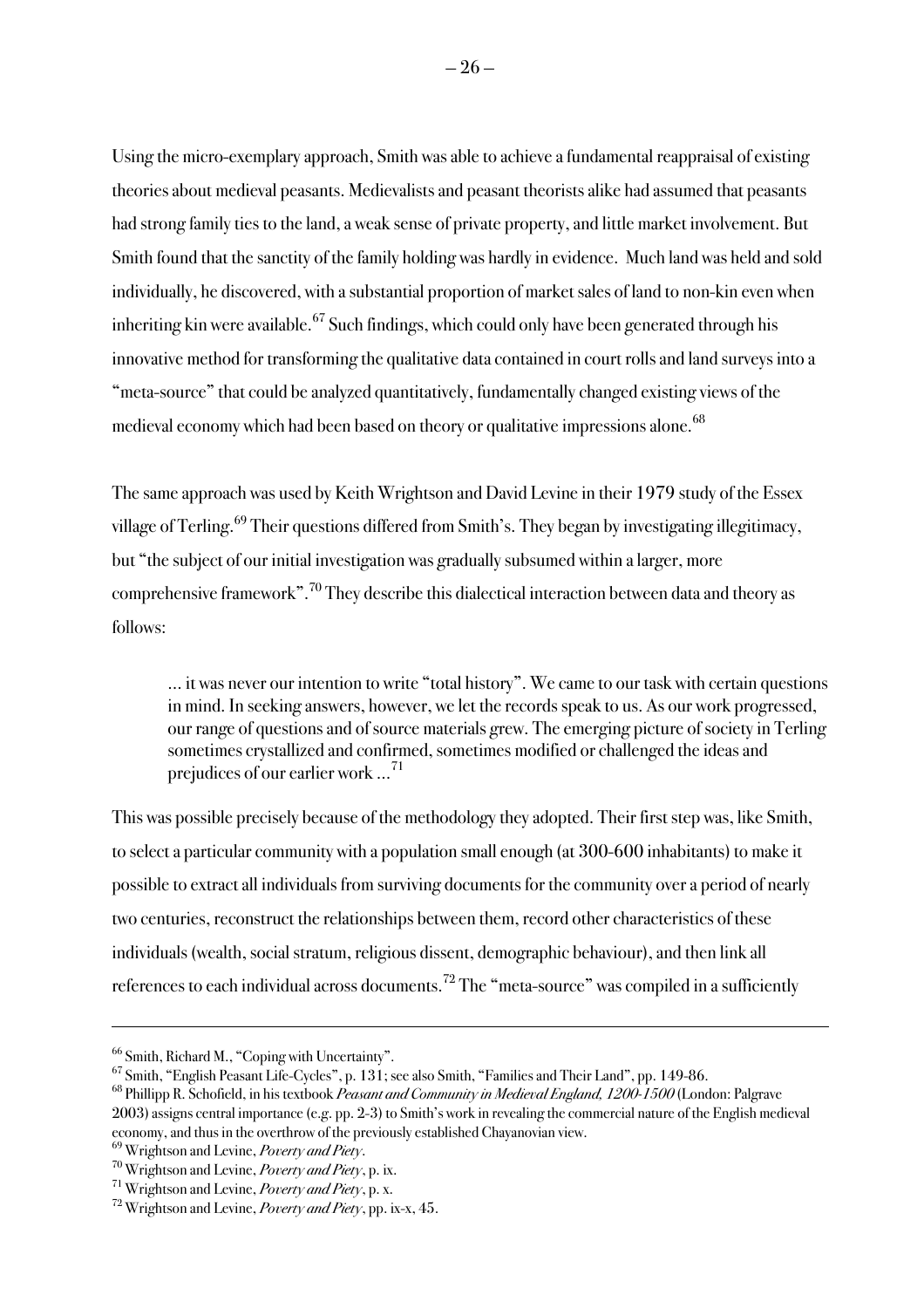Using the micro-exemplary approach, Smith was able to achieve a fundamental reappraisal of existing theories about medieval peasants. Medievalists and peasant theorists alike had assumed that peasants had strong family ties to the land, a weak sense of private property, and little market involvement. But Smith found that the sanctity of the family holding was hardly in evidence. Much land was held and sold individually, he discovered, with a substantial proportion of market sales of land to non-kin even when inheriting kin were available.[67] Such findings, which could only have been generated through his innovative method for transforming the qualitative data contained in court rolls and land surveys into a "meta-source" that could be analyzed quantitatively, fundamentally changed existing views of the medieval economy which had been based on theory or qualitative impressions alone.[68]

The same approach was used by Keith Wrightson and David Levine in their 1979 study of the Essex village of Terling.[69] Their questions differed from Smith's. They began by investigating illegitimacy, but "the subject of our initial investigation was gradually subsumed within a larger, more comprehensive framework".[70] They describe this dialectical interaction between data and theory as follows:

> ... it was never our intention to write "total history". We came to our task with certain questions in mind. In seeking answers, however, we let the records speak to us. As our work progressed, our range of questions and of source materials grew. The emerging picture of society in Terling sometimes crystallized and confirmed, sometimes modified or challenged the ideas and prejudices of our earlier work ...[71]

This was possible precisely because of the methodology they adopted. Their first step was, like Smith, to select a particular community with a population small enough (at 300-600 inhabitants) to make it possible to extract all individuals from surviving documents for the community over a period of nearly two centuries, reconstruct the relationships between them, record other characteristics of these individuals (wealth, social stratum, religious dissent, demographic behaviour), and then link all references to each individual across documents.[72] The "meta-source" was compiled in a sufficiently

---

[66] Smith, Richard M., "Coping with Uncertainty".

[67] Smith, "English Peasant Life-Cycles", p. 131; see also Smith, "Families and Their Land", pp. 149-86.

[68] Phillipp R. Schofield, in his textbook *Peasant and Community in Medieval England, 1200-1500* (London: Palgrave 2003) assigns central importance (e.g. pp. 2-3) to Smith's work in revealing the commercial nature of the English medieval economy, and thus in the overthrow of the previously established Chayanovian view.

[69] Wrightson and Levine, *Poverty and Piety*.

[70] Wrightson and Levine, *Poverty and Piety*, p. ix.

[71] Wrightson and Levine, *Poverty and Piety*, p. x.

[72] Wrightson and Levine, *Poverty and Piety*, pp. ix-x, 45.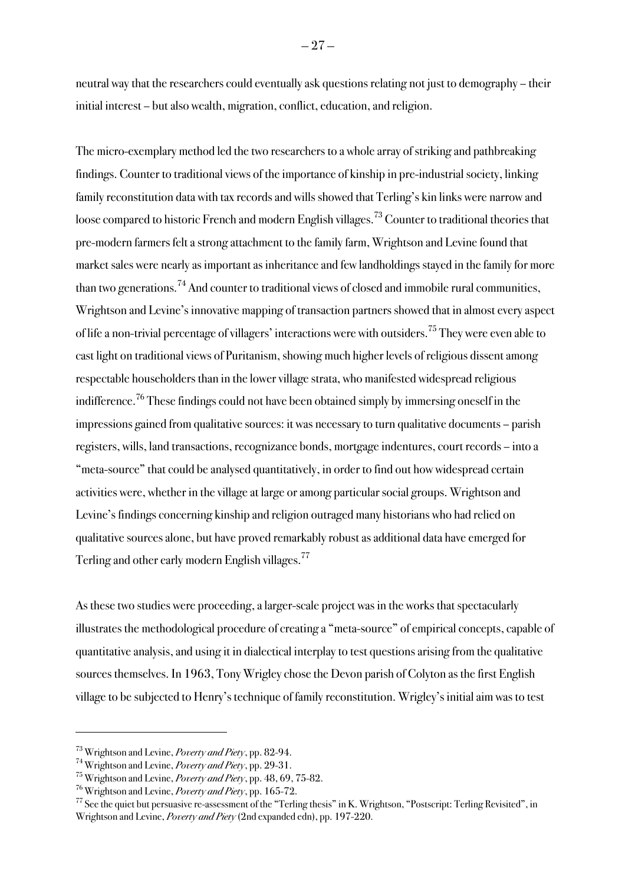neutral way that the researchers could eventually ask questions relating not just to demography – their initial interest – but also wealth, migration, conflict, education, and religion.

The micro-exemplary method led the two researchers to a whole array of striking and pathbreaking findings. Counter to traditional views of the importance of kinship in pre-industrial society, linking family reconstitution data with tax records and wills showed that Terling's kin links were narrow and loose compared to historic French and modern English villages.[73] Counter to traditional theories that pre-modern farmers felt a strong attachment to the family farm, Wrightson and Levine found that market sales were nearly as important as inheritance and few landholdings stayed in the family for more than two generations.[74] And counter to traditional views of closed and immobile rural communities, Wrightson and Levine's innovative mapping of transaction partners showed that in almost every aspect of life a non-trivial percentage of villagers' interactions were with outsiders.[75] They were even able to cast light on traditional views of Puritanism, showing much higher levels of religious dissent among respectable householders than in the lower village strata, who manifested widespread religious indifference.[76] These findings could not have been obtained simply by immersing oneself in the impressions gained from qualitative sources: it was necessary to turn qualitative documents – parish registers, wills, land transactions, recognizance bonds, mortgage indentures, court records – into a "meta-source" that could be analysed quantitatively, in order to find out how widespread certain activities were, whether in the village at large or among particular social groups. Wrightson and Levine's findings concerning kinship and religion outraged many historians who had relied on qualitative sources alone, but have proved remarkably robust as additional data have emerged for Terling and other early modern English villages.[77]

As these two studies were proceeding, a larger-scale project was in the works that spectacularly illustrates the methodological procedure of creating a "meta-source" of empirical concepts, capable of quantitative analysis, and using it in dialectical interplay to test questions arising from the qualitative sources themselves. In 1963, Tony Wrigley chose the Devon parish of Colyton as the first English village to be subjected to Henry's technique of family reconstitution. Wrigley's initial aim was to test

---

[73] Wrightson and Levine, *Poverty and Piety*, pp. 82-94.

[74] Wrightson and Levine, *Poverty and Piety*, pp. 29-31.

[75] Wrightson and Levine, *Poverty and Piety*, pp. 48, 69, 75-82.

[76] Wrightson and Levine, *Poverty and Piety*, pp. 165-72.

[77] See the quiet but persuasive re-assessment of the "Terling thesis" in K. Wrightson, "Postscript: Terling Revisited", in Wrightson and Levine, *Poverty and Piety* (2nd expanded edn), pp. 197-220.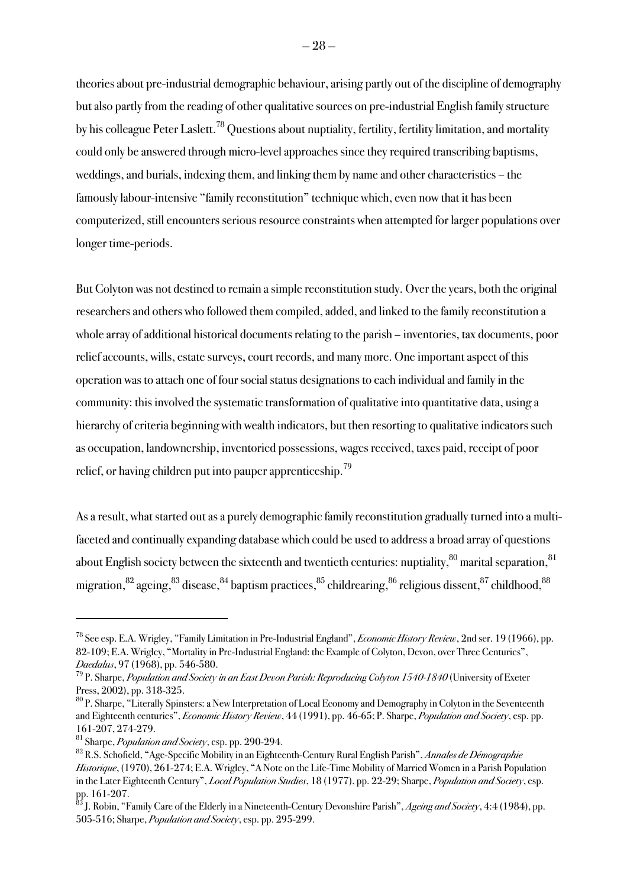theories about pre-industrial demographic behaviour, arising partly out of the discipline of demography but also partly from the reading of other qualitative sources on pre-industrial English family structure by his colleague Peter Laslett.[78] Questions about nuptiality, fertility, fertility limitation, and mortality could only be answered through micro-level approaches since they required transcribing baptisms, weddings, and burials, indexing them, and linking them by name and other characteristics – the famously labour-intensive "family reconstitution" technique which, even now that it has been computerized, still encounters serious resource constraints when attempted for larger populations over longer time-periods.

But Colyton was not destined to remain a simple reconstitution study. Over the years, both the original researchers and others who followed them compiled, added, and linked to the family reconstitution a whole array of additional historical documents relating to the parish – inventories, tax documents, poor relief accounts, wills, estate surveys, court records, and many more. One important aspect of this operation was to attach one of four social status designations to each individual and family in the community: this involved the systematic transformation of qualitative into quantitative data, using a hierarchy of criteria beginning with wealth indicators, but then resorting to qualitative indicators such as occupation, landownership, inventoried possessions, wages received, taxes paid, receipt of poor relief, or having children put into pauper apprenticeship.[79]

As a result, what started out as a purely demographic family reconstitution gradually turned into a multi-faceted and continually expanding database which could be used to address a broad array of questions about English society between the sixteenth and twentieth centuries: nuptiality,[80] marital separation,[81] migration,[82] ageing,[83] disease,[84] baptism practices,[85] childrearing,[86] religious dissent,[87] childhood,[88]

---

[78] See esp. E.A. Wrigley, "Family Limitation in Pre-Industrial England", *Economic History Review*, 2nd ser. 19 (1966), pp. 82-109; E.A. Wrigley, "Mortality in Pre-Industrial England: the Example of Colyton, Devon, over Three Centuries", *Daedalus*, 97 (1968), pp. 546-580.

[79] P. Sharpe, *Population and Society in an East Devon Parish: Reproducing Colyton 1540-1840* (University of Exeter Press, 2002), pp. 318-325.

[80] P. Sharpe, "Literally Spinsters: a New Interpretation of Local Economy and Demography in Colyton in the Seventeenth and Eighteenth centuries", *Economic History Review*, 44 (1991), pp. 46-65; P. Sharpe, *Population and Society*, esp. pp. 161-207, 274-279.

[81] Sharpe, *Population and Society*, esp. pp. 290-294.

[82] R.S. Schofield, "Age-Specific Mobility in an Eighteenth-Century Rural English Parish", *Annales de Démographie Historique*, (1970), 261-274; E.A. Wrigley, "A Note on the Life-Time Mobility of Married Women in a Parish Population in the Later Eighteenth Century", *Local Population Studies*, 18 (1977), pp. 22-29; Sharpe, *Population and Society*, esp. pp. 161-207.

[83] J. Robin, "Family Care of the Elderly in a Nineteenth-Century Devonshire Parish", *Ageing and Society*, 4:4 (1984), pp. 505-516; Sharpe, *Population and Society*, esp. pp. 295-299.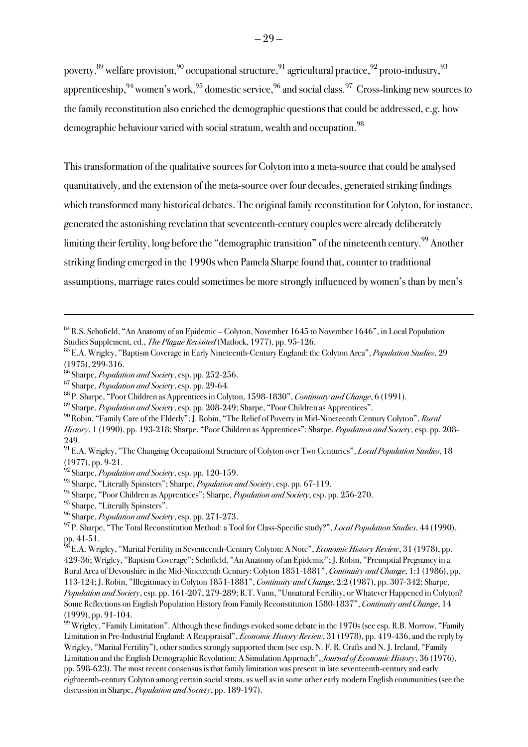poverty,[89] welfare provision,[90] occupational structure,[91] agricultural practice,[92] proto-industry,[93] apprenticeship,[94] women's work,[95] domestic service,[96] and social class.[97] Cross-linking new sources to the family reconstitution also enriched the demographic questions that could be addressed, e.g. how demographic behaviour varied with social stratum, wealth and occupation.[98]

This transformation of the qualitative sources for Colyton into a meta-source that could be analysed quantitatively, and the extension of the meta-source over four decades, generated striking findings which transformed many historical debates. The original family reconstitution for Colyton, for instance, generated the astonishing revelation that seventeenth-century couples were already deliberately limiting their fertility, long before the "demographic transition" of the nineteenth century.[99] Another striking finding emerged in the 1990s when Pamela Sharpe found that, counter to traditional assumptions, marriage rates could sometimes be more strongly influenced by women's than by men's

---

[84] R.S. Schofield, "An Anatomy of an Epidemic – Colyton, November 1645 to November 1646", in Local Population Studies Supplement, ed., *The Plague Revisited* (Matlock, 1977), pp. 95-126.

[85] E.A. Wrigley, "Baptism Coverage in Early Nineteenth-Century England: the Colyton Area", *Population Studies*, 29 (1975), 299-316.

[86] Sharpe, *Population and Society*, esp. pp. 252-256.

[87] Sharpe, *Population and Society*, esp. pp. 29-64.

[88] P. Sharpe, "Poor Children as Apprentices in Colyton, 1598-1830", *Continuity and Change*, 6 (1991).

[89] Sharpe, *Population and Society*, esp. pp. 208-249; Sharpe, "Poor Children as Apprentices".

[90] Robin, "Family Care of the Elderly"; J. Robin, "The Relief of Poverty in Mid-Nineteenth Century Colyton", *Rural History*, 1 (1990), pp. 193-218; Sharpe, "Poor Children as Apprentices"; Sharpe, *Population and Society*, esp. pp. 208-249.

[91] E.A. Wrigley, "The Changing Occupational Structure of Colyton over Two Centuries", *Local Population Studies*, 18 (1977), pp. 9-21.

[92] Sharpe, *Population and Society*, esp. pp. 120-159.

[93] Sharpe, "Literally Spinsters"; Sharpe, *Population and Society*, esp. pp. 67-119.

[94] Sharpe, "Poor Children as Apprentices"; Sharpe, *Population and Society*, esp. pp. 256-270.

[95] Sharpe, "Literally Spinsters".

[96] Sharpe, *Population and Society*, esp. pp. 271-273.

[97] P. Sharpe, "The Total Reconstitution Method: a Tool for Class-Specific study?", *Local Population Studies*, 44 (1990), pp. 41-51.

[98] E.A. Wrigley, "Marital Fertility in Seventeenth-Century Colyton: A Note", *Economic History Review*, 31 (1978), pp. 429-36; Wrigley, "Baptism Coverage"; Schofield, "An Anatomy of an Epidemic"; J. Robin, "Prenuptial Pregnancy in a Rural Area of Devonshire in the Mid-Nineteenth Century: Colyton 1851-1881", *Continuity and Change*, 1:1 (1986), pp. 113-124; J. Robin, "Illegitimacy in Colyton 1851-1881", *Continuity and Change*, 2:2 (1987), pp. 307-342; Sharpe, *Population and Society*, esp. pp. 161-207, 279-289; R.T. Vann, "Unnatural Fertility, or Whatever Happened in Colyton? Some Reflections on English Population History from Family Reconstitution 1580-1837", *Continuity and Change*, 14 (1999), pp. 91-104.

[99] Wrigley, "Family Limitation". Although these findings evoked some debate in the 1970s (see esp. R.B. Morrow, "Family Limitation in Pre-Industrial England: A Reappraisal", *Economic History Review*, 31 (1978), pp. 419-436, and the reply by Wrigley, "Marital Fertility"), other studies strongly supported them (see esp. N. F. R. Crafts and N. J. Ireland, "Family Limitation and the English Demographic Revolution: A Simulation Approach", *Journal of Economic History*, 36 (1976), pp. 598-623). The most recent consensus is that family limitation was present in late seventeenth-century and early eighteenth-century Colyton among certain social strata, as well as in some other early modern English communities (see the discussion in Sharpe, *Population and Society*, pp. 189-197).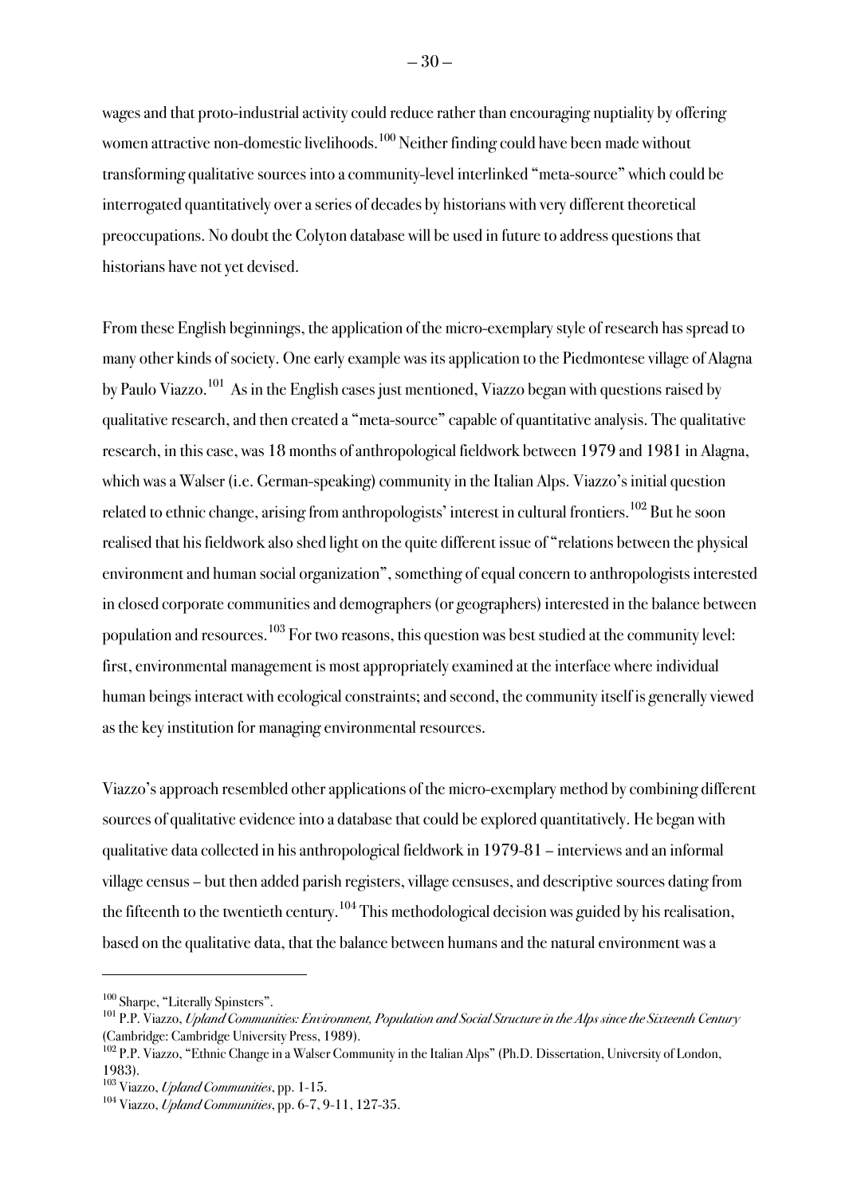wages and that proto-industrial activity could reduce rather than encouraging nuptiality by offering women attractive non-domestic livelihoods.[100] Neither finding could have been made without transforming qualitative sources into a community-level interlinked "meta-source" which could be interrogated quantitatively over a series of decades by historians with very different theoretical preoccupations. No doubt the Colyton database will be used in future to address questions that historians have not yet devised.

From these English beginnings, the application of the micro-exemplary style of research has spread to many other kinds of society. One early example was its application to the Piedmontese village of Alagna by Paulo Viazzo.[101] As in the English cases just mentioned, Viazzo began with questions raised by qualitative research, and then created a "meta-source" capable of quantitative analysis. The qualitative research, in this case, was 18 months of anthropological fieldwork between 1979 and 1981 in Alagna, which was a Walser (i.e. German-speaking) community in the Italian Alps. Viazzo's initial question related to ethnic change, arising from anthropologists' interest in cultural frontiers.[102] But he soon realised that his fieldwork also shed light on the quite different issue of "relations between the physical environment and human social organization", something of equal concern to anthropologists interested in closed corporate communities and demographers (or geographers) interested in the balance between population and resources.[103] For two reasons, this question was best studied at the community level: first, environmental management is most appropriately examined at the interface where individual human beings interact with ecological constraints; and second, the community itself is generally viewed as the key institution for managing environmental resources.

Viazzo's approach resembled other applications of the micro-exemplary method by combining different sources of qualitative evidence into a database that could be explored quantitatively. He began with qualitative data collected in his anthropological fieldwork in 1979-81 – interviews and an informal village census – but then added parish registers, village censuses, and descriptive sources dating from the fifteenth to the twentieth century.[104] This methodological decision was guided by his realisation, based on the qualitative data, that the balance between humans and the natural environment was a

---

[100] Sharpe, "Literally Spinsters".

[101] P.P. Viazzo, *Upland Communities: Environment, Population and Social Structure in the Alps since the Sixteenth Century* (Cambridge: Cambridge University Press, 1989).

[102] P.P. Viazzo, "Ethnic Change in a Walser Community in the Italian Alps" (Ph.D. Dissertation, University of London, 1983).

[103] Viazzo, *Upland Communities*, pp. 1-15.

[104] Viazzo, *Upland Communities*, pp. 6-7, 9-11, 127-35.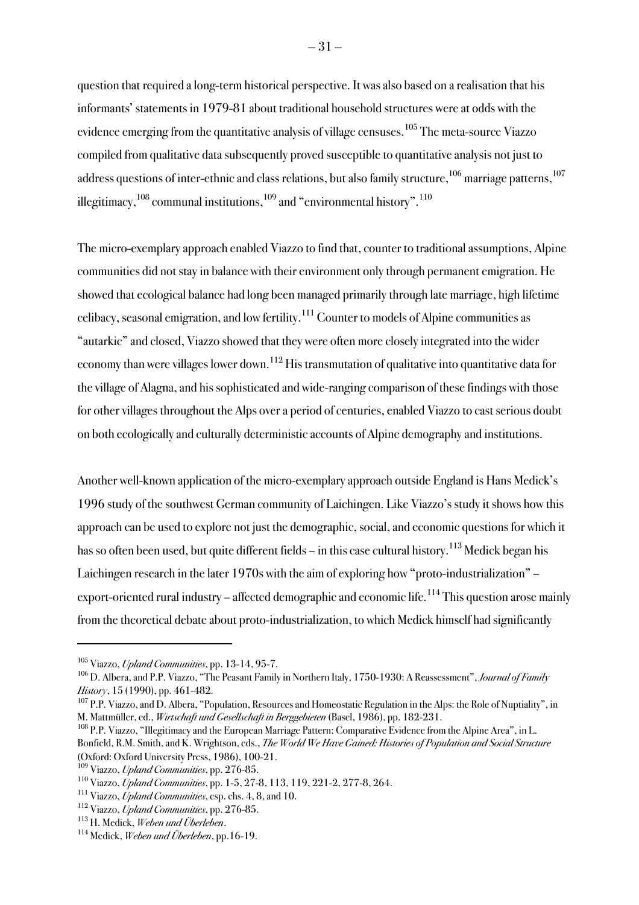question that required a long-term historical perspective. It was also based on a realisation that his informants' statements in 1979-81 about traditional household structures were at odds with the evidence emerging from the quantitative analysis of village censuses.[105] The meta-source Viazzo compiled from qualitative data subsequently proved susceptible to quantitative analysis not just to address questions of inter-ethnic and class relations, but also family structure,[106] marriage patterns,[107] illegitimacy,[108] communal institutions,[109] and "environmental history".[110]

The micro-exemplary approach enabled Viazzo to find that, counter to traditional assumptions, Alpine communities did not stay in balance with their environment only through permanent emigration. He showed that ecological balance had long been managed primarily through late marriage, high lifetime celibacy, seasonal emigration, and low fertility.[111] Counter to models of Alpine communities as "autarkic" and closed, Viazzo showed that they were often more closely integrated into the wider economy than were villages lower down.[112] His transmutation of qualitative into quantitative data for the village of Alagna, and his sophisticated and wide-ranging comparison of these findings with those for other villages throughout the Alps over a period of centuries, enabled Viazzo to cast serious doubt on both ecologically and culturally deterministic accounts of Alpine demography and institutions.

Another well-known application of the micro-exemplary approach outside England is Hans Medick's 1996 study of the southwest German community of Laichingen. Like Viazzo's study it shows how this approach can be used to explore not just the demographic, social, and economic questions for which it has so often been used, but quite different fields – in this case cultural history.[113] Medick began his Laichingen research in the later 1970s with the aim of exploring how "proto-industrialization" – export-oriented rural industry – affected demographic and economic life.[114] This question arose mainly from the theoretical debate about proto-industrialization, to which Medick himself had significantly

---

[105] Viazzo, *Upland Communities*, pp. 13-14, 95-7.

[106] D. Albera, and P.P. Viazzo, "The Peasant Family in Northern Italy, 1750-1930: A Reassessment", *Journal of Family History*, 15 (1990), pp. 461-482.

[107] P.P. Viazzo, and D. Albera, "Population, Resources and Homeostatic Regulation in the Alps: the Role of Nuptiality", in M. Mattmüller, ed., *Wirtschaft und Gesellschaft in Berggebieten* (Basel, 1986), pp. 182-231.

[108] P.P. Viazzo, "Illegitimacy and the European Marriage Pattern: Comparative Evidence from the Alpine Area", in L. Bonfield, R.M. Smith, and K. Wrightson, eds., *The World We Have Gained: Histories of Population and Social Structure* (Oxford: Oxford University Press, 1986), 100-21.

[109] Viazzo, *Upland Communities*, pp. 276-85.

[110] Viazzo, *Upland Communities*, pp. 1-5, 27-8, 113, 119, 221-2, 277-8, 264.

[111] Viazzo, *Upland Communities*, esp. chs. 4, 8, and 10.

[112] Viazzo, *Upland Communities*, pp. 276-85.

[113] H. Medick, *Weben und Überleben*.

[114] Medick, *Weben und Überleben*, pp.16-19.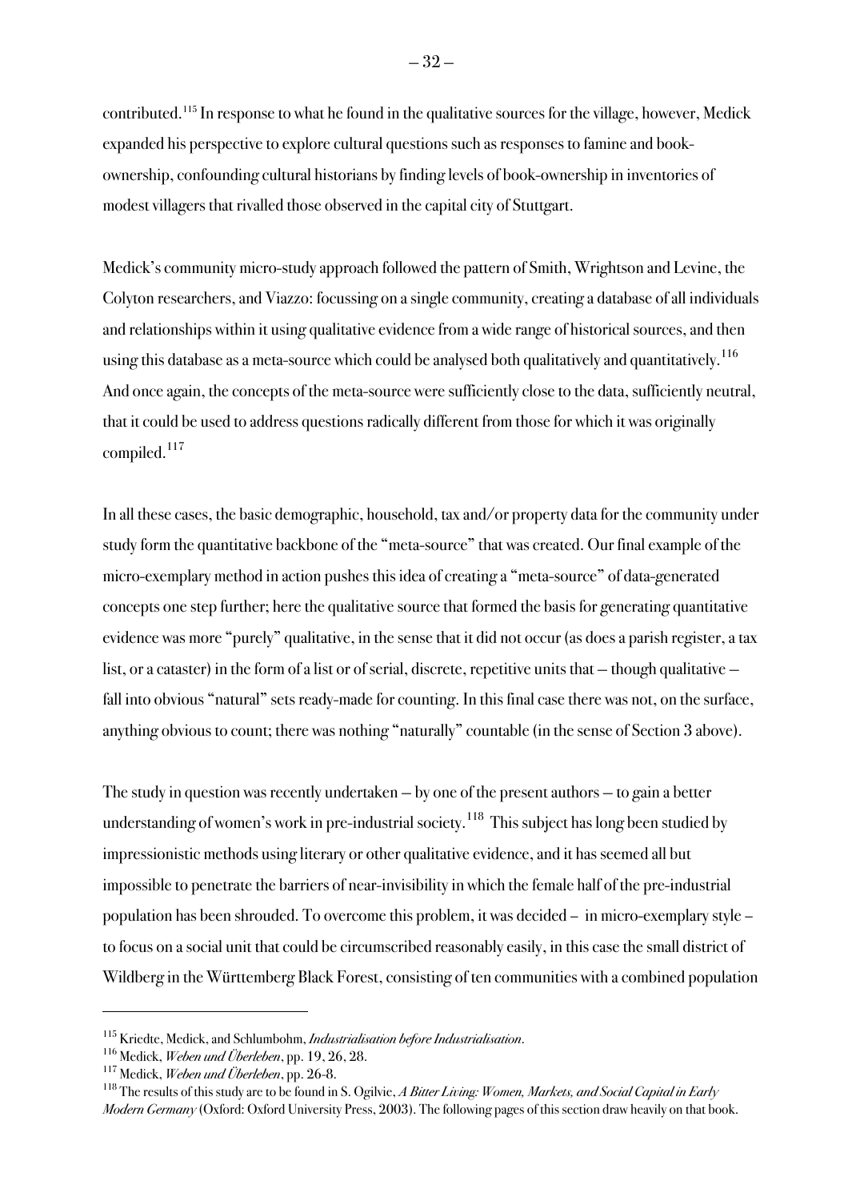contributed.[115] In response to what he found in the qualitative sources for the village, however, Medick expanded his perspective to explore cultural questions such as responses to famine and book-ownership, confounding cultural historians by finding levels of book-ownership in inventories of modest villagers that rivalled those observed in the capital city of Stuttgart.

Medick's community micro-study approach followed the pattern of Smith, Wrightson and Levine, the Colyton researchers, and Viazzo: focussing on a single community, creating a database of all individuals and relationships within it using qualitative evidence from a wide range of historical sources, and then using this database as a meta-source which could be analysed both qualitatively and quantitatively.[116] And once again, the concepts of the meta-source were sufficiently close to the data, sufficiently neutral, that it could be used to address questions radically different from those for which it was originally compiled.[117]

In all these cases, the basic demographic, household, tax and/or property data for the community under study form the quantitative backbone of the "meta-source" that was created. Our final example of the micro-exemplary method in action pushes this idea of creating a "meta-source" of data-generated concepts one step further; here the qualitative source that formed the basis for generating quantitative evidence was more "purely" qualitative, in the sense that it did not occur (as does a parish register, a tax list, or a cataster) in the form of a list or of serial, discrete, repetitive units that – though qualitative – fall into obvious "natural" sets ready-made for counting. In this final case there was not, on the surface, anything obvious to count; there was nothing "naturally" countable (in the sense of Section 3 above).

The study in question was recently undertaken – by one of the present authors – to gain a better understanding of women's work in pre-industrial society.[118] This subject has long been studied by impressionistic methods using literary or other qualitative evidence, and it has seemed all but impossible to penetrate the barriers of near-invisibility in which the female half of the pre-industrial population has been shrouded. To overcome this problem, it was decided – in micro-exemplary style – to focus on a social unit that could be circumscribed reasonably easily, in this case the small district of Wildberg in the Württemberg Black Forest, consisting of ten communities with a combined population

---

[115] Kriedte, Medick, and Schlumbohm, *Industrialisation before Industrialisation*.

[116] Medick, *Weben und Überleben*, pp. 19, 26, 28.

[117] Medick, *Weben und Überleben*, pp. 26-8.

[118] The results of this study are to be found in S. Ogilvie, *A Bitter Living: Women, Markets, and Social Capital in Early Modern Germany* (Oxford: Oxford University Press, 2003). The following pages of this section draw heavily on that book.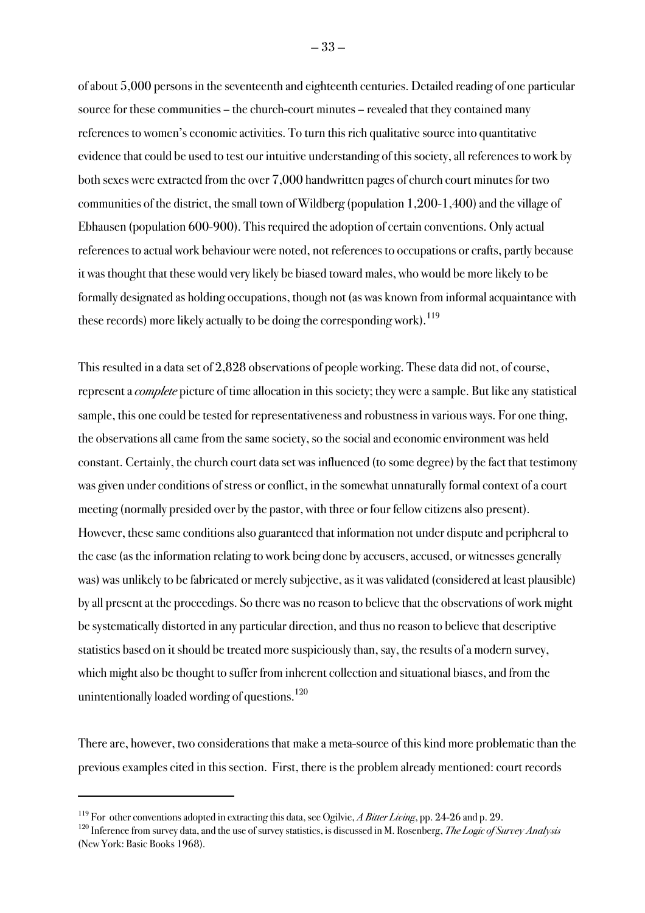of about 5,000 persons in the seventeenth and eighteenth centuries. Detailed reading of one particular source for these communities – the church-court minutes – revealed that they contained many references to women's economic activities. To turn this rich qualitative source into quantitative evidence that could be used to test our intuitive understanding of this society, all references to work by both sexes were extracted from the over 7,000 handwritten pages of church court minutes for two communities of the district, the small town of Wildberg (population 1,200-1,400) and the village of Ebhausen (population 600-900). This required the adoption of certain conventions. Only actual references to actual work behaviour were noted, not references to occupations or crafts, partly because it was thought that these would very likely be biased toward males, who would be more likely to be formally designated as holding occupations, though not (as was known from informal acquaintance with these records) more likely actually to be doing the corresponding work).[119]

This resulted in a data set of 2,828 observations of people working. These data did not, of course, represent a *complete* picture of time allocation in this society; they were a sample. But like any statistical sample, this one could be tested for representativeness and robustness in various ways. For one thing, the observations all came from the same society, so the social and economic environment was held constant. Certainly, the church court data set was influenced (to some degree) by the fact that testimony was given under conditions of stress or conflict, in the somewhat unnaturally formal context of a court meeting (normally presided over by the pastor, with three or four fellow citizens also present). However, these same conditions also guaranteed that information not under dispute and peripheral to the case (as the information relating to work being done by accusers, accused, or witnesses generally was) was unlikely to be fabricated or merely subjective, as it was validated (considered at least plausible) by all present at the proceedings. So there was no reason to believe that the observations of work might be systematically distorted in any particular direction, and thus no reason to believe that descriptive statistics based on it should be treated more suspiciously than, say, the results of a modern survey, which might also be thought to suffer from inherent collection and situational biases, and from the unintentionally loaded wording of questions.[120]

There are, however, two considerations that make a meta-source of this kind more problematic than the previous examples cited in this section. First, there is the problem already mentioned: court records

---

[119] For other conventions adopted in extracting this data, see Ogilvie, *A Bitter Living*, pp. 24-26 and p. 29.

[120] Inference from survey data, and the use of survey statistics, is discussed in M. Rosenberg, *The Logic of Survey Analysis* (New York: Basic Books 1968).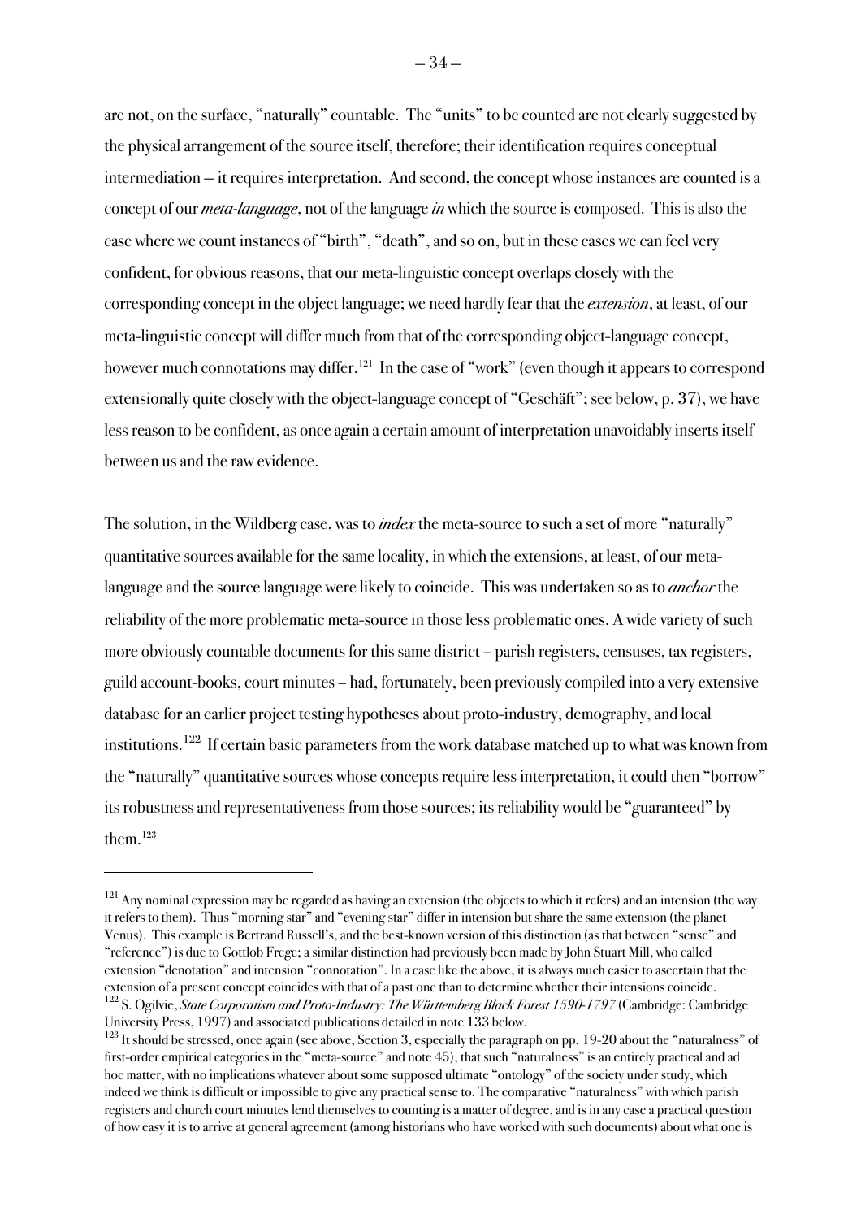are not, on the surface, "naturally" countable. The "units" to be counted are not clearly suggested by the physical arrangement of the source itself, therefore; their identification requires conceptual intermediation – it requires interpretation. And second, the concept whose instances are counted is a concept of our *meta-language*, not of the language *in* which the source is composed. This is also the case where we count instances of "birth", "death", and so on, but in these cases we can feel very confident, for obvious reasons, that our meta-linguistic concept overlaps closely with the corresponding concept in the object language; we need hardly fear that the *extension*, at least, of our meta-linguistic concept will differ much from that of the corresponding object-language concept, however much connotations may differ.[121] In the case of "work" (even though it appears to correspond extensionally quite closely with the object-language concept of "Geschäft"; see below, p. 37), we have less reason to be confident, as once again a certain amount of interpretation unavoidably inserts itself between us and the raw evidence.

The solution, in the Wildberg case, was to *index* the meta-source to such a set of more "naturally" quantitative sources available for the same locality, in which the extensions, at least, of our meta-language and the source language were likely to coincide. This was undertaken so as to *anchor* the reliability of the more problematic meta-source in those less problematic ones. A wide variety of such more obviously countable documents for this same district – parish registers, censuses, tax registers, guild account-books, court minutes – had, fortunately, been previously compiled into a very extensive database for an earlier project testing hypotheses about proto-industry, demography, and local institutions.[122] If certain basic parameters from the work database matched up to what was known from the "naturally" quantitative sources whose concepts require less interpretation, it could then "borrow" its robustness and representativeness from those sources; its reliability would be "guaranteed" by them.[123]

---

[121] Any nominal expression may be regarded as having an extension (the objects to which it refers) and an intension (the way it refers to them). Thus "morning star" and "evening star" differ in intension but share the same extension (the planet Venus). This example is Bertrand Russell's, and the best-known version of this distinction (as that between "sense" and "reference") is due to Gottlob Frege; a similar distinction had previously been made by John Stuart Mill, who called extension "denotation" and intension "connotation". In a case like the above, it is always much easier to ascertain that the extension of a present concept coincides with that of a past one than to determine whether their intensions coincide.

[122] S. Ogilvie, *State Corporatism and Proto-Industry: The Württemberg Black Forest 1590-1797* (Cambridge: Cambridge University Press, 1997) and associated publications detailed in note 133 below.

[123] It should be stressed, once again (see above, Section 3, especially the paragraph on pp. 19-20 about the "naturalness" of first-order empirical categories in the "meta-source" and note 45), that such "naturalness" is an entirely practical and ad hoc matter, with no implications whatever about some supposed ultimate "ontology" of the society under study, which indeed we think is difficult or impossible to give any practical sense to. The comparative "naturalness" with which parish registers and church court minutes lend themselves to counting is a matter of degree, and is in any case a practical question of how easy it is to arrive at general agreement (among historians who have worked with such documents) about what one is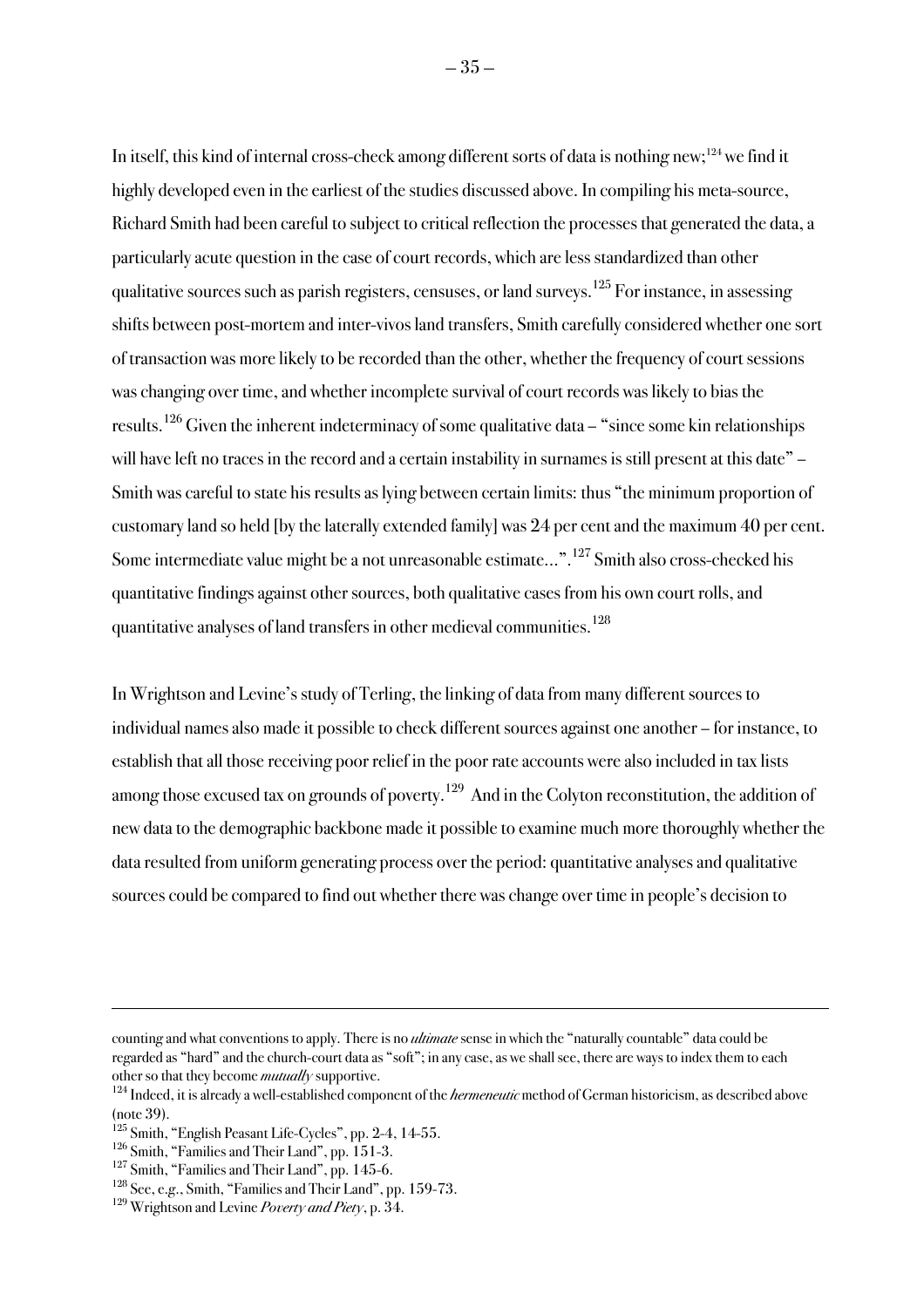In itself, this kind of internal cross-check among different sorts of data is nothing new;[124] we find it highly developed even in the earliest of the studies discussed above. In compiling his meta-source, Richard Smith had been careful to subject to critical reflection the processes that generated the data, a particularly acute question in the case of court records, which are less standardized than other qualitative sources such as parish registers, censuses, or land surveys.[125] For instance, in assessing shifts between post-mortem and inter-vivos land transfers, Smith carefully considered whether one sort of transaction was more likely to be recorded than the other, whether the frequency of court sessions was changing over time, and whether incomplete survival of court records was likely to bias the results.[126] Given the inherent indeterminacy of some qualitative data – "since some kin relationships will have left no traces in the record and a certain instability in surnames is still present at this date" – Smith was careful to state his results as lying between certain limits: thus "the minimum proportion of customary land so held [by the laterally extended family] was 24 per cent and the maximum 40 per cent. Some intermediate value might be a not unreasonable estimate…".[127] Smith also cross-checked his quantitative findings against other sources, both qualitative cases from his own court rolls, and quantitative analyses of land transfers in other medieval communities.[128]

In Wrightson and Levine's study of Terling, the linking of data from many different sources to individual names also made it possible to check different sources against one another – for instance, to establish that all those receiving poor relief in the poor rate accounts were also included in tax lists among those excused tax on grounds of poverty.[129] And in the Colyton reconstitution, the addition of new data to the demographic backbone made it possible to examine much more thoroughly whether the data resulted from uniform generating process over the period: quantitative analyses and qualitative sources could be compared to find out whether there was change over time in people's decision to

---

counting and what conventions to apply. There is no *ultimate* sense in which the "naturally countable" data could be regarded as "hard" and the church-court data as "soft"; in any case, as we shall see, there are ways to index them to each other so that they become *mutually* supportive.

[124] Indeed, it is already a well-established component of the *hermeneutic* method of German historicism, as described above (note 39).

[125] Smith, "English Peasant Life-Cycles", pp. 2-4, 14-55.

[126] Smith, "Families and Their Land", pp. 151-3.

[127] Smith, "Families and Their Land", pp. 145-6.

[128] See, e.g., Smith, "Families and Their Land", pp. 159-73.

[129] Wrightson and Levine *Poverty and Piety*, p. 34.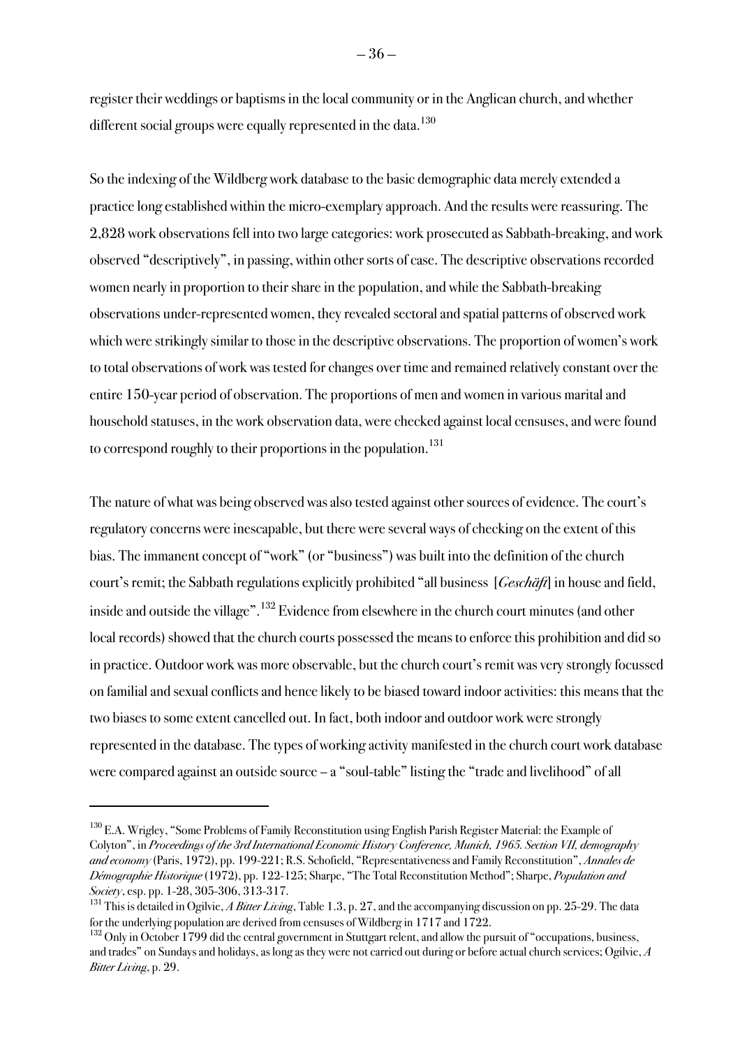register their weddings or baptisms in the local community or in the Anglican church, and whether different social groups were equally represented in the data.[130]

So the indexing of the Wildberg work database to the basic demographic data merely extended a practice long established within the micro-exemplary approach. And the results were reassuring. The 2,828 work observations fell into two large categories: work prosecuted as Sabbath-breaking, and work observed "descriptively", in passing, within other sorts of case. The descriptive observations recorded women nearly in proportion to their share in the population, and while the Sabbath-breaking observations under-represented women, they revealed sectoral and spatial patterns of observed work which were strikingly similar to those in the descriptive observations. The proportion of women's work to total observations of work was tested for changes over time and remained relatively constant over the entire 150-year period of observation. The proportions of men and women in various marital and household statuses, in the work observation data, were checked against local censuses, and were found to correspond roughly to their proportions in the population.[131]

The nature of what was being observed was also tested against other sources of evidence. The court's regulatory concerns were inescapable, but there were several ways of checking on the extent of this bias. The immanent concept of "work" (or "business") was built into the definition of the church court's remit; the Sabbath regulations explicitly prohibited "all business [*Geschäft*] in house and field, inside and outside the village".[132] Evidence from elsewhere in the church court minutes (and other local records) showed that the church courts possessed the means to enforce this prohibition and did so in practice. Outdoor work was more observable, but the church court's remit was very strongly focussed on familial and sexual conflicts and hence likely to be biased toward indoor activities: this means that the two biases to some extent cancelled out. In fact, both indoor and outdoor work were strongly represented in the database. The types of working activity manifested in the church court work database were compared against an outside source – a "soul-table" listing the "trade and livelihood" of all

---

[130] E.A. Wrigley, "Some Problems of Family Reconstitution using English Parish Register Material: the Example of Colyton", in *Proceedings of the 3rd International Economic History Conference, Munich, 1965. Section VII, demography and economy* (Paris, 1972), pp. 199-221; R.S. Schofield, "Representativeness and Family Reconstitution", *Annales de Démographie Historique* (1972), pp. 122-125; Sharpe, "The Total Reconstitution Method"; Sharpe, *Population and Society*, esp. pp. 1-28, 305-306, 313-317.

[131] This is detailed in Ogilvie, *A Bitter Living*, Table 1.3, p. 27, and the accompanying discussion on pp. 25-29. The data for the underlying population are derived from censuses of Wildberg in 1717 and 1722.

[132] Only in October 1799 did the central government in Stuttgart relent, and allow the pursuit of "occupations, business, and trades" on Sundays and holidays, as long as they were not carried out during or before actual church services; Ogilvie, *A Bitter Living*, p. 29.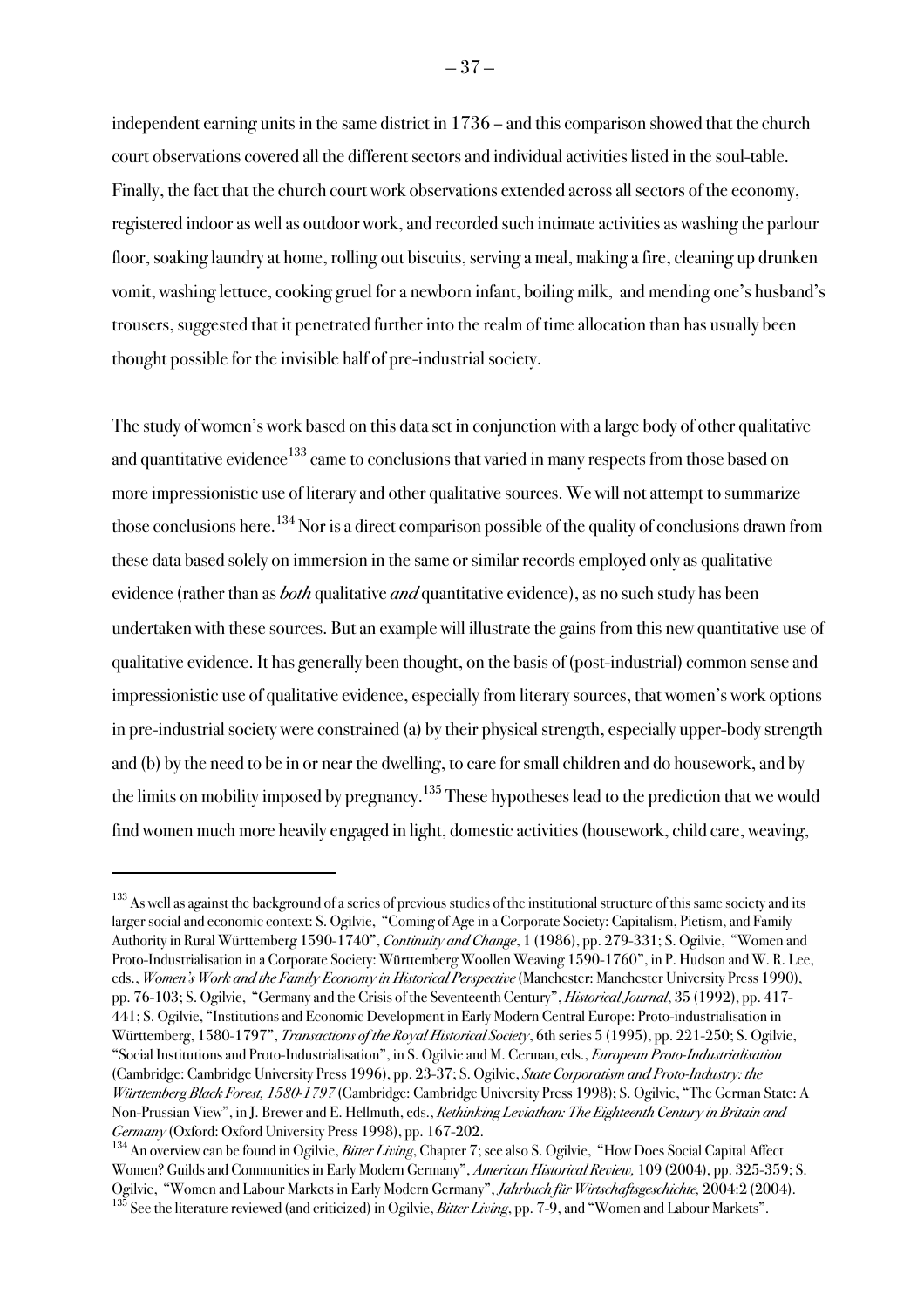independent earning units in the same district in 1736 – and this comparison showed that the church court observations covered all the different sectors and individual activities listed in the soul-table. Finally, the fact that the church court work observations extended across all sectors of the economy, registered indoor as well as outdoor work, and recorded such intimate activities as washing the parlour floor, soaking laundry at home, rolling out biscuits, serving a meal, making a fire, cleaning up drunken vomit, washing lettuce, cooking gruel for a newborn infant, boiling milk, and mending one's husband's trousers, suggested that it penetrated further into the realm of time allocation than has usually been thought possible for the invisible half of pre-industrial society.

The study of women's work based on this data set in conjunction with a large body of other qualitative and quantitative evidence[133] came to conclusions that varied in many respects from those based on more impressionistic use of literary and other qualitative sources. We will not attempt to summarize those conclusions here.[134] Nor is a direct comparison possible of the quality of conclusions drawn from these data based solely on immersion in the same or similar records employed only as qualitative evidence (rather than as *both* qualitative *and* quantitative evidence), as no such study has been undertaken with these sources. But an example will illustrate the gains from this new quantitative use of qualitative evidence. It has generally been thought, on the basis of (post-industrial) common sense and impressionistic use of qualitative evidence, especially from literary sources, that women's work options in pre-industrial society were constrained (a) by their physical strength, especially upper-body strength and (b) by the need to be in or near the dwelling, to care for small children and do housework, and by the limits on mobility imposed by pregnancy.[135] These hypotheses lead to the prediction that we would find women much more heavily engaged in light, domestic activities (housework, child care, weaving,

---

[133] As well as against the background of a series of previous studies of the institutional structure of this same society and its larger social and economic context: S. Ogilvie, "Coming of Age in a Corporate Society: Capitalism, Pietism, and Family Authority in Rural Württemberg 1590-1740", *Continuity and Change*, 1 (1986), pp. 279-331; S. Ogilvie, "Women and Proto-Industrialisation in a Corporate Society: Württemberg Woollen Weaving 1590-1760", in P. Hudson and W. R. Lee, eds., *Women's Work and the Family Economy in Historical Perspective* (Manchester: Manchester University Press 1990), pp. 76-103; S. Ogilvie, "Germany and the Crisis of the Seventeenth Century", *Historical Journal*, 35 (1992), pp. 417-441; S. Ogilvie, "Institutions and Economic Development in Early Modern Central Europe: Proto-industrialisation in Württemberg, 1580-1797", *Transactions of the Royal Historical Society*, 6th series 5 (1995), pp. 221-250; S. Ogilvie, "Social Institutions and Proto-Industrialisation", in S. Ogilvie and M. Cerman, eds., *European Proto-Industrialisation* (Cambridge: Cambridge University Press 1996), pp. 23-37; S. Ogilvie, *State Corporatism and Proto-Industry: the Württemberg Black Forest, 1580-1797* (Cambridge: Cambridge University Press 1998); S. Ogilvie, "The German State: A Non-Prussian View", in J. Brewer and E. Hellmuth, eds., *Rethinking Leviathan: The Eighteenth Century in Britain and Germany* (Oxford: Oxford University Press 1998), pp. 167-202.

[134] An overview can be found in Ogilvie, *Bitter Living*, Chapter 7; see also S. Ogilvie, "How Does Social Capital Affect Women? Guilds and Communities in Early Modern Germany", *American Historical Review,* 109 (2004), pp. 325-359; S. Ogilvie, "Women and Labour Markets in Early Modern Germany", *Jahrbuch für Wirtschaftsgeschichte,* 2004:2 (2004).

[135] See the literature reviewed (and criticized) in Ogilvie, *Bitter Living*, pp. 7-9, and "Women and Labour Markets".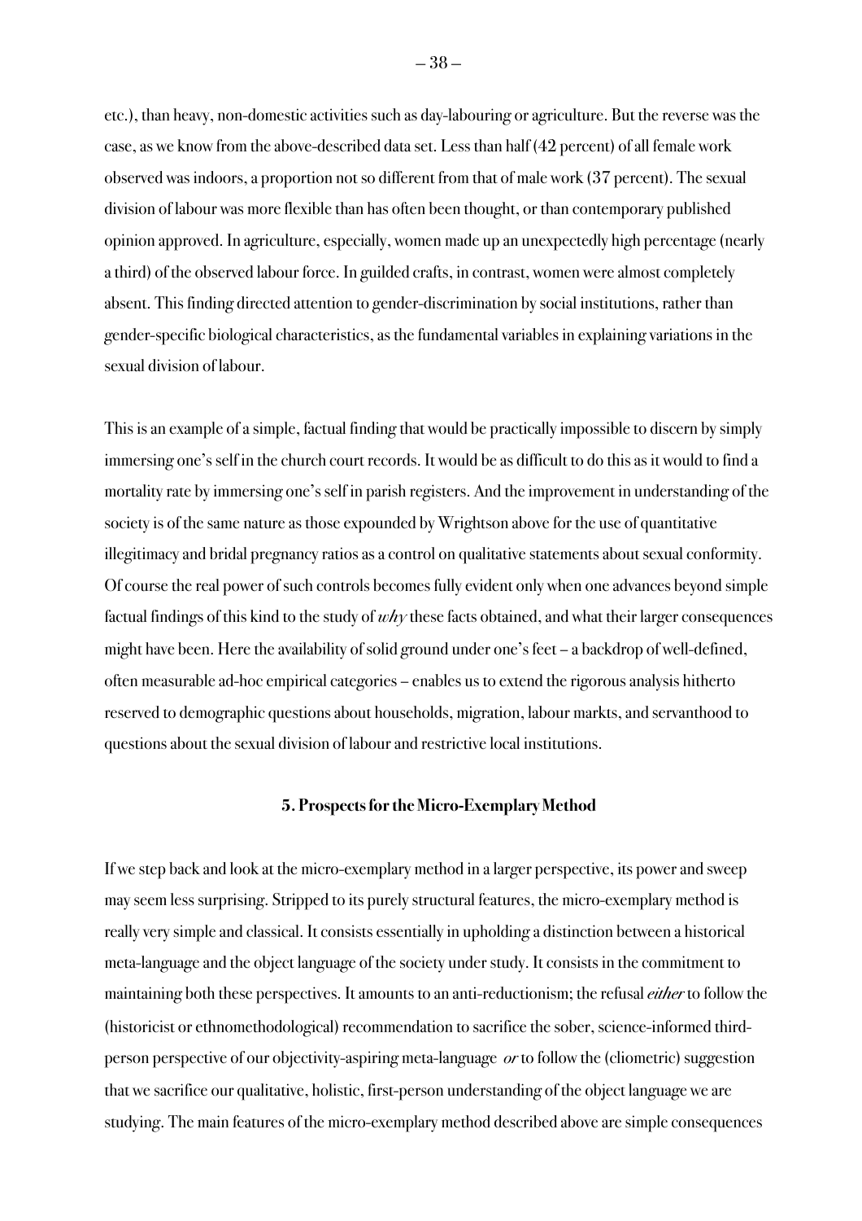etc.), than heavy, non-domestic activities such as day-labouring or agriculture. But the reverse was the case, as we know from the above-described data set. Less than half (42 percent) of all female work observed was indoors, a proportion not so different from that of male work (37 percent). The sexual division of labour was more flexible than has often been thought, or than contemporary published opinion approved. In agriculture, especially, women made up an unexpectedly high percentage (nearly a third) of the observed labour force. In guilded crafts, in contrast, women were almost completely absent. This finding directed attention to gender-discrimination by social institutions, rather than gender-specific biological characteristics, as the fundamental variables in explaining variations in the sexual division of labour.

This is an example of a simple, factual finding that would be practically impossible to discern by simply immersing one's self in the church court records. It would be as difficult to do this as it would to find a mortality rate by immersing one's self in parish registers. And the improvement in understanding of the society is of the same nature as those expounded by Wrightson above for the use of quantitative illegitimacy and bridal pregnancy ratios as a control on qualitative statements about sexual conformity. Of course the real power of such controls becomes fully evident only when one advances beyond simple factual findings of this kind to the study of *why* these facts obtained, and what their larger consequences might have been. Here the availability of solid ground under one's feet – a backdrop of well-defined, often measurable ad-hoc empirical categories – enables us to extend the rigorous analysis hitherto reserved to demographic questions about households, migration, labour markts, and servanthood to questions about the sexual division of labour and restrictive local institutions.

### 5. Prospects for the Micro-Exemplary Method

If we step back and look at the micro-exemplary method in a larger perspective, its power and sweep may seem less surprising. Stripped to its purely structural features, the micro-exemplary method is really very simple and classical. It consists essentially in upholding a distinction between a historical meta-language and the object language of the society under study. It consists in the commitment to maintaining both these perspectives. It amounts to an anti-reductionism; the refusal *either* to follow the (historicist or ethnomethodological) recommendation to sacrifice the sober, science-informed third-person perspective of our objectivity-aspiring meta-language *or* to follow the (cliometric) suggestion that we sacrifice our qualitative, holistic, first-person understanding of the object language we are studying. The main features of the micro-exemplary method described above are simple consequences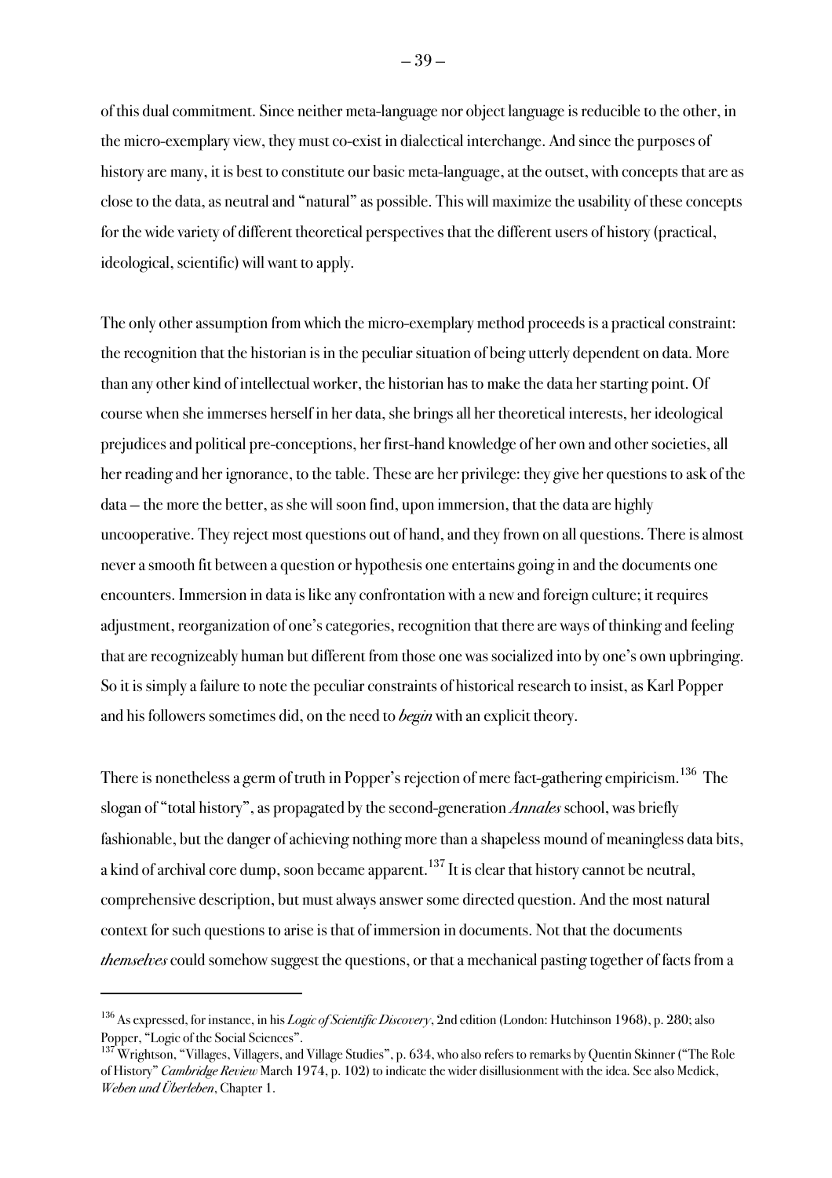of this dual commitment. Since neither meta-language nor object language is reducible to the other, in the micro-exemplary view, they must co-exist in dialectical interchange. And since the purposes of history are many, it is best to constitute our basic meta-language, at the outset, with concepts that are as close to the data, as neutral and "natural" as possible. This will maximize the usability of these concepts for the wide variety of different theoretical perspectives that the different users of history (practical, ideological, scientific) will want to apply.

The only other assumption from which the micro-exemplary method proceeds is a practical constraint: the recognition that the historian is in the peculiar situation of being utterly dependent on data. More than any other kind of intellectual worker, the historian has to make the data her starting point. Of course when she immerses herself in her data, she brings all her theoretical interests, her ideological prejudices and political pre-conceptions, her first-hand knowledge of her own and other societies, all her reading and her ignorance, to the table. These are her privilege: they give her questions to ask of the data – the more the better, as she will soon find, upon immersion, that the data are highly uncooperative. They reject most questions out of hand, and they frown on all questions. There is almost never a smooth fit between a question or hypothesis one entertains going in and the documents one encounters. Immersion in data is like any confrontation with a new and foreign culture; it requires adjustment, reorganization of one's categories, recognition that there are ways of thinking and feeling that are recognizeably human but different from those one was socialized into by one's own upbringing. So it is simply a failure to note the peculiar constraints of historical research to insist, as Karl Popper and his followers sometimes did, on the need to *begin* with an explicit theory.

There is nonetheless a germ of truth in Popper's rejection of mere fact-gathering empiricism.[136] The slogan of "total history", as propagated by the second-generation *Annales* school, was briefly fashionable, but the danger of achieving nothing more than a shapeless mound of meaningless data bits, a kind of archival core dump, soon became apparent.[137] It is clear that history cannot be neutral, comprehensive description, but must always answer some directed question. And the most natural context for such questions to arise is that of immersion in documents. Not that the documents *themselves* could somehow suggest the questions, or that a mechanical pasting together of facts from a

---

[136] As expressed, for instance, in his *Logic of Scientific Discovery*, 2nd edition (London: Hutchinson 1968), p. 280; also Popper, "Logic of the Social Sciences".

[137] Wrightson, "Villages, Villagers, and Village Studies", p. 634, who also refers to remarks by Quentin Skinner ("The Role of History" *Cambridge Review* March 1974, p. 102) to indicate the wider disillusionment with the idea. See also Medick, *Weben und Überleben*, Chapter 1.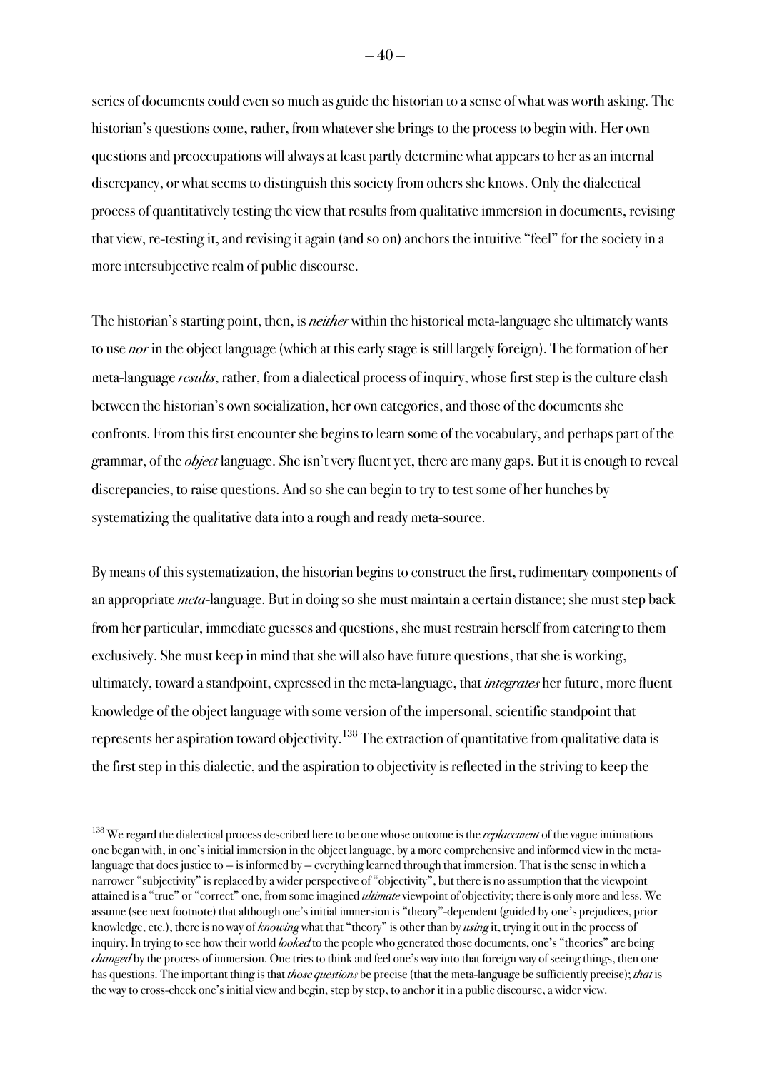series of documents could even so much as guide the historian to a sense of what was worth asking. The historian's questions come, rather, from whatever she brings to the process to begin with. Her own questions and preoccupations will always at least partly determine what appears to her as an internal discrepancy, or what seems to distinguish this society from others she knows. Only the dialectical process of quantitatively testing the view that results from qualitative immersion in documents, revising that view, re-testing it, and revising it again (and so on) anchors the intuitive "feel" for the society in a more intersubjective realm of public discourse.

The historian's starting point, then, is *neither* within the historical meta-language she ultimately wants to use *nor* in the object language (which at this early stage is still largely foreign). The formation of her meta-language *results*, rather, from a dialectical process of inquiry, whose first step is the culture clash between the historian's own socialization, her own categories, and those of the documents she confronts. From this first encounter she begins to learn some of the vocabulary, and perhaps part of the grammar, of the *object* language. She isn't very fluent yet, there are many gaps. But it is enough to reveal discrepancies, to raise questions. And so she can begin to try to test some of her hunches by systematizing the qualitative data into a rough and ready meta-source.

By means of this systematization, the historian begins to construct the first, rudimentary components of an appropriate *meta*-language. But in doing so she must maintain a certain distance; she must step back from her particular, immediate guesses and questions, she must restrain herself from catering to them exclusively. She must keep in mind that she will also have future questions, that she is working, ultimately, toward a standpoint, expressed in the meta-language, that *integrates* her future, more fluent knowledge of the object language with some version of the impersonal, scientific standpoint that represents her aspiration toward objectivity.[138] The extraction of quantitative from qualitative data is the first step in this dialectic, and the aspiration to objectivity is reflected in the striving to keep the

[138] We regard the dialectical process described here to be one whose outcome is the *replacement* of the vague intimations one began with, in one's initial immersion in the object language, by a more comprehensive and informed view in the meta-language that does justice to – is informed by – everything learned through that immersion. That is the sense in which a narrower "subjectivity" is replaced by a wider perspective of "objectivity", but there is no assumption that the viewpoint attained is a "true" or "correct" one, from some imagined *ultimate* viewpoint of objectivity; there is only more and less. We assume (see next footnote) that although one's initial immersion is "theory"-dependent (guided by one's prejudices, prior knowledge, etc.), there is no way of *knowing* what that "theory" is other than by *using* it, trying it out in the process of inquiry. In trying to see how their world *looked* to the people who generated those documents, one's "theories" are being *changed* by the process of immersion. One tries to think and feel one's way into that foreign way of seeing things, then one has questions. The important thing is that *those questions* be precise (that the meta-language be sufficiently precise); *that* is the way to cross-check one's initial view and begin, step by step, to anchor it in a public discourse, a wider view.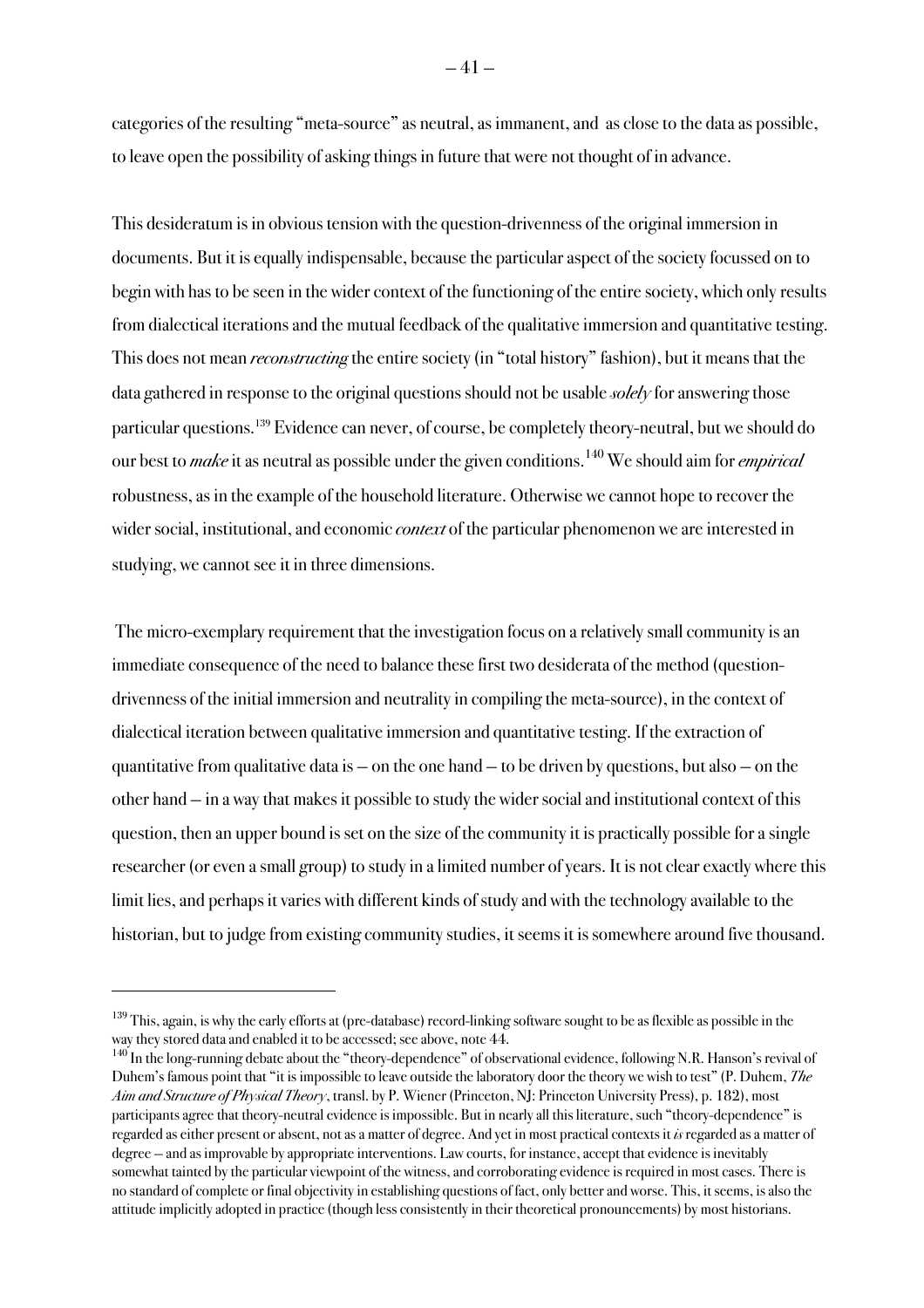categories of the resulting "meta-source" as neutral, as immanent, and as close to the data as possible, to leave open the possibility of asking things in future that were not thought of in advance.

This desideratum is in obvious tension with the question-drivenness of the original immersion in documents. But it is equally indispensable, because the particular aspect of the society focussed on to begin with has to be seen in the wider context of the functioning of the entire society, which only results from dialectical iterations and the mutual feedback of the qualitative immersion and quantitative testing. This does not mean *reconstructing* the entire society (in "total history" fashion), but it means that the data gathered in response to the original questions should not be usable *solely* for answering those particular questions.[139] Evidence can never, of course, be completely theory-neutral, but we should do our best to *make* it as neutral as possible under the given conditions.[140] We should aim for *empirical* robustness, as in the example of the household literature. Otherwise we cannot hope to recover the wider social, institutional, and economic *context* of the particular phenomenon we are interested in studying, we cannot see it in three dimensions.

The micro-exemplary requirement that the investigation focus on a relatively small community is an immediate consequence of the need to balance these first two desiderata of the method (question-drivenness of the initial immersion and neutrality in compiling the meta-source), in the context of dialectical iteration between qualitative immersion and quantitative testing. If the extraction of quantitative from qualitative data is – on the one hand – to be driven by questions, but also – on the other hand – in a way that makes it possible to study the wider social and institutional context of this question, then an upper bound is set on the size of the community it is practically possible for a single researcher (or even a small group) to study in a limited number of years. It is not clear exactly where this limit lies, and perhaps it varies with different kinds of study and with the technology available to the historian, but to judge from existing community studies, it seems it is somewhere around five thousand.

---

[139] This, again, is why the early efforts at (pre-database) record-linking software sought to be as flexible as possible in the way they stored data and enabled it to be accessed; see above, note 44.

[140] In the long-running debate about the "theory-dependence" of observational evidence, following N.R. Hanson's revival of Duhem's famous point that "it is impossible to leave outside the laboratory door the theory we wish to test" (P. Duhem, *The Aim and Structure of Physical Theory*, transl. by P. Wiener (Princeton, NJ: Princeton University Press), p. 182), most participants agree that theory-neutral evidence is impossible. But in nearly all this literature, such "theory-dependence" is regarded as either present or absent, not as a matter of degree. And yet in most practical contexts it *is* regarded as a matter of degree – and as improvable by appropriate interventions. Law courts, for instance, accept that evidence is inevitably somewhat tainted by the particular viewpoint of the witness, and corroborating evidence is required in most cases. There is no standard of complete or final objectivity in establishing questions of fact, only better and worse. This, it seems, is also the attitude implicitly adopted in practice (though less consistently in their theoretical pronouncements) by most historians.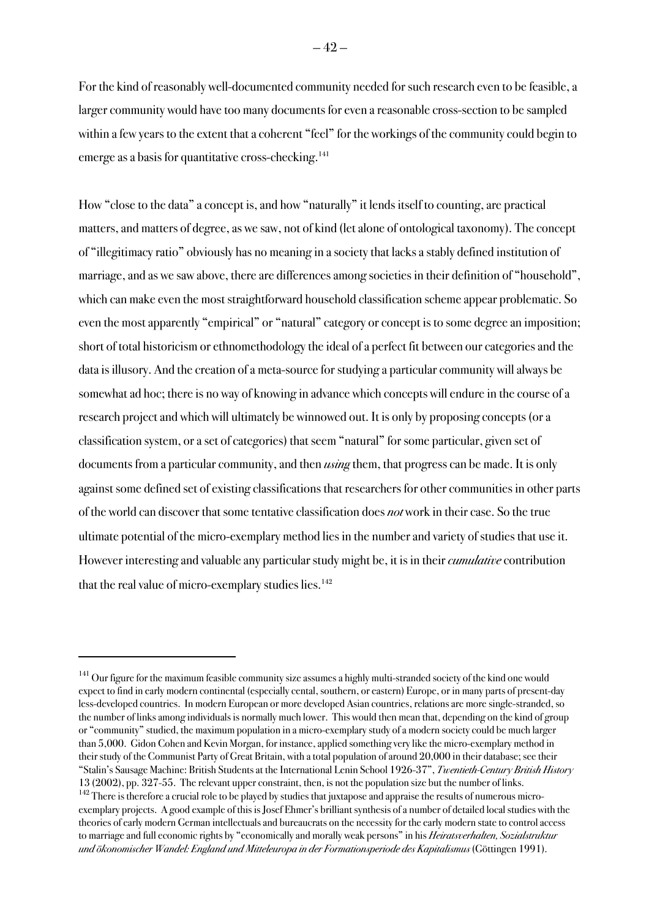For the kind of reasonably well-documented community needed for such research even to be feasible, a larger community would have too many documents for even a reasonable cross-section to be sampled within a few years to the extent that a coherent "feel" for the workings of the community could begin to emerge as a basis for quantitative cross-checking.[141]

How "close to the data" a concept is, and how "naturally" it lends itself to counting, are practical matters, and matters of degree, as we saw, not of kind (let alone of ontological taxonomy). The concept of "illegitimacy ratio" obviously has no meaning in a society that lacks a stably defined institution of marriage, and as we saw above, there are differences among societies in their definition of "household", which can make even the most straightforward household classification scheme appear problematic. So even the most apparently "empirical" or "natural" category or concept is to some degree an imposition; short of total historicism or ethnomethodology the ideal of a perfect fit between our categories and the data is illusory. And the creation of a meta-source for studying a particular community will always be somewhat ad hoc; there is no way of knowing in advance which concepts will endure in the course of a research project and which will ultimately be winnowed out. It is only by proposing concepts (or a classification system, or a set of categories) that seem "natural" for some particular, given set of documents from a particular community, and then *using* them, that progress can be made. It is only against some defined set of existing classifications that researchers for other communities in other parts of the world can discover that some tentative classification does *not* work in their case. So the true ultimate potential of the micro-exemplary method lies in the number and variety of studies that use it. However interesting and valuable any particular study might be, it is in their *cumulative* contribution that the real value of micro-exemplary studies lies.[142]

---

[141] Our figure for the maximum feasible community size assumes a highly multi-stranded society of the kind one would expect to find in early modern continental (especially cental, southern, or eastern) Europe, or in many parts of present-day less-developed countries. In modern European or more developed Asian countries, relations are more single-stranded, so the number of links among individuals is normally much lower. This would then mean that, depending on the kind of group or "community" studied, the maximum population in a micro-exemplary study of a modern society could be much larger than 5,000. Gidon Cohen and Kevin Morgan, for instance, applied something very like the micro-exemplary method in their study of the Communist Party of Great Britain, with a total population of around 20,000 in their database; see their "Stalin's Sausage Machine: British Students at the International Lenin School 1926-37", *Twentieth-Century British History* 13 (2002), pp. 327-55. The relevant upper constraint, then, is not the population size but the number of links.

[142] There is therefore a crucial role to be played by studies that juxtapose and appraise the results of numerous micro-exemplary projects. A good example of this is Josef Ehmer's brilliant synthesis of a number of detailed local studies with the theories of early modern German intellectuals and bureaucrats on the necessity for the early modern state to control access to marriage and full economic rights by "economically and morally weak persons" in his *Heiratsverhalten, Sozialstruktur und ökonomischer Wandel: England und Mitteleuropa in der Formationsperiode des Kapitalismus* (Göttingen 1991).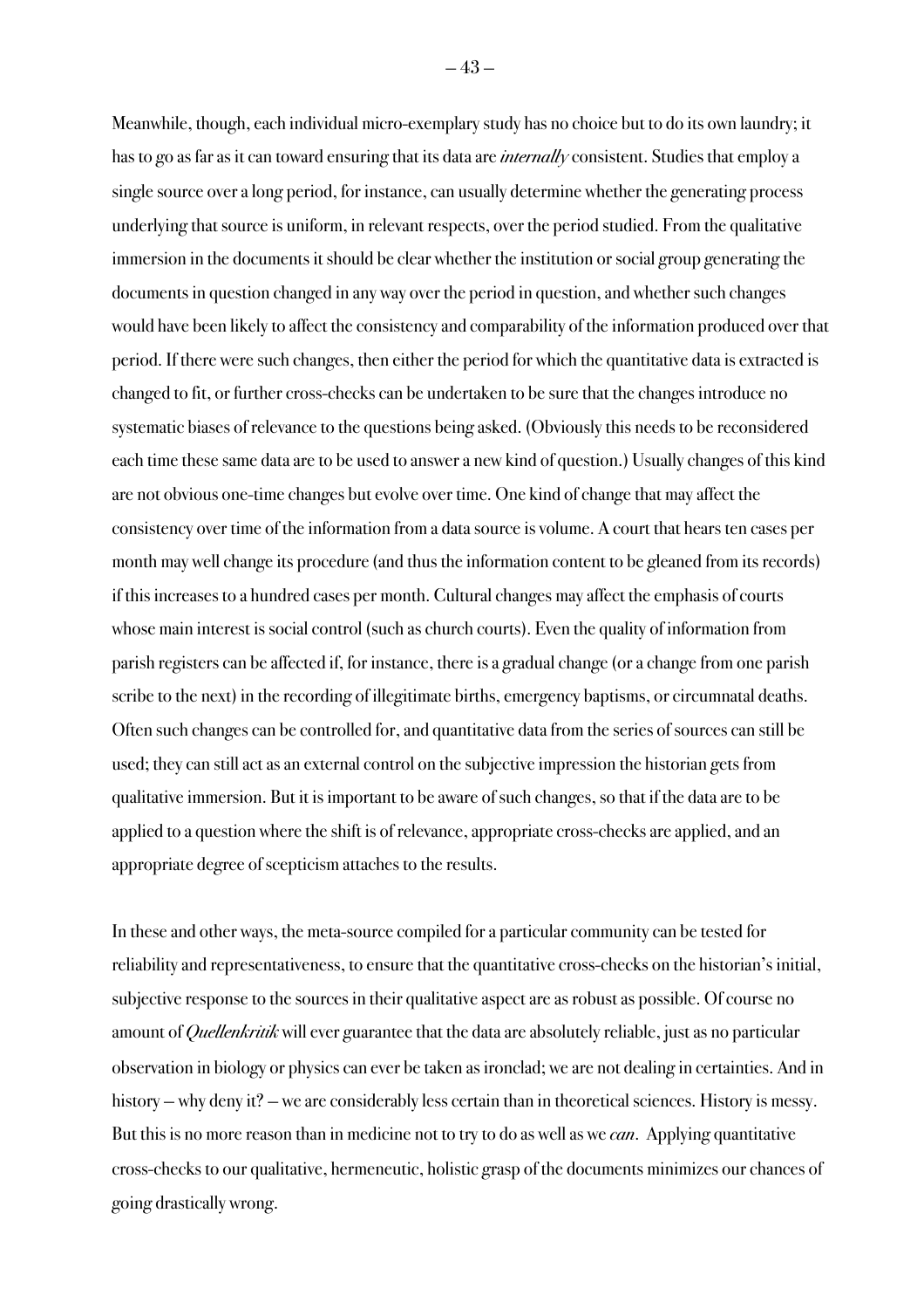Meanwhile, though, each individual micro-exemplary study has no choice but to do its own laundry; it has to go as far as it can toward ensuring that its data are *internally* consistent. Studies that employ a single source over a long period, for instance, can usually determine whether the generating process underlying that source is uniform, in relevant respects, over the period studied. From the qualitative immersion in the documents it should be clear whether the institution or social group generating the documents in question changed in any way over the period in question, and whether such changes would have been likely to affect the consistency and comparability of the information produced over that period. If there were such changes, then either the period for which the quantitative data is extracted is changed to fit, or further cross-checks can be undertaken to be sure that the changes introduce no systematic biases of relevance to the questions being asked. (Obviously this needs to be reconsidered each time these same data are to be used to answer a new kind of question.) Usually changes of this kind are not obvious one-time changes but evolve over time. One kind of change that may affect the consistency over time of the information from a data source is volume. A court that hears ten cases per month may well change its procedure (and thus the information content to be gleaned from its records) if this increases to a hundred cases per month. Cultural changes may affect the emphasis of courts whose main interest is social control (such as church courts). Even the quality of information from parish registers can be affected if, for instance, there is a gradual change (or a change from one parish scribe to the next) in the recording of illegitimate births, emergency baptisms, or circumnatal deaths. Often such changes can be controlled for, and quantitative data from the series of sources can still be used; they can still act as an external control on the subjective impression the historian gets from qualitative immersion. But it is important to be aware of such changes, so that if the data are to be applied to a question where the shift is of relevance, appropriate cross-checks are applied, and an appropriate degree of scepticism attaches to the results.

In these and other ways, the meta-source compiled for a particular community can be tested for reliability and representativeness, to ensure that the quantitative cross-checks on the historian's initial, subjective response to the sources in their qualitative aspect are as robust as possible. Of course no amount of *Quellenkritik* will ever guarantee that the data are absolutely reliable, just as no particular observation in biology or physics can ever be taken as ironclad; we are not dealing in certainties. And in history – why deny it? – we are considerably less certain than in theoretical sciences. History is messy. But this is no more reason than in medicine not to try to do as well as we *can*. Applying quantitative cross-checks to our qualitative, hermeneutic, holistic grasp of the documents minimizes our chances of going drastically wrong.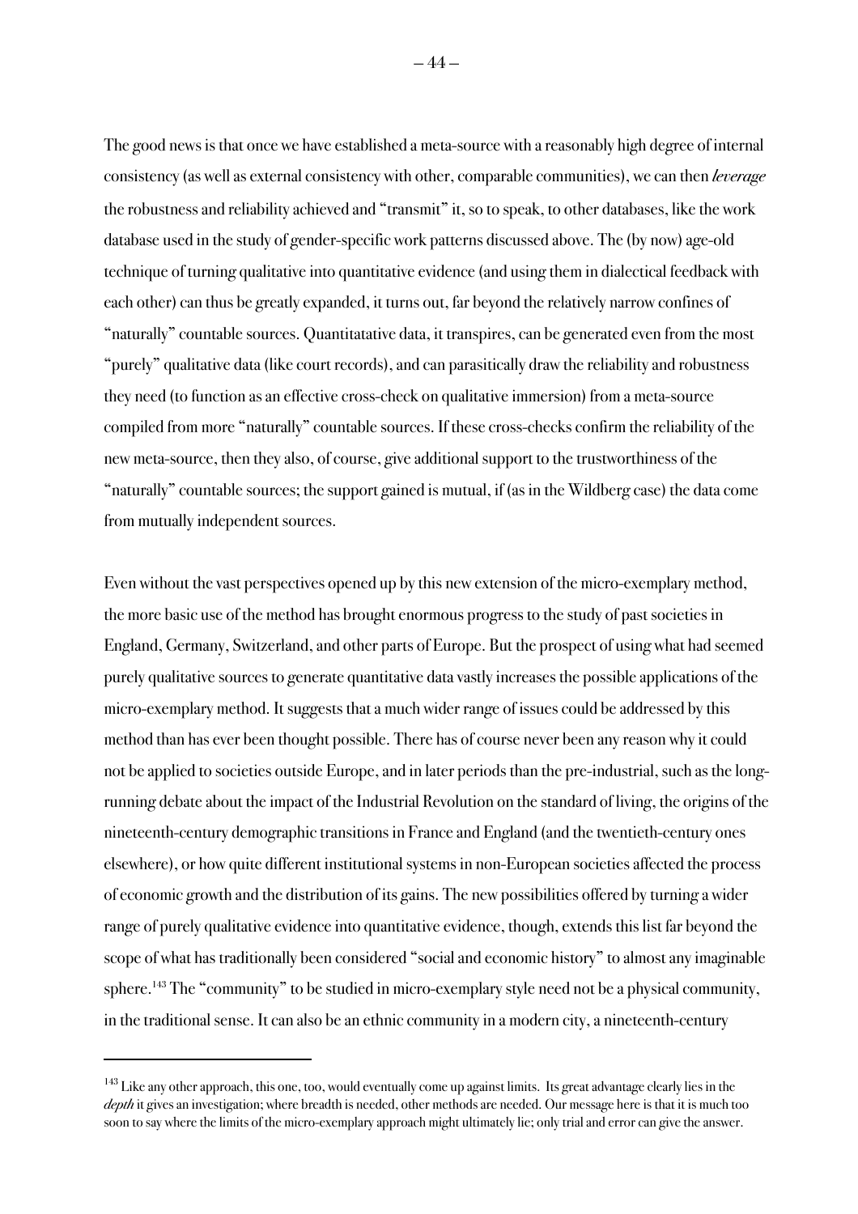The good news is that once we have established a meta-source with a reasonably high degree of internal consistency (as well as external consistency with other, comparable communities), we can then *leverage* the robustness and reliability achieved and "transmit" it, so to speak, to other databases, like the work database used in the study of gender-specific work patterns discussed above. The (by now) age-old technique of turning qualitative into quantitative evidence (and using them in dialectical feedback with each other) can thus be greatly expanded, it turns out, far beyond the relatively narrow confines of "naturally" countable sources. Quantitatative data, it transpires, can be generated even from the most "purely" qualitative data (like court records), and can parasitically draw the reliability and robustness they need (to function as an effective cross-check on qualitative immersion) from a meta-source compiled from more "naturally" countable sources. If these cross-checks confirm the reliability of the new meta-source, then they also, of course, give additional support to the trustworthiness of the "naturally" countable sources; the support gained is mutual, if (as in the Wildberg case) the data come from mutually independent sources.

Even without the vast perspectives opened up by this new extension of the micro-exemplary method, the more basic use of the method has brought enormous progress to the study of past societies in England, Germany, Switzerland, and other parts of Europe. But the prospect of using what had seemed purely qualitative sources to generate quantitative data vastly increases the possible applications of the micro-exemplary method. It suggests that a much wider range of issues could be addressed by this method than has ever been thought possible. There has of course never been any reason why it could not be applied to societies outside Europe, and in later periods than the pre-industrial, such as the long-running debate about the impact of the Industrial Revolution on the standard of living, the origins of the nineteenth-century demographic transitions in France and England (and the twentieth-century ones elsewhere), or how quite different institutional systems in non-European societies affected the process of economic growth and the distribution of its gains. The new possibilities offered by turning a wider range of purely qualitative evidence into quantitative evidence, though, extends this list far beyond the scope of what has traditionally been considered "social and economic history" to almost any imaginable sphere.[143] The "community" to be studied in micro-exemplary style need not be a physical community, in the traditional sense. It can also be an ethnic community in a modern city, a nineteenth-century

[143] Like any other approach, this one, too, would eventually come up against limits. Its great advantage clearly lies in the *depth* it gives an investigation; where breadth is needed, other methods are needed. Our message here is that it is much too soon to say where the limits of the micro-exemplary approach might ultimately lie; only trial and error can give the answer.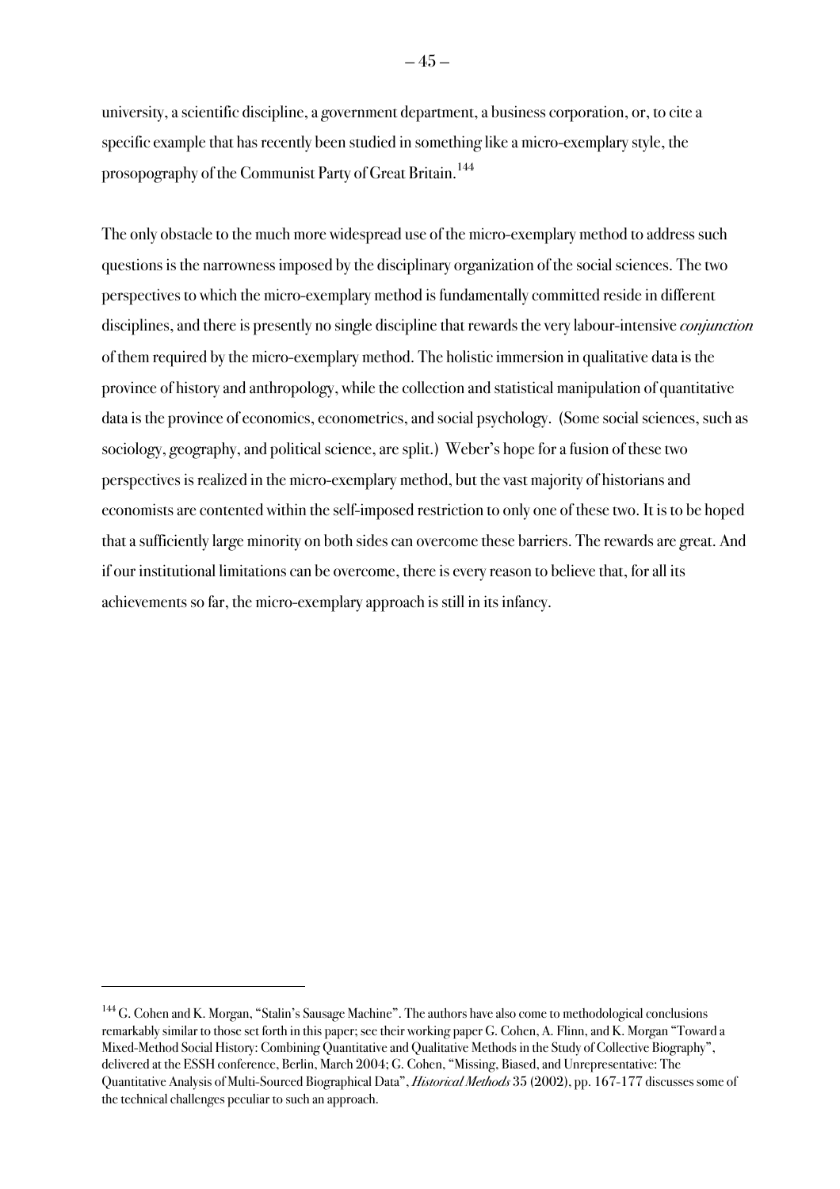university, a scientific discipline, a government department, a business corporation, or, to cite a specific example that has recently been studied in something like a micro-exemplary style, the prosopography of the Communist Party of Great Britain.[144]

The only obstacle to the much more widespread use of the micro-exemplary method to address such questions is the narrowness imposed by the disciplinary organization of the social sciences. The two perspectives to which the micro-exemplary method is fundamentally committed reside in different disciplines, and there is presently no single discipline that rewards the very labour-intensive *conjunction* of them required by the micro-exemplary method. The holistic immersion in qualitative data is the province of history and anthropology, while the collection and statistical manipulation of quantitative data is the province of economics, econometrics, and social psychology. (Some social sciences, such as sociology, geography, and political science, are split.) Weber's hope for a fusion of these two perspectives is realized in the micro-exemplary method, but the vast majority of historians and economists are contented within the self-imposed restriction to only one of these two. It is to be hoped that a sufficiently large minority on both sides can overcome these barriers. The rewards are great. And if our institutional limitations can be overcome, there is every reason to believe that, for all its achievements so far, the micro-exemplary approach is still in its infancy.

---

[144] G. Cohen and K. Morgan, "Stalin's Sausage Machine". The authors have also come to methodological conclusions remarkably similar to those set forth in this paper; see their working paper G. Cohen, A. Flinn, and K. Morgan "Toward a Mixed-Method Social History: Combining Quantitative and Qualitative Methods in the Study of Collective Biography", delivered at the ESSH conference, Berlin, March 2004; G. Cohen, "Missing, Biased, and Unrepresentative: The Quantitative Analysis of Multi-Sourced Biographical Data", *Historical Methods* 35 (2002), pp. 167-177 discusses some of the technical challenges peculiar to such an approach.